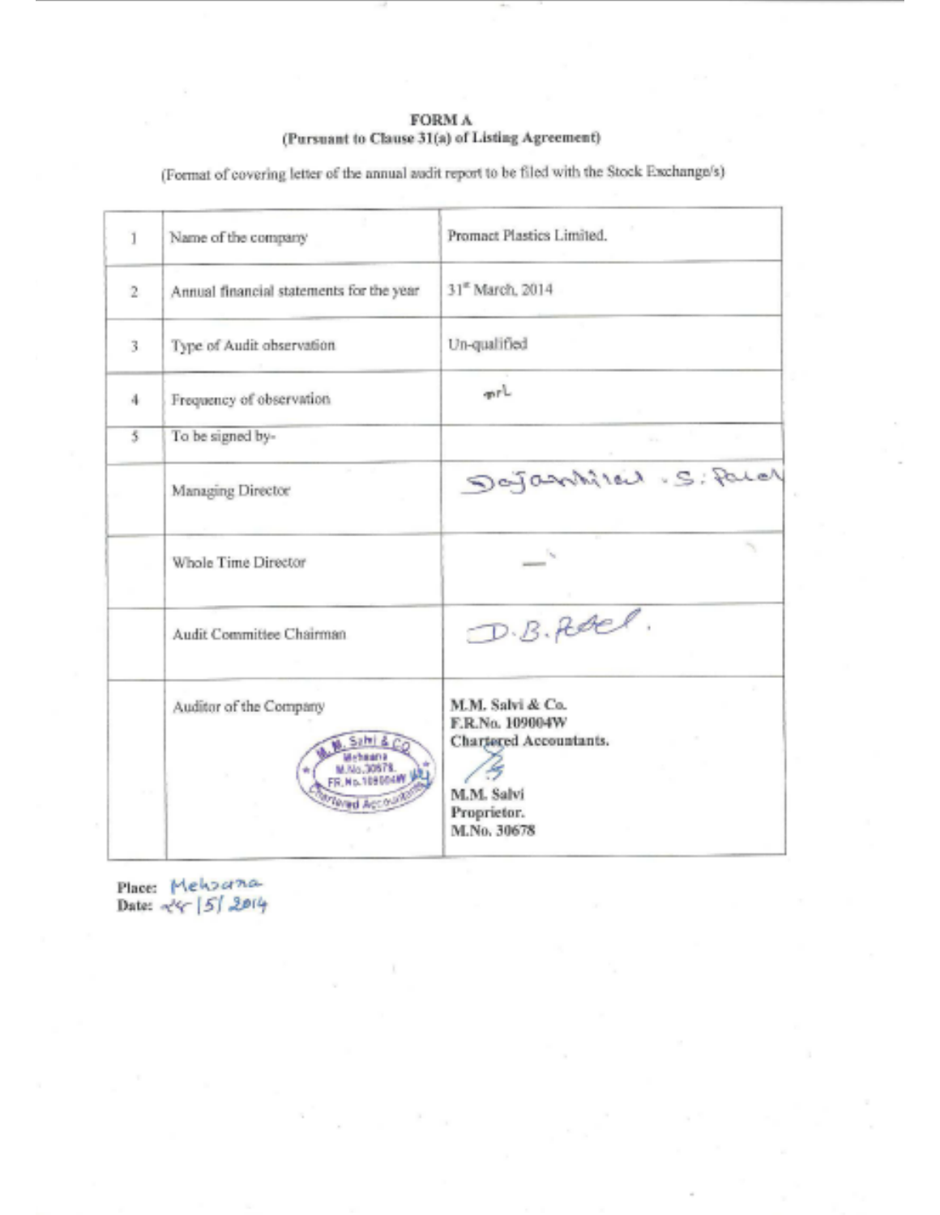**FORM A**
**(Pursuant to Clause 31(a) of Listing Agreement)**

(Format of covering letter of the annual audit report to be filed with the Stock Exchange/s)

| | | |
|---|---|---|
| 1 | Name of the company | Promact Plastics Limited. |
| 2 | Annual financial statements for the year | 31st March, 2014 |
| 3 | Type of Audit observation | Un-qualified |
| 4 | Frequency of observation | nil |
| 5 | To be signed by- | |
| | Managing Director | Dajanbhai .S. Patel |
| | Whole Time Director | — |
| | Audit Committee Chairman | D.B. Patel. |
| | Auditor of the Company | M.M. Salvi & Co.<br>F.R.No. 109004W<br>Chartered Accountants.<br><br>M.M. Salvi<br>Proprietor.<br>M.No. 30678 |

Place: Mehsana
Date: 24/5/2014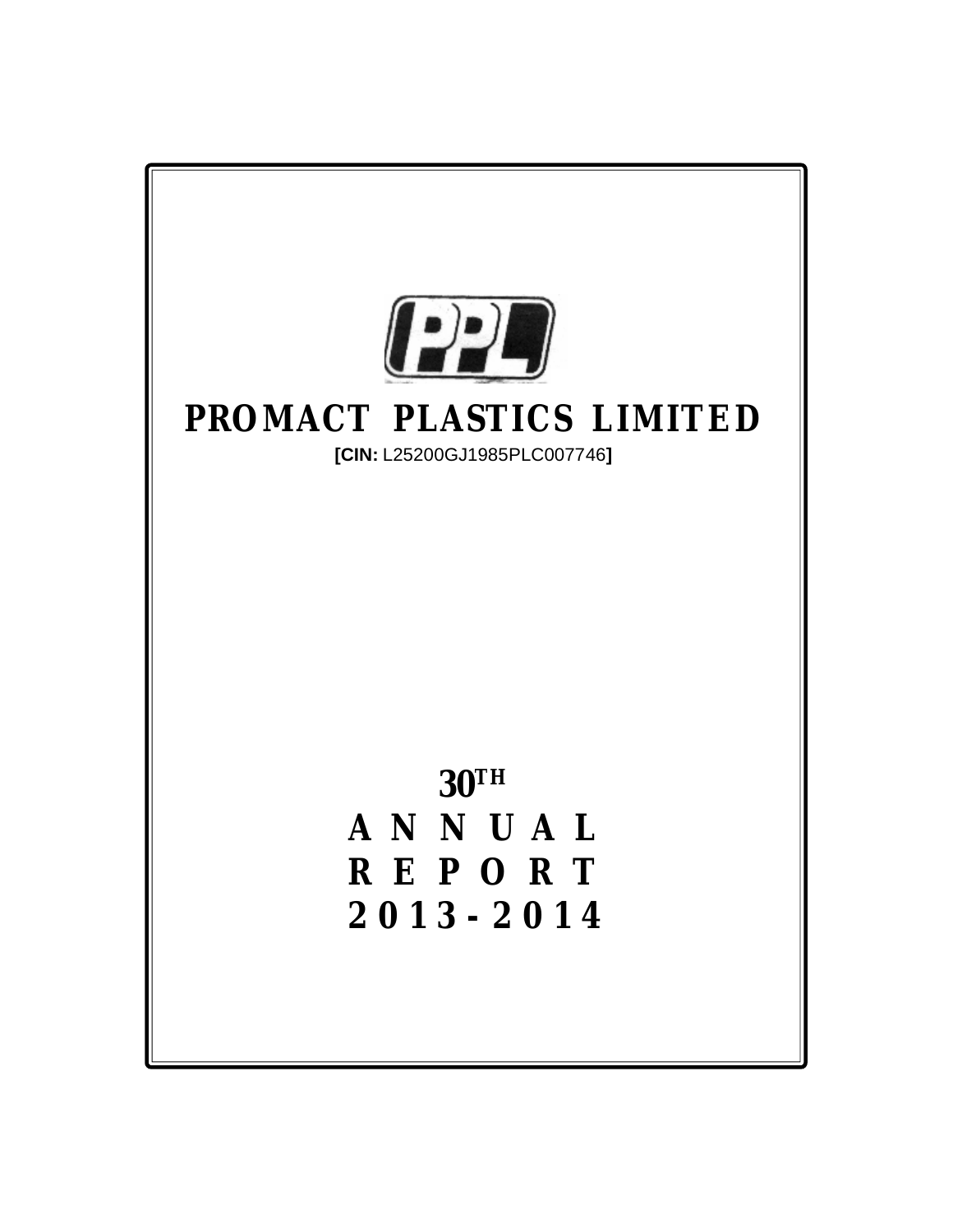# PROMACT PLASTICS LIMITED

**[CIN:** L25200GJ1985PLC007746**]**

# 30TH ANNUAL REPORT 2013-2014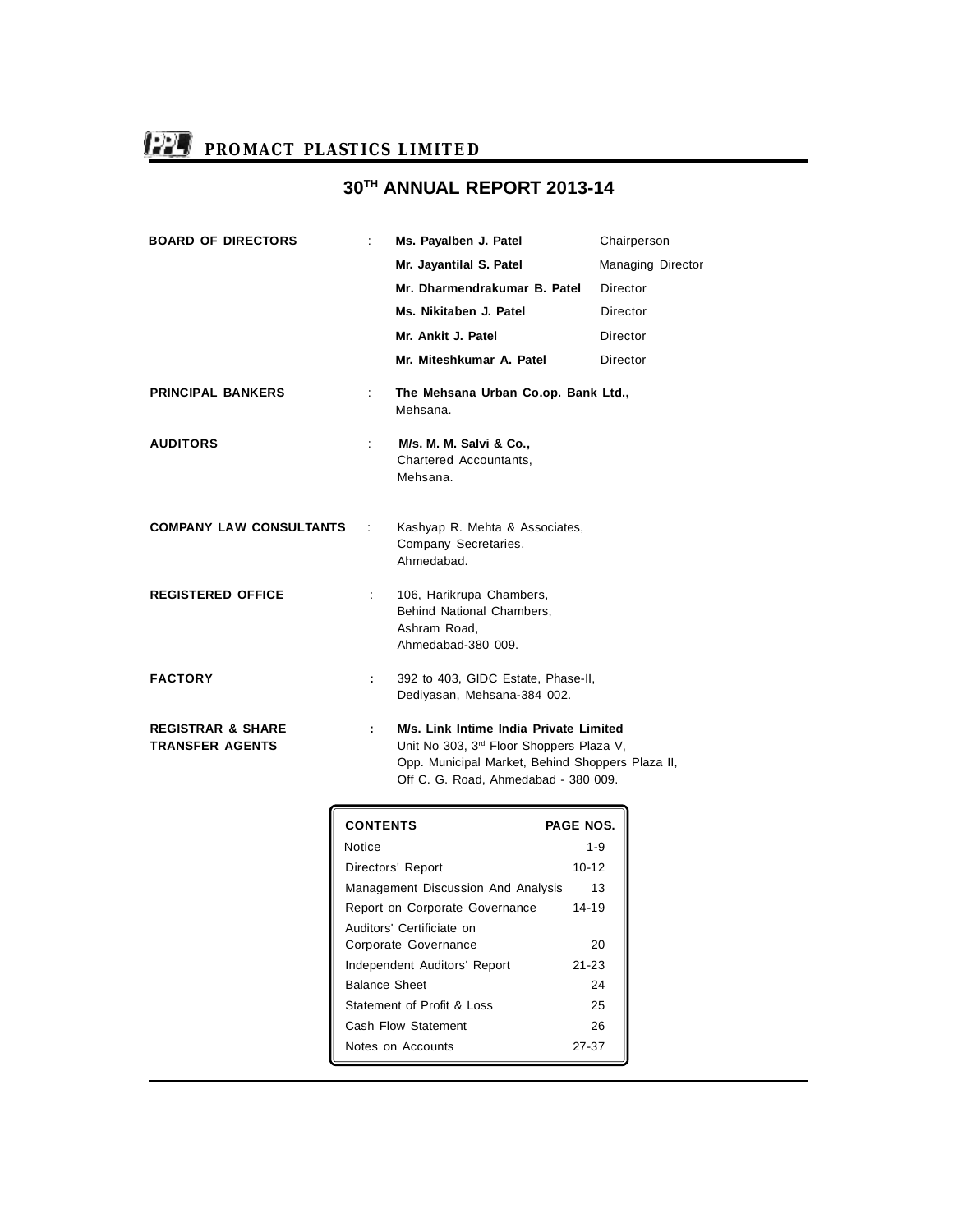# PROMACT PLASTICS LIMITED

## 30TH ANNUAL REPORT 2013-14

| | | | |
|---|---|---|---|
| **BOARD OF DIRECTORS** | : | **Ms. Payalben J. Patel** | Chairperson |
| | | **Mr. Jayantilal S. Patel** | Managing Director |
| | | **Mr. Dharmendrakumar B. Patel** | Director |
| | | **Ms. Nikitaben J. Patel** | Director |
| | | **Mr. Ankit J. Patel** | Director |
| | | **Mr. Miteshkumar A. Patel** | Director |

**PRINCIPAL BANKERS** : **The Mehsana Urban Co.op. Bank Ltd.,**
Mehsana.

**AUDITORS** : **M/s. M. M. Salvi & Co.,**
Chartered Accountants,
Mehsana.

**COMPANY LAW CONSULTANTS** : Kashyap R. Mehta & Associates,
Company Secretaries,
Ahmedabad.

**REGISTERED OFFICE** : 106, Harikrupa Chambers,
Behind National Chambers,
Ashram Road,
Ahmedabad-380 009.

**FACTORY** : 392 to 403, GIDC Estate, Phase-II,
Dediyasan, Mehsana-384 002.

**REGISTRAR & SHARE TRANSFER AGENTS** : **M/s. Link Intime India Private Limited**
Unit No 303, 3rd Floor Shoppers Plaza V,
Opp. Municipal Market, Behind Shoppers Plaza II,
Off C. G. Road, Ahmedabad - 380 009.

| CONTENTS | PAGE NOS. |
|---|---|
| Notice | 1-9 |
| Directors' Report | 10-12 |
| Management Discussion And Analysis | 13 |
| Report on Corporate Governance | 14-19 |
| Auditors' Certificiate on Corporate Governance | 20 |
| Independent Auditors' Report | 21-23 |
| Balance Sheet | 24 |
| Statement of Profit & Loss | 25 |
| Cash Flow Statement | 26 |
| Notes on Accounts | 27-37 |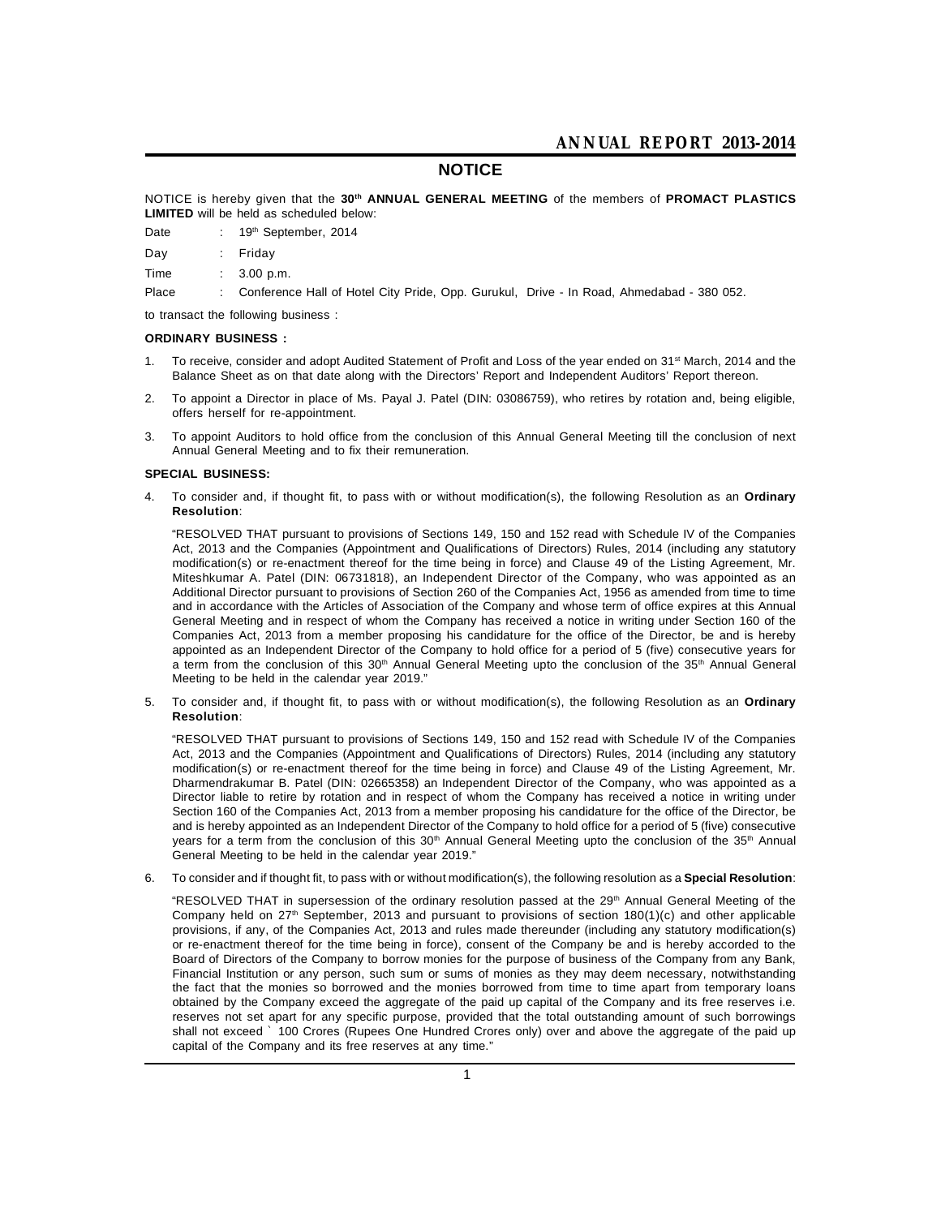# NOTICE

NOTICE is hereby given that the **30th ANNUAL GENERAL MEETING** of the members of **PROMACT PLASTICS LIMITED** will be held as scheduled below:

Date : 19th September, 2014

Day : Friday

Time : 3.00 p.m.

Place : Conference Hall of Hotel City Pride, Opp. Gurukul, Drive - In Road, Ahmedabad - 380 052.

to transact the following business :

**ORDINARY BUSINESS :**

1. To receive, consider and adopt Audited Statement of Profit and Loss of the year ended on 31st March, 2014 and the Balance Sheet as on that date along with the Directors' Report and Independent Auditors' Report thereon.

2. To appoint a Director in place of Ms. Payal J. Patel (DIN: 03086759), who retires by rotation and, being eligible, offers herself for re-appointment.

3. To appoint Auditors to hold office from the conclusion of this Annual General Meeting till the conclusion of next Annual General Meeting and to fix their remuneration.

**SPECIAL BUSINESS:**

4. To consider and, if thought fit, to pass with or without modification(s), the following Resolution as an **Ordinary Resolution**:

   "RESOLVED THAT pursuant to provisions of Sections 149, 150 and 152 read with Schedule IV of the Companies Act, 2013 and the Companies (Appointment and Qualifications of Directors) Rules, 2014 (including any statutory modification(s) or re-enactment thereof for the time being in force) and Clause 49 of the Listing Agreement, Mr. Miteshkumar A. Patel (DIN: 06731818), an Independent Director of the Company, who was appointed as an Additional Director pursuant to provisions of Section 260 of the Companies Act, 1956 as amended from time to time and in accordance with the Articles of Association of the Company and whose term of office expires at this Annual General Meeting and in respect of whom the Company has received a notice in writing under Section 160 of the Companies Act, 2013 from a member proposing his candidature for the office of the Director, be and is hereby appointed as an Independent Director of the Company to hold office for a period of 5 (five) consecutive years for a term from the conclusion of this 30th Annual General Meeting upto the conclusion of the 35th Annual General Meeting to be held in the calendar year 2019."

5. To consider and, if thought fit, to pass with or without modification(s), the following Resolution as an **Ordinary Resolution**:

   "RESOLVED THAT pursuant to provisions of Sections 149, 150 and 152 read with Schedule IV of the Companies Act, 2013 and the Companies (Appointment and Qualifications of Directors) Rules, 2014 (including any statutory modification(s) or re-enactment thereof for the time being in force) and Clause 49 of the Listing Agreement, Mr. Dharmendrakumar B. Patel (DIN: 02665358) an Independent Director of the Company, who was appointed as a Director liable to retire by rotation and in respect of whom the Company has received a notice in writing under Section 160 of the Companies Act, 2013 from a member proposing his candidature for the office of the Director, be and is hereby appointed as an Independent Director of the Company to hold office for a period of 5 (five) consecutive years for a term from the conclusion of this 30th Annual General Meeting upto the conclusion of the 35th Annual General Meeting to be held in the calendar year 2019."

6. To consider and if thought fit, to pass with or without modification(s), the following resolution as a **Special Resolution**:

   "RESOLVED THAT in supersession of the ordinary resolution passed at the 29th Annual General Meeting of the Company held on 27th September, 2013 and pursuant to provisions of section 180(1)(c) and other applicable provisions, if any, of the Companies Act, 2013 and rules made thereunder (including any statutory modification(s) or re-enactment thereof for the time being in force), consent of the Company be and is hereby accorded to the Board of Directors of the Company to borrow monies for the purpose of business of the Company from any Bank, Financial Institution or any person, such sum or sums of monies as they may deem necessary, notwithstanding the fact that the monies so borrowed and the monies borrowed from time to time apart from temporary loans obtained by the Company exceed the aggregate of the paid up capital of the Company and its free reserves i.e. reserves not set apart for any specific purpose, provided that the total outstanding amount of such borrowings shall not exceed ` 100 Crores (Rupees One Hundred Crores only) over and above the aggregate of the paid up capital of the Company and its free reserves at any time."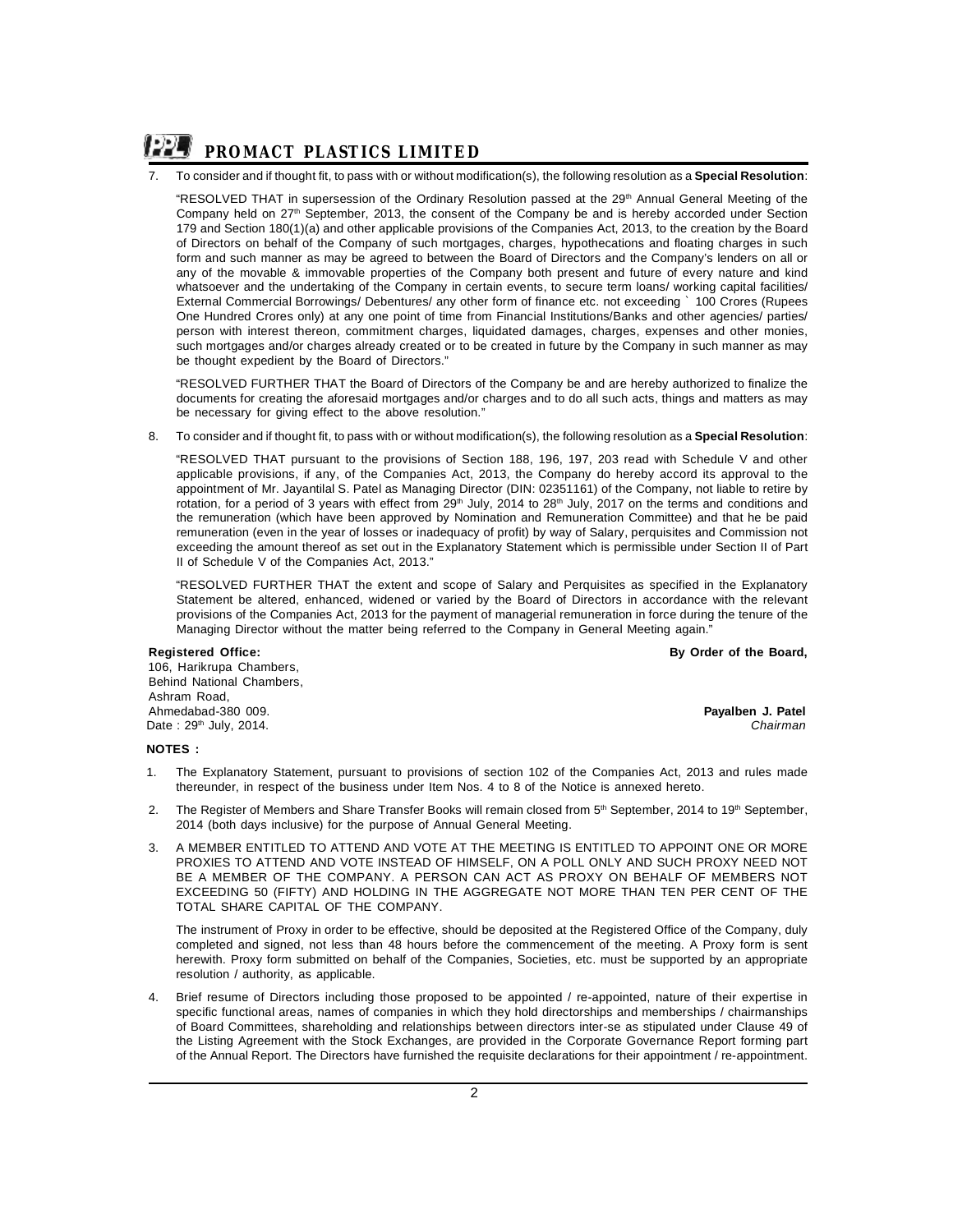7. To consider and if thought fit, to pass with or without modification(s), the following resolution as a **Special Resolution**:

   "RESOLVED THAT in supersession of the Ordinary Resolution passed at the 29th Annual General Meeting of the Company held on 27th September, 2013, the consent of the Company be and is hereby accorded under Section 179 and Section 180(1)(a) and other applicable provisions of the Companies Act, 2013, to the creation by the Board of Directors on behalf of the Company of such mortgages, charges, hypothecations and floating charges in such form and such manner as may be agreed to between the Board of Directors and the Company's lenders on all or any of the movable & immovable properties of the Company both present and future of every nature and kind whatsoever and the undertaking of the Company in certain events, to secure term loans/ working capital facilities/ External Commercial Borrowings/ Debentures/ any other form of finance etc. not exceeding ` 100 Crores (Rupees One Hundred Crores only) at any one point of time from Financial Institutions/Banks and other agencies/ parties/ person with interest thereon, commitment charges, liquidated damages, charges, expenses and other monies, such mortgages and/or charges already created or to be created in future by the Company in such manner as may be thought expedient by the Board of Directors."

   "RESOLVED FURTHER THAT the Board of Directors of the Company be and are hereby authorized to finalize the documents for creating the aforesaid mortgages and/or charges and to do all such acts, things and matters as may be necessary for giving effect to the above resolution."

8. To consider and if thought fit, to pass with or without modification(s), the following resolution as a **Special Resolution**:

   "RESOLVED THAT pursuant to the provisions of Section 188, 196, 197, 203 read with Schedule V and other applicable provisions, if any, of the Companies Act, 2013, the Company do hereby accord its approval to the appointment of Mr. Jayantilal S. Patel as Managing Director (DIN: 02351161) of the Company, not liable to retire by rotation, for a period of 3 years with effect from 29th July, 2014 to 28th July, 2017 on the terms and conditions and the remuneration (which have been approved by Nomination and Remuneration Committee) and that he be paid remuneration (even in the year of losses or inadequacy of profit) by way of Salary, perquisites and Commission not exceeding the amount thereof as set out in the Explanatory Statement which is permissible under Section II of Part II of Schedule V of the Companies Act, 2013."

   "RESOLVED FURTHER THAT the extent and scope of Salary and Perquisites as specified in the Explanatory Statement be altered, enhanced, widened or varied by the Board of Directors in accordance with the relevant provisions of the Companies Act, 2013 for the payment of managerial remuneration in force during the tenure of the Managing Director without the matter being referred to the Company in General Meeting again."

**Registered Office:**
106, Harikrupa Chambers,
Behind National Chambers,
Ashram Road,
Ahmedabad-380 009.
Date : 29th July, 2014.

**By Order of the Board,**

**Payalben J. Patel**
*Chairman*

**NOTES :**

1. The Explanatory Statement, pursuant to provisions of section 102 of the Companies Act, 2013 and rules made thereunder, in respect of the business under Item Nos. 4 to 8 of the Notice is annexed hereto.

2. The Register of Members and Share Transfer Books will remain closed from 5th September, 2014 to 19th September, 2014 (both days inclusive) for the purpose of Annual General Meeting.

3. A MEMBER ENTITLED TO ATTEND AND VOTE AT THE MEETING IS ENTITLED TO APPOINT ONE OR MORE PROXIES TO ATTEND AND VOTE INSTEAD OF HIMSELF, ON A POLL ONLY AND SUCH PROXY NEED NOT BE A MEMBER OF THE COMPANY. A PERSON CAN ACT AS PROXY ON BEHALF OF MEMBERS NOT EXCEEDING 50 (FIFTY) AND HOLDING IN THE AGGREGATE NOT MORE THAN TEN PER CENT OF THE TOTAL SHARE CAPITAL OF THE COMPANY.

   The instrument of Proxy in order to be effective, should be deposited at the Registered Office of the Company, duly completed and signed, not less than 48 hours before the commencement of the meeting. A Proxy form is sent herewith. Proxy form submitted on behalf of the Companies, Societies, etc. must be supported by an appropriate resolution / authority, as applicable.

4. Brief resume of Directors including those proposed to be appointed / re-appointed, nature of their expertise in specific functional areas, names of companies in which they hold directorships and memberships / chairmanships of Board Committees, shareholding and relationships between directors inter-se as stipulated under Clause 49 of the Listing Agreement with the Stock Exchanges, are provided in the Corporate Governance Report forming part of the Annual Report. The Directors have furnished the requisite declarations for their appointment / re-appointment.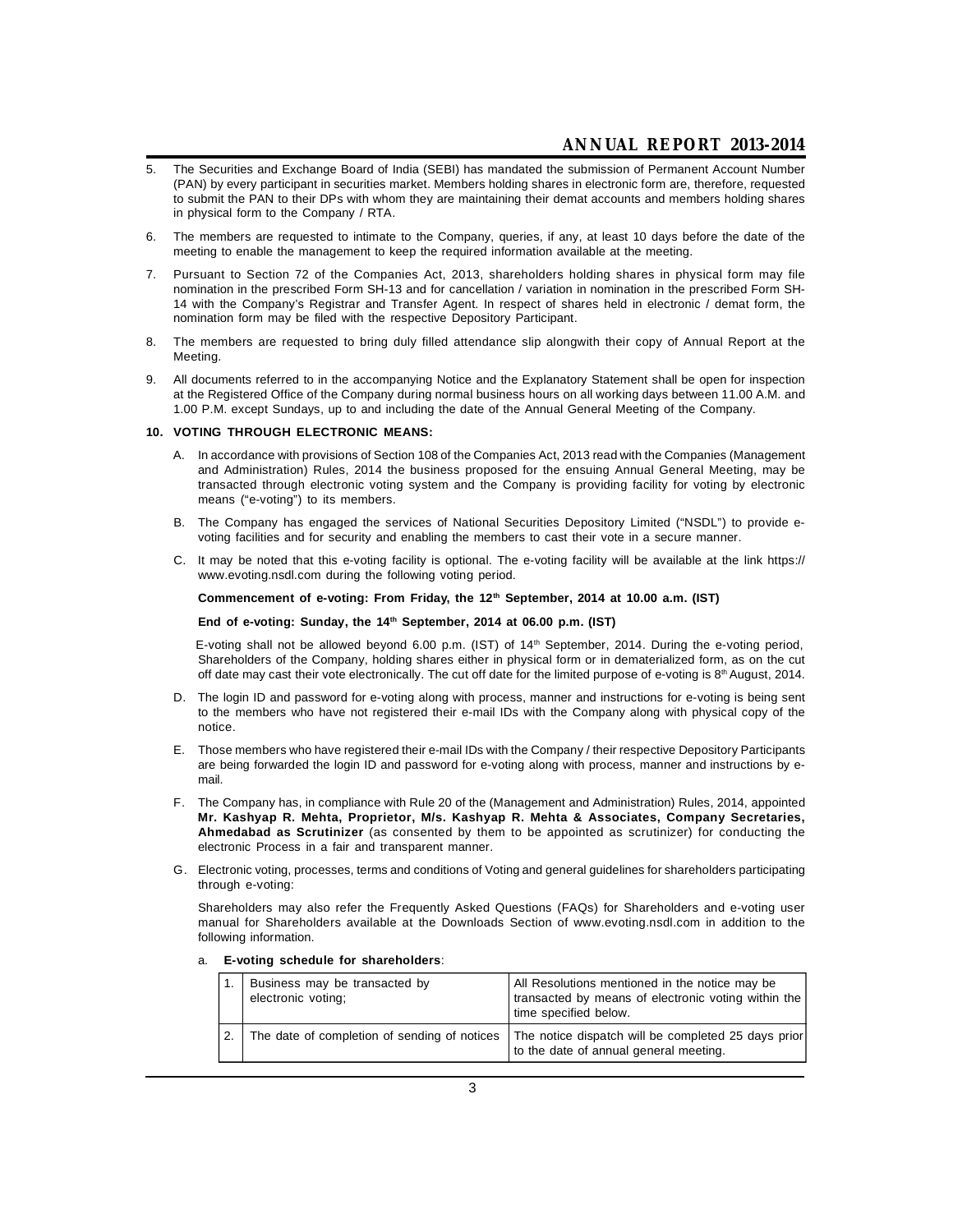5. The Securities and Exchange Board of India (SEBI) has mandated the submission of Permanent Account Number (PAN) by every participant in securities market. Members holding shares in electronic form are, therefore, requested to submit the PAN to their DPs with whom they are maintaining their demat accounts and members holding shares in physical form to the Company / RTA.

6. The members are requested to intimate to the Company, queries, if any, at least 10 days before the date of the meeting to enable the management to keep the required information available at the meeting.

7. Pursuant to Section 72 of the Companies Act, 2013, shareholders holding shares in physical form may file nomination in the prescribed Form SH-13 and for cancellation / variation in nomination in the prescribed Form SH-14 with the Company's Registrar and Transfer Agent. In respect of shares held in electronic / demat form, the nomination form may be filed with the respective Depository Participant.

8. The members are requested to bring duly filled attendance slip alongwith their copy of Annual Report at the Meeting.

9. All documents referred to in the accompanying Notice and the Explanatory Statement shall be open for inspection at the Registered Office of the Company during normal business hours on all working days between 11.00 A.M. and 1.00 P.M. except Sundays, up to and including the date of the Annual General Meeting of the Company.

**10. VOTING THROUGH ELECTRONIC MEANS:**

A. In accordance with provisions of Section 108 of the Companies Act, 2013 read with the Companies (Management and Administration) Rules, 2014 the business proposed for the ensuing Annual General Meeting, may be transacted through electronic voting system and the Company is providing facility for voting by electronic means ("e-voting") to its members.

B. The Company has engaged the services of National Securities Depository Limited ("NSDL") to provide e-voting facilities and for security and enabling the members to cast their vote in a secure manner.

C. It may be noted that this e-voting facility is optional. The e-voting facility will be available at the link https://www.evoting.nsdl.com during the following voting period.

**Commencement of e-voting: From Friday, the 12th September, 2014 at 10.00 a.m. (IST)**

**End of e-voting: Sunday, the 14th September, 2014 at 06.00 p.m. (IST)**

E-voting shall not be allowed beyond 6.00 p.m. (IST) of 14th September, 2014. During the e-voting period, Shareholders of the Company, holding shares either in physical form or in dematerialized form, as on the cut off date may cast their vote electronically. The cut off date for the limited purpose of e-voting is 8th August, 2014.

D. The login ID and password for e-voting along with process, manner and instructions for e-voting is being sent to the members who have not registered their e-mail IDs with the Company along with physical copy of the notice.

E. Those members who have registered their e-mail IDs with the Company / their respective Depository Participants are being forwarded the login ID and password for e-voting along with process, manner and instructions by e-mail.

F. The Company has, in compliance with Rule 20 of the (Management and Administration) Rules, 2014, appointed **Mr. Kashyap R. Mehta, Proprietor, M/s. Kashyap R. Mehta & Associates, Company Secretaries, Ahmedabad as Scrutinizer** (as consented by them to be appointed as scrutinizer) for conducting the electronic Process in a fair and transparent manner.

G. Electronic voting, processes, terms and conditions of Voting and general guidelines for shareholders participating through e-voting:

Shareholders may also refer the Frequently Asked Questions (FAQs) for Shareholders and e-voting user manual for Shareholders available at the Downloads Section of www.evoting.nsdl.com in addition to the following information.

a. **E-voting schedule for shareholders**:

| | | |
|---|---|---|
| 1. | Business may be transacted by electronic voting; | All Resolutions mentioned in the notice may be transacted by means of electronic voting within the time specified below. |
| 2. | The date of completion of sending of notices | The notice dispatch will be completed 25 days prior to the date of annual general meeting. |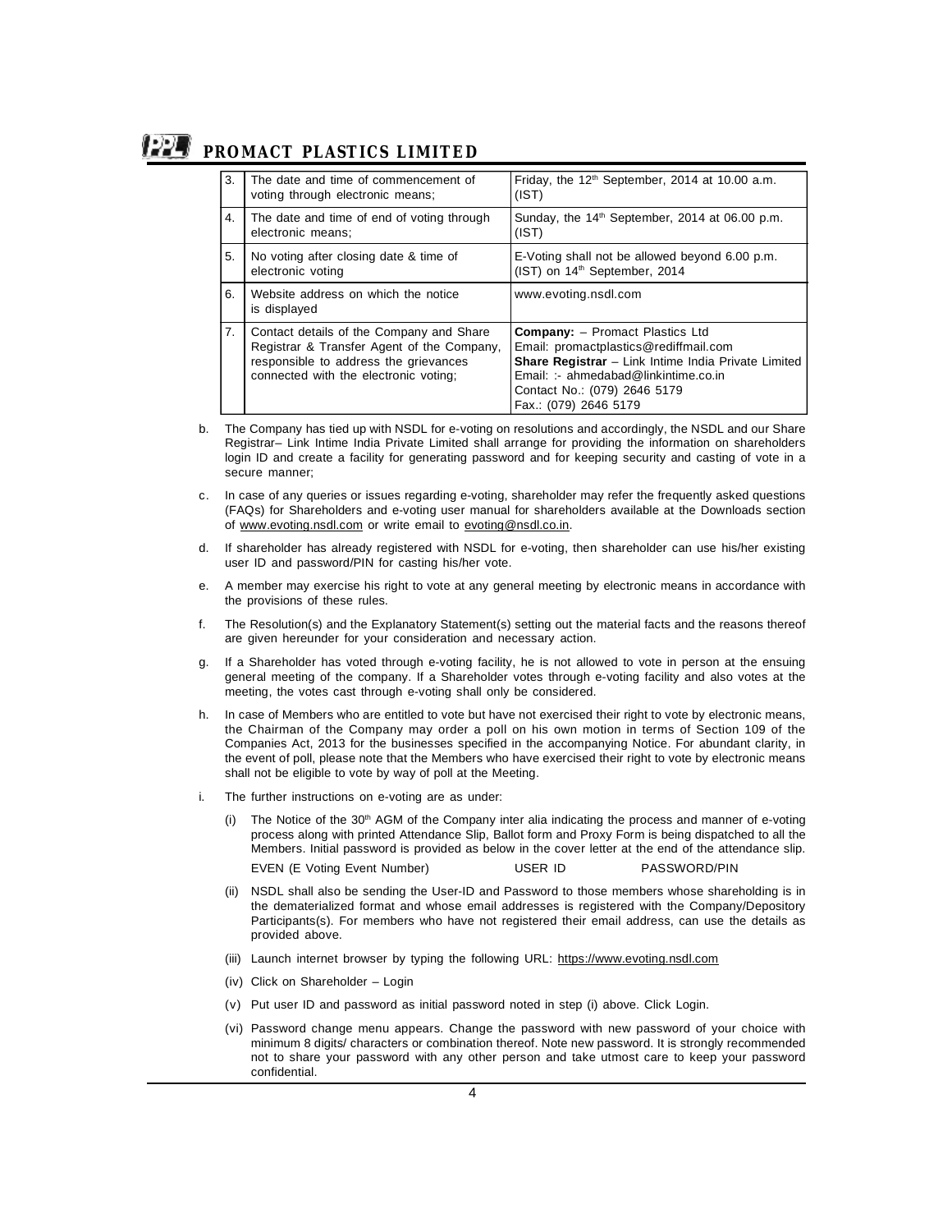| | | |
|---|---|---|
| 3. | The date and time of commencement of voting through electronic means; | Friday, the 12th September, 2014 at 10.00 a.m. (IST) |
| 4. | The date and time of end of voting through electronic means; | Sunday, the 14th September, 2014 at 06.00 p.m. (IST) |
| 5. | No voting after closing date & time of electronic voting | E-Voting shall not be allowed beyond 6.00 p.m. (IST) on 14th September, 2014 |
| 6. | Website address on which the notice is displayed | www.evoting.nsdl.com |
| 7. | Contact details of the Company and Share Registrar & Transfer Agent of the Company, responsible to address the grievances connected with the electronic voting; | **Company:** – Promact Plastics Ltd<br>Email: promactplastics@rediffmail.com<br>**Share Registrar** – Link Intime India Private Limited<br>Email: :- ahmedabad@linkintime.co.in<br>Contact No.: (079) 2646 5179<br>Fax.: (079) 2646 5179 |

b. The Company has tied up with NSDL for e-voting on resolutions and accordingly, the NSDL and our Share Registrar– Link Intime India Private Limited shall arrange for providing the information on shareholders login ID and create a facility for generating password and for keeping security and casting of vote in a secure manner;

c. In case of any queries or issues regarding e-voting, shareholder may refer the frequently asked questions (FAQs) for Shareholders and e-voting user manual for shareholders available at the Downloads section of www.evoting.nsdl.com or write email to evoting@nsdl.co.in.

d. If shareholder has already registered with NSDL for e-voting, then shareholder can use his/her existing user ID and password/PIN for casting his/her vote.

e. A member may exercise his right to vote at any general meeting by electronic means in accordance with the provisions of these rules.

f. The Resolution(s) and the Explanatory Statement(s) setting out the material facts and the reasons thereof are given hereunder for your consideration and necessary action.

g. If a Shareholder has voted through e-voting facility, he is not allowed to vote in person at the ensuing general meeting of the company. If a Shareholder votes through e-voting facility and also votes at the meeting, the votes cast through e-voting shall only be considered.

h. In case of Members who are entitled to vote but have not exercised their right to vote by electronic means, the Chairman of the Company may order a poll on his own motion in terms of Section 109 of the Companies Act, 2013 for the businesses specified in the accompanying Notice. For abundant clarity, in the event of poll, please note that the Members who have exercised their right to vote by electronic means shall not be eligible to vote by way of poll at the Meeting.

i. The further instructions on e-voting are as under:

(i) The Notice of the 30th AGM of the Company inter alia indicating the process and manner of e-voting process along with printed Attendance Slip, Ballot form and Proxy Form is being dispatched to all the Members. Initial password is provided as below in the cover letter at the end of the attendance slip.

| EVEN (E Voting Event Number) | USER ID | PASSWORD/PIN |
|---|---|---|

(ii) NSDL shall also be sending the User-ID and Password to those members whose shareholding is in the dematerialized format and whose email addresses is registered with the Company/Depository Participants(s). For members who have not registered their email address, can use the details as provided above.

(iii) Launch internet browser by typing the following URL: https://www.evoting.nsdl.com

(iv) Click on Shareholder – Login

(v) Put user ID and password as initial password noted in step (i) above. Click Login.

(vi) Password change menu appears. Change the password with new password of your choice with minimum 8 digits/ characters or combination thereof. Note new password. It is strongly recommended not to share your password with any other person and take utmost care to keep your password confidential.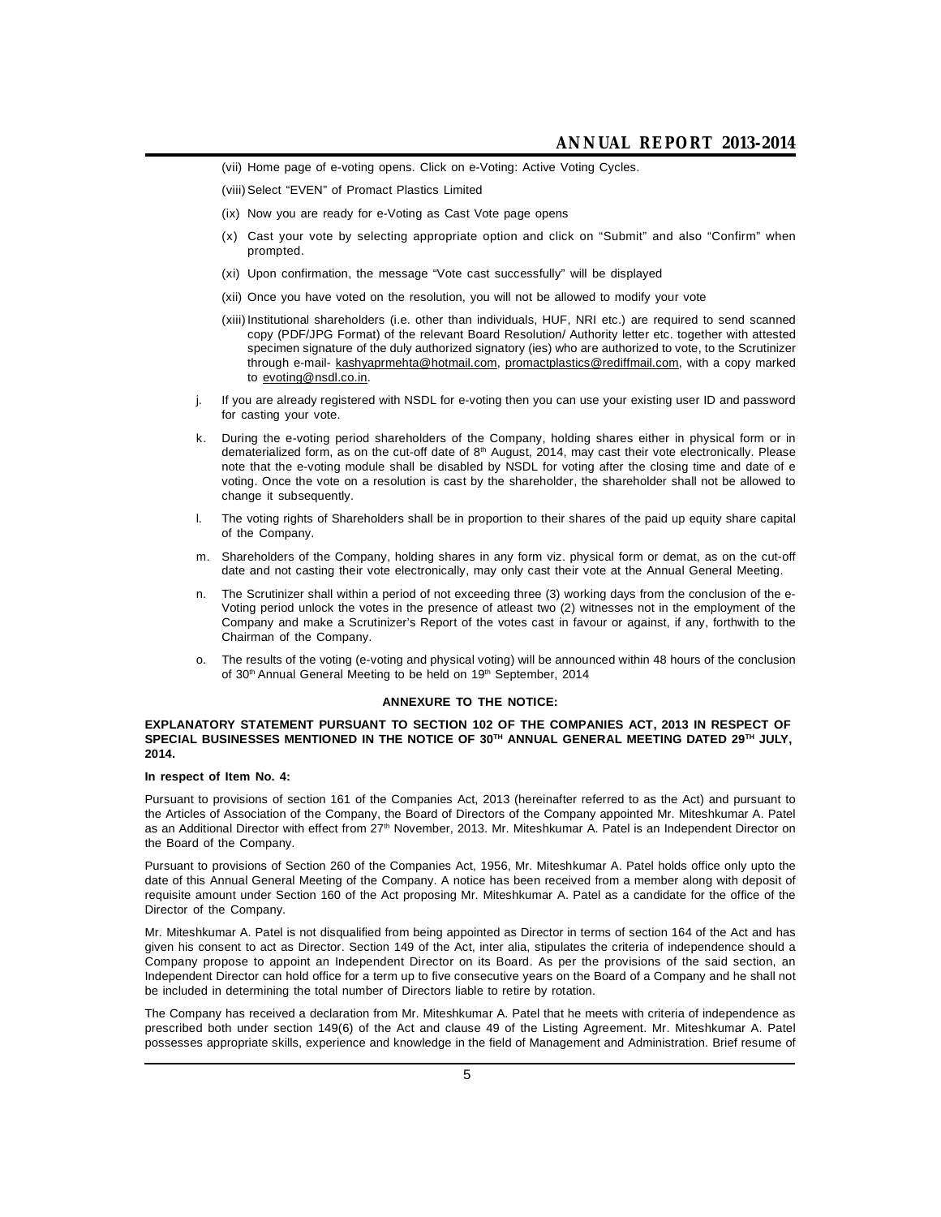(vii) Home page of e-voting opens. Click on e-Voting: Active Voting Cycles.

(viii) Select "EVEN" of Promact Plastics Limited

(ix) Now you are ready for e-Voting as Cast Vote page opens

(x) Cast your vote by selecting appropriate option and click on "Submit" and also "Confirm" when prompted.

(xi) Upon confirmation, the message "Vote cast successfully" will be displayed

(xii) Once you have voted on the resolution, you will not be allowed to modify your vote

(xiii) Institutional shareholders (i.e. other than individuals, HUF, NRI etc.) are required to send scanned copy (PDF/JPG Format) of the relevant Board Resolution/ Authority letter etc. together with attested specimen signature of the duly authorized signatory (ies) who are authorized to vote, to the Scrutinizer through e-mail- kashyaprmehta@hotmail.com, promactplastics@rediffmail.com, with a copy marked to evoting@nsdl.co.in.

j. If you are already registered with NSDL for e-voting then you can use your existing user ID and password for casting your vote.

k. During the e-voting period shareholders of the Company, holding shares either in physical form or in dematerialized form, as on the cut-off date of 8th August, 2014, may cast their vote electronically. Please note that the e-voting module shall be disabled by NSDL for voting after the closing time and date of e voting. Once the vote on a resolution is cast by the shareholder, the shareholder shall not be allowed to change it subsequently.

l. The voting rights of Shareholders shall be in proportion to their shares of the paid up equity share capital of the Company.

m. Shareholders of the Company, holding shares in any form viz. physical form or demat, as on the cut-off date and not casting their vote electronically, may only cast their vote at the Annual General Meeting.

n. The Scrutinizer shall within a period of not exceeding three (3) working days from the conclusion of the e-Voting period unlock the votes in the presence of atleast two (2) witnesses not in the employment of the Company and make a Scrutinizer's Report of the votes cast in favour or against, if any, forthwith to the Chairman of the Company.

o. The results of the voting (e-voting and physical voting) will be announced within 48 hours of the conclusion of 30th Annual General Meeting to be held on 19th September, 2014

**ANNEXURE TO THE NOTICE:**

**EXPLANATORY STATEMENT PURSUANT TO SECTION 102 OF THE COMPANIES ACT, 2013 IN RESPECT OF SPECIAL BUSINESSES MENTIONED IN THE NOTICE OF 30TH ANNUAL GENERAL MEETING DATED 29TH JULY, 2014.**

**In respect of Item No. 4:**

Pursuant to provisions of section 161 of the Companies Act, 2013 (hereinafter referred to as the Act) and pursuant to the Articles of Association of the Company, the Board of Directors of the Company appointed Mr. Miteshkumar A. Patel as an Additional Director with effect from 27th November, 2013. Mr. Miteshkumar A. Patel is an Independent Director on the Board of the Company.

Pursuant to provisions of Section 260 of the Companies Act, 1956, Mr. Miteshkumar A. Patel holds office only upto the date of this Annual General Meeting of the Company. A notice has been received from a member along with deposit of requisite amount under Section 160 of the Act proposing Mr. Miteshkumar A. Patel as a candidate for the office of the Director of the Company.

Mr. Miteshkumar A. Patel is not disqualified from being appointed as Director in terms of section 164 of the Act and has given his consent to act as Director. Section 149 of the Act, inter alia, stipulates the criteria of independence should a Company propose to appoint an Independent Director on its Board. As per the provisions of the said section, an Independent Director can hold office for a term up to five consecutive years on the Board of a Company and he shall not be included in determining the total number of Directors liable to retire by rotation.

The Company has received a declaration from Mr. Miteshkumar A. Patel that he meets with criteria of independence as prescribed both under section 149(6) of the Act and clause 49 of the Listing Agreement. Mr. Miteshkumar A. Patel possesses appropriate skills, experience and knowledge in the field of Management and Administration. Brief resume of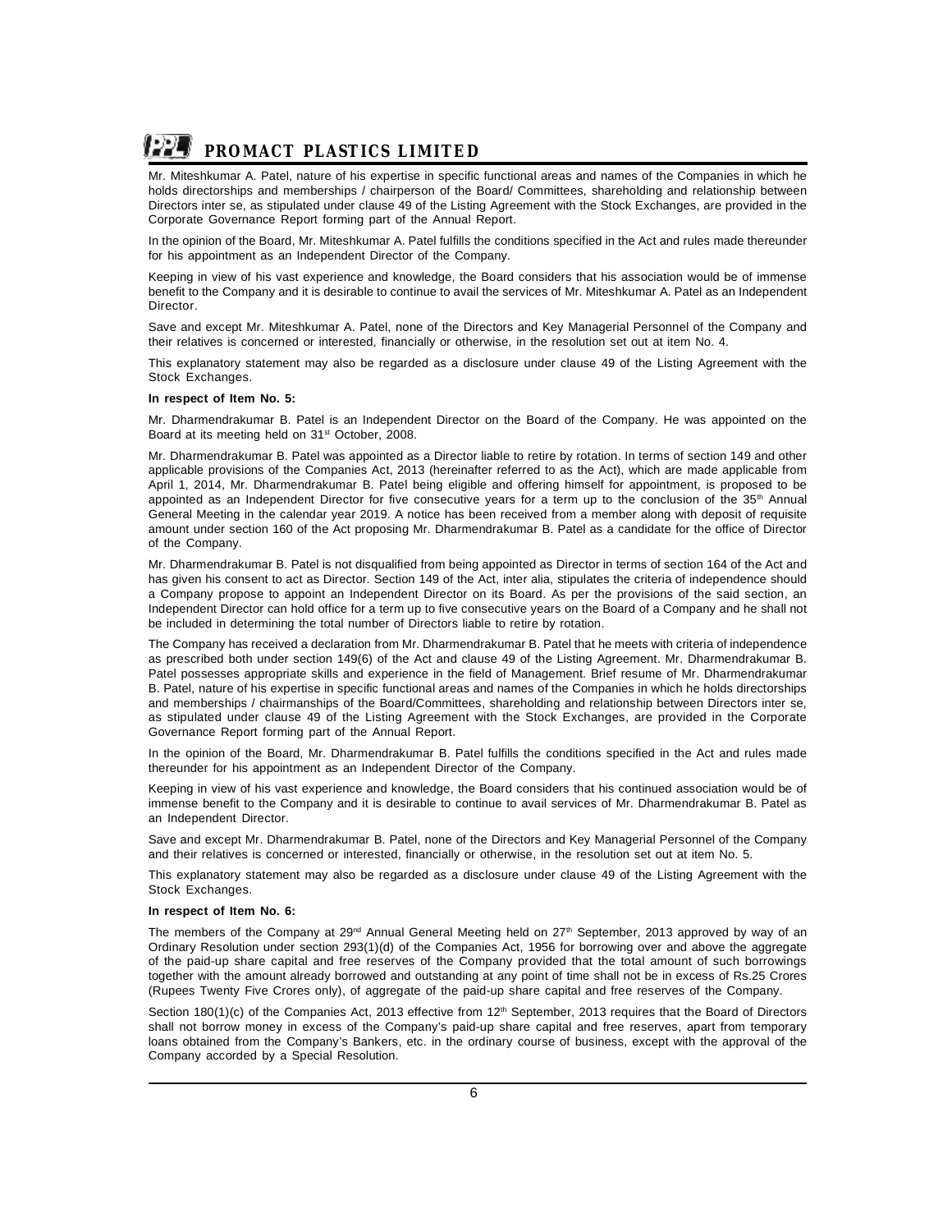Mr. Miteshkumar A. Patel, nature of his expertise in specific functional areas and names of the Companies in which he holds directorships and memberships / chairperson of the Board/ Committees, shareholding and relationship between Directors inter se, as stipulated under clause 49 of the Listing Agreement with the Stock Exchanges, are provided in the Corporate Governance Report forming part of the Annual Report.

In the opinion of the Board, Mr. Miteshkumar A. Patel fulfills the conditions specified in the Act and rules made thereunder for his appointment as an Independent Director of the Company.

Keeping in view of his vast experience and knowledge, the Board considers that his association would be of immense benefit to the Company and it is desirable to continue to avail the services of Mr. Miteshkumar A. Patel as an Independent Director.

Save and except Mr. Miteshkumar A. Patel, none of the Directors and Key Managerial Personnel of the Company and their relatives is concerned or interested, financially or otherwise, in the resolution set out at item No. 4.

This explanatory statement may also be regarded as a disclosure under clause 49 of the Listing Agreement with the Stock Exchanges.

**In respect of Item No. 5:**

Mr. Dharmendrakumar B. Patel is an Independent Director on the Board of the Company. He was appointed on the Board at its meeting held on 31st October, 2008.

Mr. Dharmendrakumar B. Patel was appointed as a Director liable to retire by rotation. In terms of section 149 and other applicable provisions of the Companies Act, 2013 (hereinafter referred to as the Act), which are made applicable from April 1, 2014, Mr. Dharmendrakumar B. Patel being eligible and offering himself for appointment, is proposed to be appointed as an Independent Director for five consecutive years for a term up to the conclusion of the 35th Annual General Meeting in the calendar year 2019. A notice has been received from a member along with deposit of requisite amount under section 160 of the Act proposing Mr. Dharmendrakumar B. Patel as a candidate for the office of Director of the Company.

Mr. Dharmendrakumar B. Patel is not disqualified from being appointed as Director in terms of section 164 of the Act and has given his consent to act as Director. Section 149 of the Act, inter alia, stipulates the criteria of independence should a Company propose to appoint an Independent Director on its Board. As per the provisions of the said section, an Independent Director can hold office for a term up to five consecutive years on the Board of a Company and he shall not be included in determining the total number of Directors liable to retire by rotation.

The Company has received a declaration from Mr. Dharmendrakumar B. Patel that he meets with criteria of independence as prescribed both under section 149(6) of the Act and clause 49 of the Listing Agreement. Mr. Dharmendrakumar B. Patel possesses appropriate skills and experience in the field of Management. Brief resume of Mr. Dharmendrakumar B. Patel, nature of his expertise in specific functional areas and names of the Companies in which he holds directorships and memberships / chairmanships of the Board/Committees, shareholding and relationship between Directors inter se, as stipulated under clause 49 of the Listing Agreement with the Stock Exchanges, are provided in the Corporate Governance Report forming part of the Annual Report.

In the opinion of the Board, Mr. Dharmendrakumar B. Patel fulfills the conditions specified in the Act and rules made thereunder for his appointment as an Independent Director of the Company.

Keeping in view of his vast experience and knowledge, the Board considers that his continued association would be of immense benefit to the Company and it is desirable to continue to avail services of Mr. Dharmendrakumar B. Patel as an Independent Director.

Save and except Mr. Dharmendrakumar B. Patel, none of the Directors and Key Managerial Personnel of the Company and their relatives is concerned or interested, financially or otherwise, in the resolution set out at item No. 5.

This explanatory statement may also be regarded as a disclosure under clause 49 of the Listing Agreement with the Stock Exchanges.

**In respect of Item No. 6:**

The members of the Company at 29nd Annual General Meeting held on 27th September, 2013 approved by way of an Ordinary Resolution under section 293(1)(d) of the Companies Act, 1956 for borrowing over and above the aggregate of the paid-up share capital and free reserves of the Company provided that the total amount of such borrowings together with the amount already borrowed and outstanding at any point of time shall not be in excess of Rs.25 Crores (Rupees Twenty Five Crores only), of aggregate of the paid-up share capital and free reserves of the Company.

Section 180(1)(c) of the Companies Act, 2013 effective from 12th September, 2013 requires that the Board of Directors shall not borrow money in excess of the Company's paid-up share capital and free reserves, apart from temporary loans obtained from the Company's Bankers, etc. in the ordinary course of business, except with the approval of the Company accorded by a Special Resolution.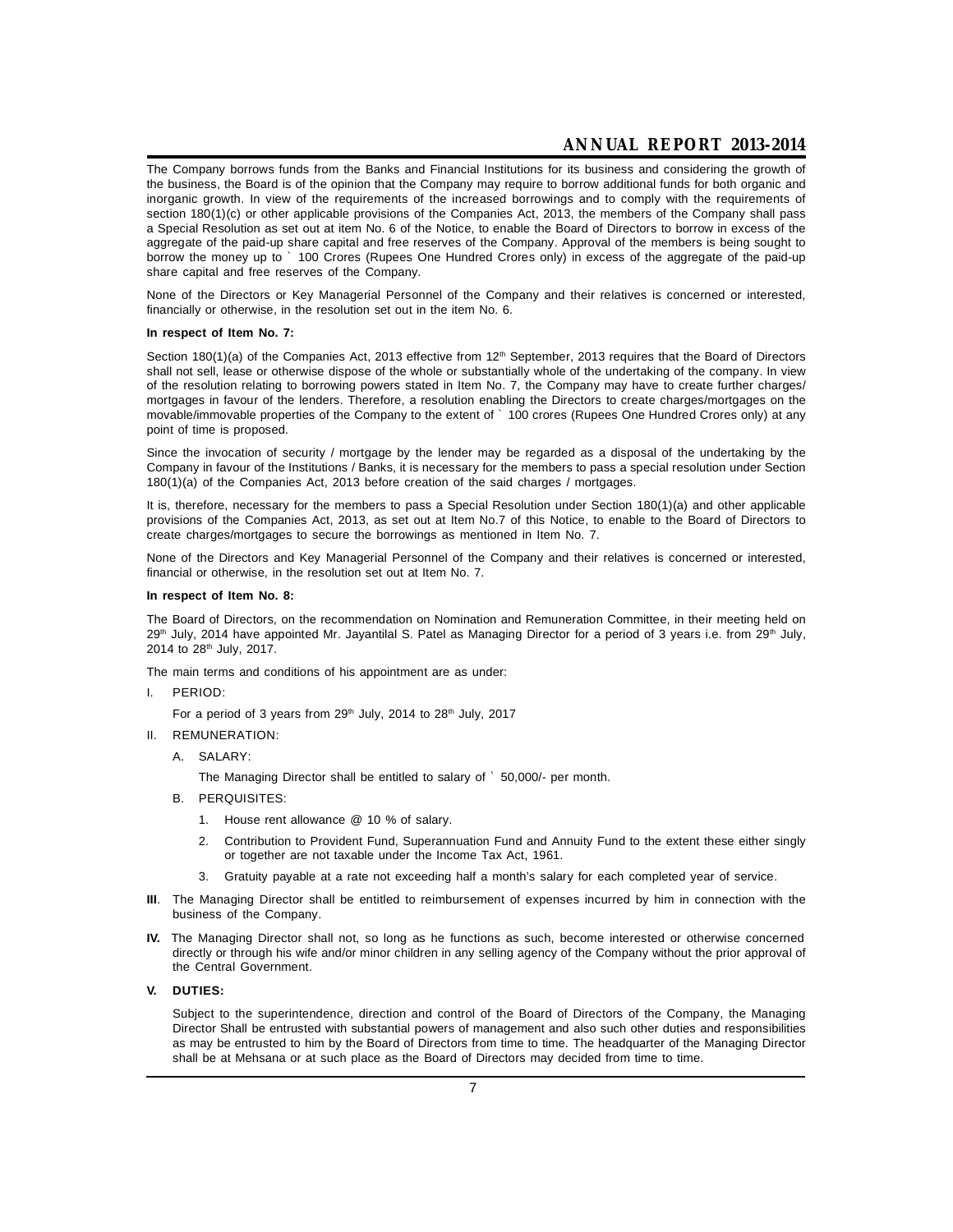The Company borrows funds from the Banks and Financial Institutions for its business and considering the growth of the business, the Board is of the opinion that the Company may require to borrow additional funds for both organic and inorganic growth. In view of the requirements of the increased borrowings and to comply with the requirements of section 180(1)(c) or other applicable provisions of the Companies Act, 2013, the members of the Company shall pass a Special Resolution as set out at item No. 6 of the Notice, to enable the Board of Directors to borrow in excess of the aggregate of the paid-up share capital and free reserves of the Company. Approval of the members is being sought to borrow the money up to ` 100 Crores (Rupees One Hundred Crores only) in excess of the aggregate of the paid-up share capital and free reserves of the Company.

None of the Directors or Key Managerial Personnel of the Company and their relatives is concerned or interested, financially or otherwise, in the resolution set out in the item No. 6.

**In respect of Item No. 7:**

Section 180(1)(a) of the Companies Act, 2013 effective from 12th September, 2013 requires that the Board of Directors shall not sell, lease or otherwise dispose of the whole or substantially whole of the undertaking of the company. In view of the resolution relating to borrowing powers stated in Item No. 7, the Company may have to create further charges/ mortgages in favour of the lenders. Therefore, a resolution enabling the Directors to create charges/mortgages on the movable/immovable properties of the Company to the extent of ` 100 crores (Rupees One Hundred Crores only) at any point of time is proposed.

Since the invocation of security / mortgage by the lender may be regarded as a disposal of the undertaking by the Company in favour of the Institutions / Banks, it is necessary for the members to pass a special resolution under Section 180(1)(a) of the Companies Act, 2013 before creation of the said charges / mortgages.

It is, therefore, necessary for the members to pass a Special Resolution under Section 180(1)(a) and other applicable provisions of the Companies Act, 2013, as set out at Item No.7 of this Notice, to enable to the Board of Directors to create charges/mortgages to secure the borrowings as mentioned in Item No. 7.

None of the Directors and Key Managerial Personnel of the Company and their relatives is concerned or interested, financial or otherwise, in the resolution set out at Item No. 7.

**In respect of Item No. 8:**

The Board of Directors, on the recommendation on Nomination and Remuneration Committee, in their meeting held on 29th July, 2014 have appointed Mr. Jayantilal S. Patel as Managing Director for a period of 3 years i.e. from 29th July, 2014 to 28th July, 2017.

The main terms and conditions of his appointment are as under:

I. PERIOD:

   For a period of 3 years from 29th July, 2014 to 28th July, 2017

II. REMUNERATION:

   A. SALARY:

      The Managing Director shall be entitled to salary of ` 50,000/- per month.

   B. PERQUISITES:

      1. House rent allowance @ 10 % of salary.

      2. Contribution to Provident Fund, Superannuation Fund and Annuity Fund to the extent these either singly or together are not taxable under the Income Tax Act, 1961.

      3. Gratuity payable at a rate not exceeding half a month's salary for each completed year of service.

**III**. The Managing Director shall be entitled to reimbursement of expenses incurred by him in connection with the business of the Company.

**IV.** The Managing Director shall not, so long as he functions as such, become interested or otherwise concerned directly or through his wife and/or minor children in any selling agency of the Company without the prior approval of the Central Government.

**V. DUTIES:**

Subject to the superintendence, direction and control of the Board of Directors of the Company, the Managing Director Shall be entrusted with substantial powers of management and also such other duties and responsibilities as may be entrusted to him by the Board of Directors from time to time. The headquarter of the Managing Director shall be at Mehsana or at such place as the Board of Directors may decided from time to time.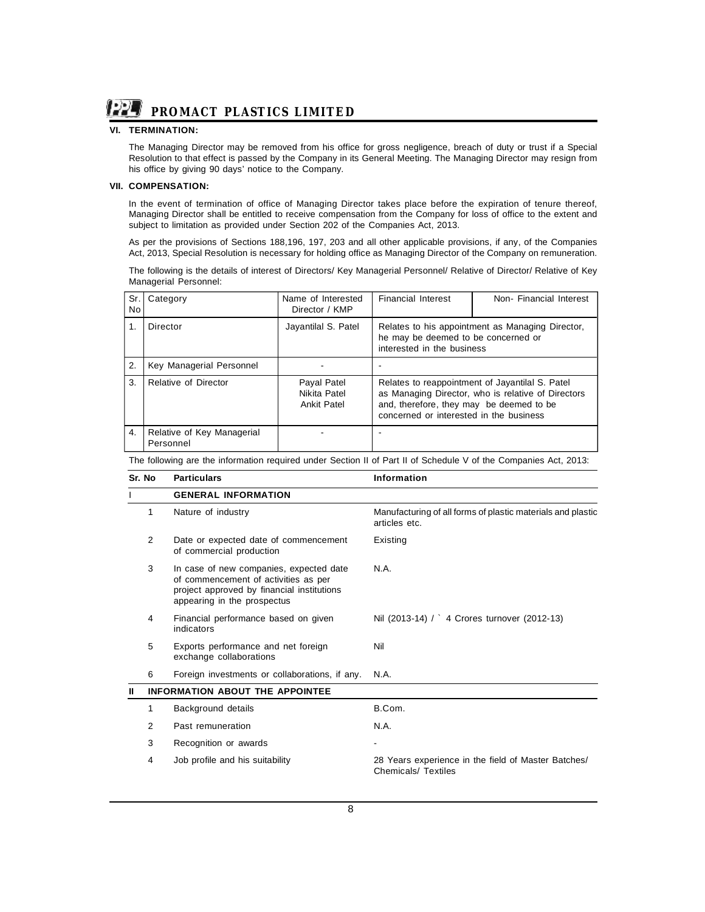### VI. TERMINATION:

The Managing Director may be removed from his office for gross negligence, breach of duty or trust if a Special Resolution to that effect is passed by the Company in its General Meeting. The Managing Director may resign from his office by giving 90 days' notice to the Company.

### VII. COMPENSATION:

In the event of termination of office of Managing Director takes place before the expiration of tenure thereof, Managing Director shall be entitled to receive compensation from the Company for loss of office to the extent and subject to limitation as provided under Section 202 of the Companies Act, 2013.

As per the provisions of Sections 188,196, 197, 203 and all other applicable provisions, if any, of the Companies Act, 2013, Special Resolution is necessary for holding office as Managing Director of the Company on remuneration.

The following is the details of interest of Directors/ Key Managerial Personnel/ Relative of Director/ Relative of Key Managerial Personnel:

| Sr. No | Category | Name of Interested Director / KMP | Financial Interest | Non- Financial Interest |
|---|---|---|---|---|
| 1. | Director | Jayantilal S. Patel | Relates to his appointment as Managing Director, he may be deemed to be concerned or interested in the business | |
| 2. | Key Managerial Personnel | - | - | |
| 3. | Relative of Director | Payal Patel<br>Nikita Patel<br>Ankit Patel | Relates to reappointment of Jayantilal S. Patel as Managing Director, who is relative of Directors and, therefore, they may be deemed to be concerned or interested in the business | |
| 4. | Relative of Key Managerial Personnel | - | - | |

The following are the information required under Section II of Part II of Schedule V of the Companies Act, 2013:

| Sr. No | | Particulars | Information |
|---|---|---|---|
| I | | **GENERAL INFORMATION** | |
| | 1 | Nature of industry | Manufacturing of all forms of plastic materials and plastic articles etc. |
| | 2 | Date or expected date of commencement of commercial production | Existing |
| | 3 | In case of new companies, expected date of commencement of activities as per project approved by financial institutions appearing in the prospectus | N.A. |
| | 4 | Financial performance based on given indicators | Nil (2013-14) / ` 4 Crores turnover (2012-13) |
| | 5 | Exports performance and net foreign exchange collaborations | Nil |
| | 6 | Foreign investments or collaborations, if any. | N.A. |
| II | | **INFORMATION ABOUT THE APPOINTEE** | |
| | 1 | Background details | B.Com. |
| | 2 | Past remuneration | N.A. |
| | 3 | Recognition or awards | - |
| | 4 | Job profile and his suitability | 28 Years experience in the field of Master Batches/ Chemicals/ Textiles |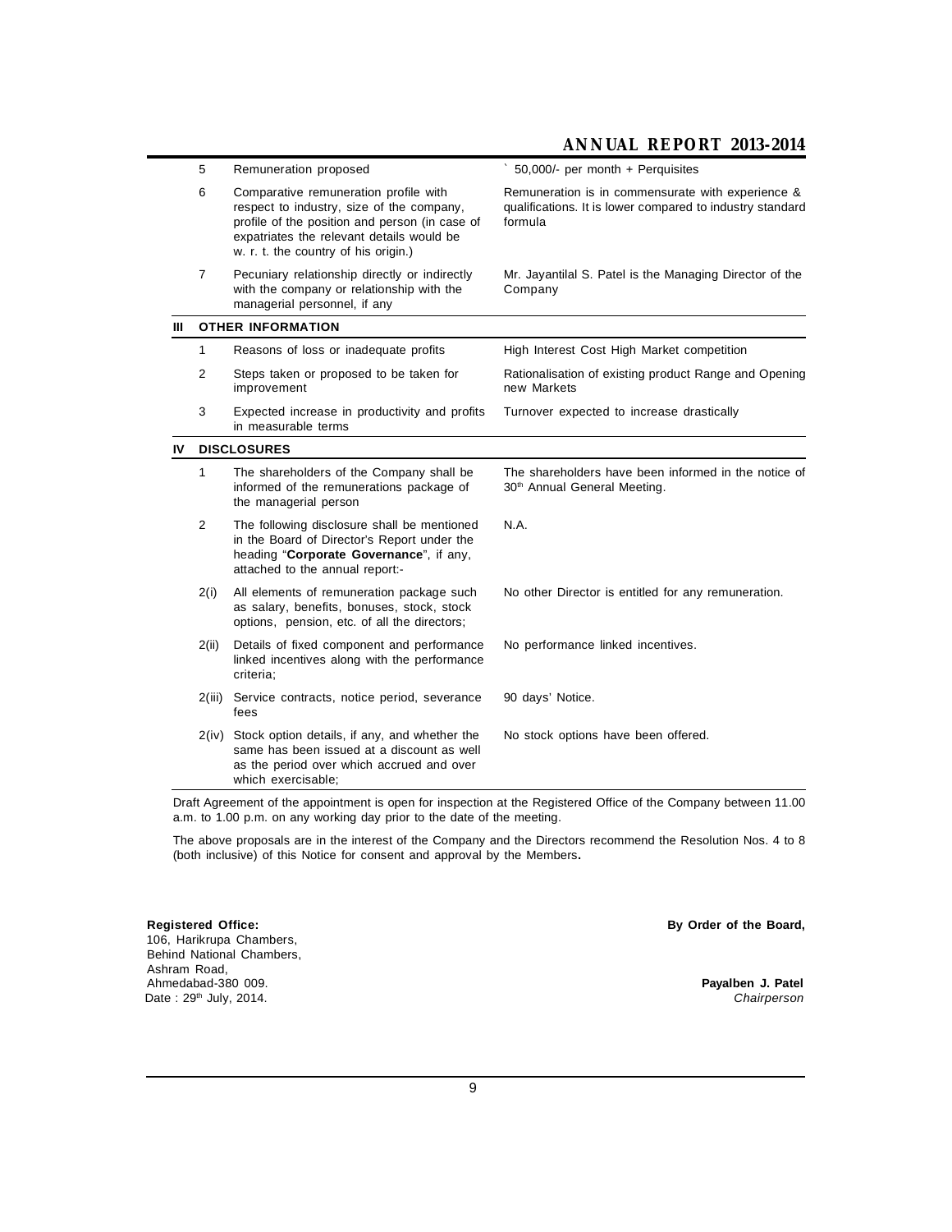| | | | |
|---|---|---|---|
| | 5 | Remuneration proposed | ` 50,000/- per month + Perquisites |
| | 6 | Comparative remuneration profile with respect to industry, size of the company, profile of the position and person (in case of expatriates the relevant details would be w. r. t. the country of his origin.) | Remuneration is in commensurate with experience & qualifications. It is lower compared to industry standard formula |
| | 7 | Pecuniary relationship directly or indirectly with the company or relationship with the managerial personnel, if any | Mr. Jayantilal S. Patel is the Managing Director of the Company |
| **III** | **OTHER INFORMATION** | | |
| | 1 | Reasons of loss or inadequate profits | High Interest Cost High Market competition |
| | 2 | Steps taken or proposed to be taken for improvement | Rationalisation of existing product Range and Opening new Markets |
| | 3 | Expected increase in productivity and profits in measurable terms | Turnover expected to increase drastically |
| **IV** | **DISCLOSURES** | | |
| | 1 | The shareholders of the Company shall be informed of the remunerations package of the managerial person | The shareholders have been informed in the notice of 30th Annual General Meeting. |
| | 2 | The following disclosure shall be mentioned in the Board of Director's Report under the heading "**Corporate Governance**", if any, attached to the annual report:- | N.A. |
| | 2(i) | All elements of remuneration package such as salary, benefits, bonuses, stock, stock options, pension, etc. of all the directors; | No other Director is entitled for any remuneration. |
| | 2(ii) | Details of fixed component and performance linked incentives along with the performance criteria; | No performance linked incentives. |
| | 2(iii) | Service contracts, notice period, severance fees | 90 days' Notice. |
| | 2(iv) | Stock option details, if any, and whether the same has been issued at a discount as well as the period over which accrued and over which exercisable; | No stock options have been offered. |

Draft Agreement of the appointment is open for inspection at the Registered Office of the Company between 11.00 a.m. to 1.00 p.m. on any working day prior to the date of the meeting.

The above proposals are in the interest of the Company and the Directors recommend the Resolution Nos. 4 to 8 (both inclusive) of this Notice for consent and approval by the Members.

**Registered Office:**
106, Harikrupa Chambers,
Behind National Chambers,
Ashram Road,
Ahmedabad-380 009.
Date : 29th July, 2014.

**By Order of the Board,**

**Payalben J. Patel**
*Chairperson*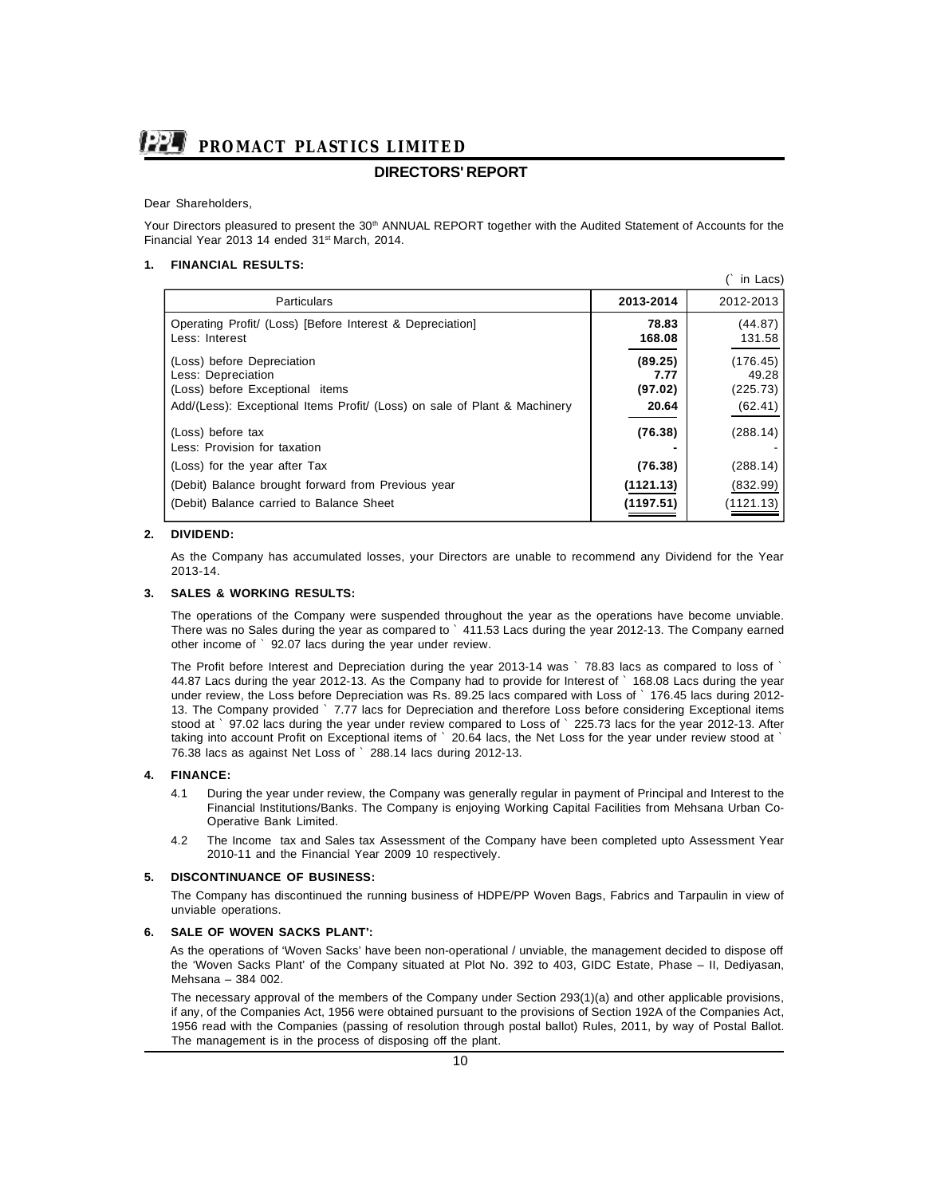# PROMACT PLASTICS LIMITED

## DIRECTORS' REPORT

Dear Shareholders,

Your Directors pleasured to present the 30th ANNUAL REPORT together with the Audited Statement of Accounts for the Financial Year 2013 14 ended 31st March, 2014.

### 1. FINANCIAL RESULTS:

(` in Lacs)

| Particulars | 2013-2014 | 2012-2013 |
|---|---|---|
| Operating Profit/ (Loss) [Before Interest & Depreciation] | **78.83** | (44.87) |
| Less: Interest | **168.08** | 131.58 |
| (Loss) before Depreciation | **(89.25)** | (176.45) |
| Less: Depreciation | **7.77** | 49.28 |
| (Loss) before Exceptional items | **(97.02)** | (225.73) |
| Add/(Less): Exceptional Items Profit/ (Loss) on sale of Plant & Machinery | **20.64** | (62.41) |
| (Loss) before tax | **(76.38)** | (288.14) |
| Less: Provision for taxation | **-** | - |
| (Loss) for the year after Tax | **(76.38)** | (288.14) |
| (Debit) Balance brought forward from Previous year | **(1121.13)** | (832.99) |
| (Debit) Balance carried to Balance Sheet | **(1197.51)** | (1121.13) |

### 2. DIVIDEND:

As the Company has accumulated losses, your Directors are unable to recommend any Dividend for the Year 2013-14.

### 3. SALES & WORKING RESULTS:

The operations of the Company were suspended throughout the year as the operations have become unviable. There was no Sales during the year as compared to ` 411.53 Lacs during the year 2012-13. The Company earned other income of ` 92.07 lacs during the year under review.

The Profit before Interest and Depreciation during the year 2013-14 was ` 78.83 lacs as compared to loss of ` 44.87 Lacs during the year 2012-13. As the Company had to provide for Interest of ` 168.08 Lacs during the year under review, the Loss before Depreciation was Rs. 89.25 lacs compared with Loss of ` 176.45 lacs during 2012-13. The Company provided ` 7.77 lacs for Depreciation and therefore Loss before considering Exceptional items stood at ` 97.02 lacs during the year under review compared to Loss of ` 225.73 lacs for the year 2012-13. After taking into account Profit on Exceptional items of ` 20.64 lacs, the Net Loss for the year under review stood at ` 76.38 lacs as against Net Loss of ` 288.14 lacs during 2012-13.

### 4. FINANCE:

4.1 During the year under review, the Company was generally regular in payment of Principal and Interest to the Financial Institutions/Banks. The Company is enjoying Working Capital Facilities from Mehsana Urban Co-Operative Bank Limited.

4.2 The Income tax and Sales tax Assessment of the Company have been completed upto Assessment Year 2010-11 and the Financial Year 2009 10 respectively.

### 5. DISCONTINUANCE OF BUSINESS:

The Company has discontinued the running business of HDPE/PP Woven Bags, Fabrics and Tarpaulin in view of unviable operations.

### 6. SALE OF WOVEN SACKS PLANT':

As the operations of 'Woven Sacks' have been non-operational / unviable, the management decided to dispose off the 'Woven Sacks Plant' of the Company situated at Plot No. 392 to 403, GIDC Estate, Phase – II, Dediyasan, Mehsana – 384 002.

The necessary approval of the members of the Company under Section 293(1)(a) and other applicable provisions, if any, of the Companies Act, 1956 were obtained pursuant to the provisions of Section 192A of the Companies Act, 1956 read with the Companies (passing of resolution through postal ballot) Rules, 2011, by way of Postal Ballot. The management is in the process of disposing off the plant.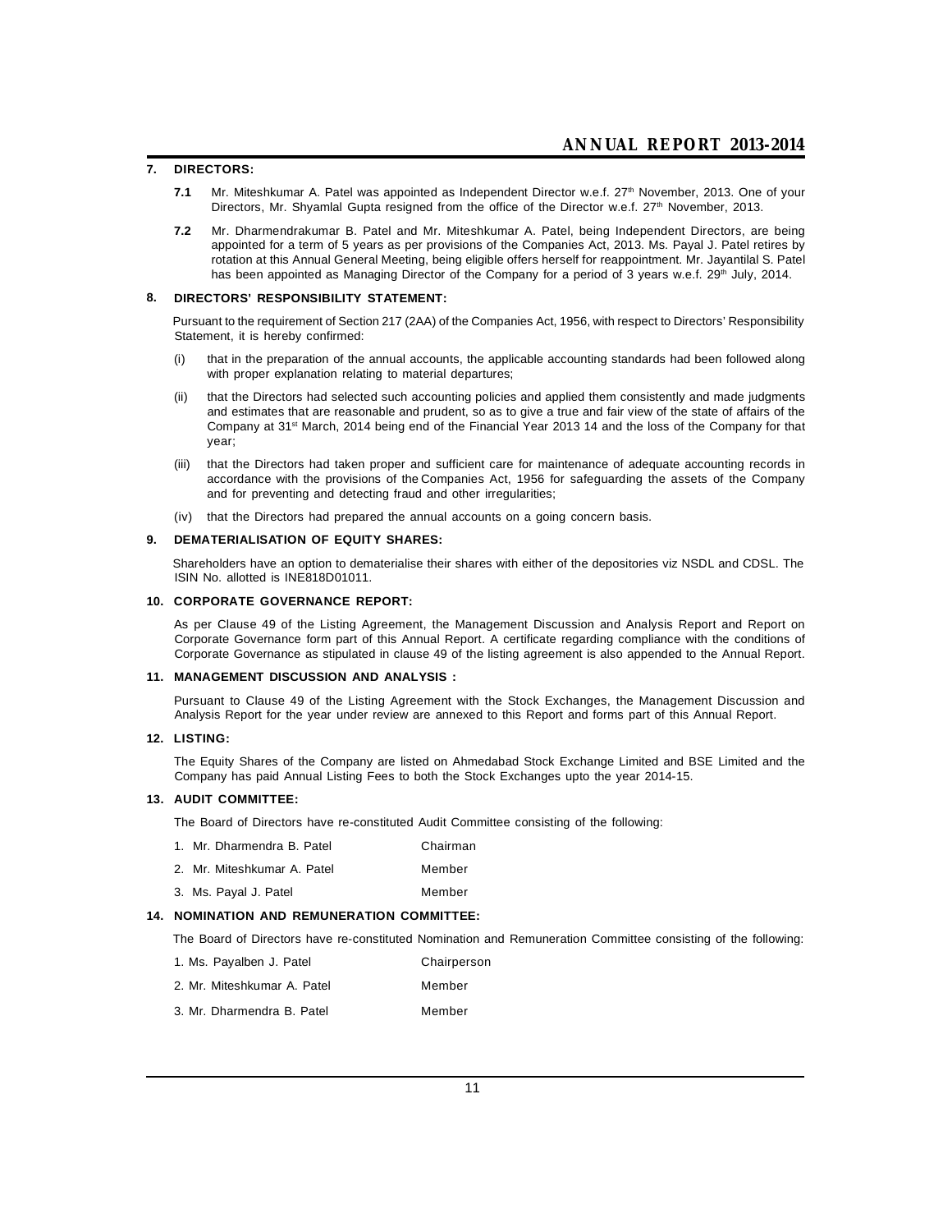## 7. DIRECTORS:

**7.1** Mr. Miteshkumar A. Patel was appointed as Independent Director w.e.f. 27th November, 2013. One of your Directors, Mr. Shyamlal Gupta resigned from the office of the Director w.e.f. 27th November, 2013.

**7.2** Mr. Dharmendrakumar B. Patel and Mr. Miteshkumar A. Patel, being Independent Directors, are being appointed for a term of 5 years as per provisions of the Companies Act, 2013. Ms. Payal J. Patel retires by rotation at this Annual General Meeting, being eligible offers herself for reappointment. Mr. Jayantilal S. Patel has been appointed as Managing Director of the Company for a period of 3 years w.e.f. 29th July, 2014.

## 8. DIRECTORS' RESPONSIBILITY STATEMENT:

Pursuant to the requirement of Section 217 (2AA) of the Companies Act, 1956, with respect to Directors' Responsibility Statement, it is hereby confirmed:

(i) that in the preparation of the annual accounts, the applicable accounting standards had been followed along with proper explanation relating to material departures;

(ii) that the Directors had selected such accounting policies and applied them consistently and made judgments and estimates that are reasonable and prudent, so as to give a true and fair view of the state of affairs of the Company at 31st March, 2014 being end of the Financial Year 2013 14 and the loss of the Company for that year;

(iii) that the Directors had taken proper and sufficient care for maintenance of adequate accounting records in accordance with the provisions of the Companies Act, 1956 for safeguarding the assets of the Company and for preventing and detecting fraud and other irregularities;

(iv) that the Directors had prepared the annual accounts on a going concern basis.

## 9. DEMATERIALISATION OF EQUITY SHARES:

Shareholders have an option to dematerialise their shares with either of the depositories viz NSDL and CDSL. The ISIN No. allotted is INE818D01011.

## 10. CORPORATE GOVERNANCE REPORT:

As per Clause 49 of the Listing Agreement, the Management Discussion and Analysis Report and Report on Corporate Governance form part of this Annual Report. A certificate regarding compliance with the conditions of Corporate Governance as stipulated in clause 49 of the listing agreement is also appended to the Annual Report.

## 11. MANAGEMENT DISCUSSION AND ANALYSIS :

Pursuant to Clause 49 of the Listing Agreement with the Stock Exchanges, the Management Discussion and Analysis Report for the year under review are annexed to this Report and forms part of this Annual Report.

## 12. LISTING:

The Equity Shares of the Company are listed on Ahmedabad Stock Exchange Limited and BSE Limited and the Company has paid Annual Listing Fees to both the Stock Exchanges upto the year 2014-15.

## 13. AUDIT COMMITTEE:

The Board of Directors have re-constituted Audit Committee consisting of the following:

| | |
|---|---|
| 1. Mr. Dharmendra B. Patel | Chairman |
| 2. Mr. Miteshkumar A. Patel | Member |
| 3. Ms. Payal J. Patel | Member |

## 14. NOMINATION AND REMUNERATION COMMITTEE:

The Board of Directors have re-constituted Nomination and Remuneration Committee consisting of the following:

| | |
|---|---|
| 1. Ms. Payalben J. Patel | Chairperson |
| 2. Mr. Miteshkumar A. Patel | Member |
| 3. Mr. Dharmendra B. Patel | Member |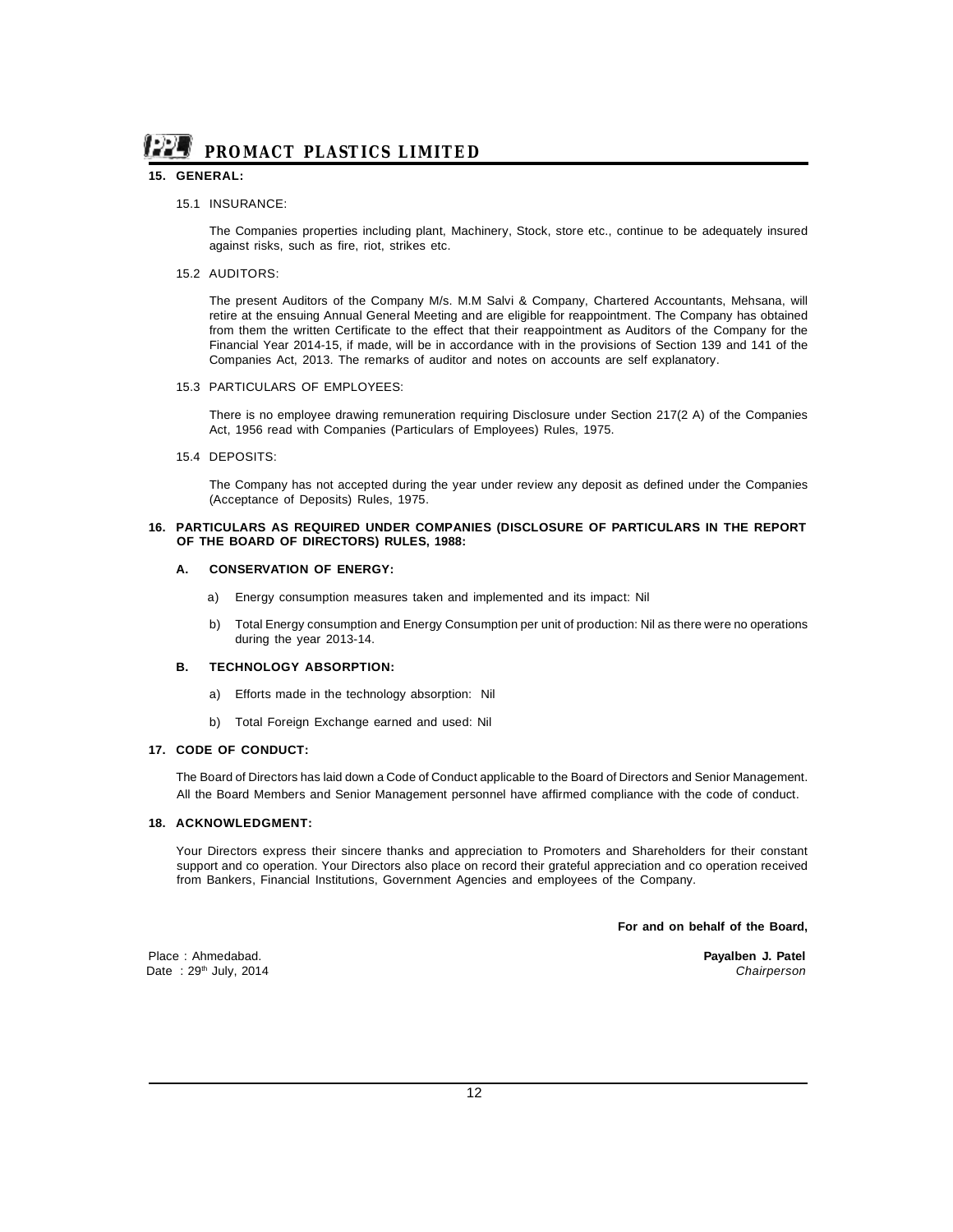## 15. GENERAL:

### 15.1 INSURANCE:

The Companies properties including plant, Machinery, Stock, store etc., continue to be adequately insured against risks, such as fire, riot, strikes etc.

### 15.2 AUDITORS:

The present Auditors of the Company M/s. M.M Salvi & Company, Chartered Accountants, Mehsana, will retire at the ensuing Annual General Meeting and are eligible for reappointment. The Company has obtained from them the written Certificate to the effect that their reappointment as Auditors of the Company for the Financial Year 2014-15, if made, will be in accordance with in the provisions of Section 139 and 141 of the Companies Act, 2013. The remarks of auditor and notes on accounts are self explanatory.

### 15.3 PARTICULARS OF EMPLOYEES:

There is no employee drawing remuneration requiring Disclosure under Section 217(2 A) of the Companies Act, 1956 read with Companies (Particulars of Employees) Rules, 1975.

### 15.4 DEPOSITS:

The Company has not accepted during the year under review any deposit as defined under the Companies (Acceptance of Deposits) Rules, 1975.

## 16. PARTICULARS AS REQUIRED UNDER COMPANIES (DISCLOSURE OF PARTICULARS IN THE REPORT OF THE BOARD OF DIRECTORS) RULES, 1988:

### A. CONSERVATION OF ENERGY:

a) Energy consumption measures taken and implemented and its impact: Nil

b) Total Energy consumption and Energy Consumption per unit of production: Nil as there were no operations during the year 2013-14.

### B. TECHNOLOGY ABSORPTION:

a) Efforts made in the technology absorption: Nil

b) Total Foreign Exchange earned and used: Nil

## 17. CODE OF CONDUCT:

The Board of Directors has laid down a Code of Conduct applicable to the Board of Directors and Senior Management. All the Board Members and Senior Management personnel have affirmed compliance with the code of conduct.

## 18. ACKNOWLEDGMENT:

Your Directors express their sincere thanks and appreciation to Promoters and Shareholders for their constant support and co operation. Your Directors also place on record their grateful appreciation and co operation received from Bankers, Financial Institutions, Government Agencies and employees of the Company.

**For and on behalf of the Board,**

Place : Ahmedabad.
Date : 29th July, 2014

**Payalben J. Patel**
*Chairperson*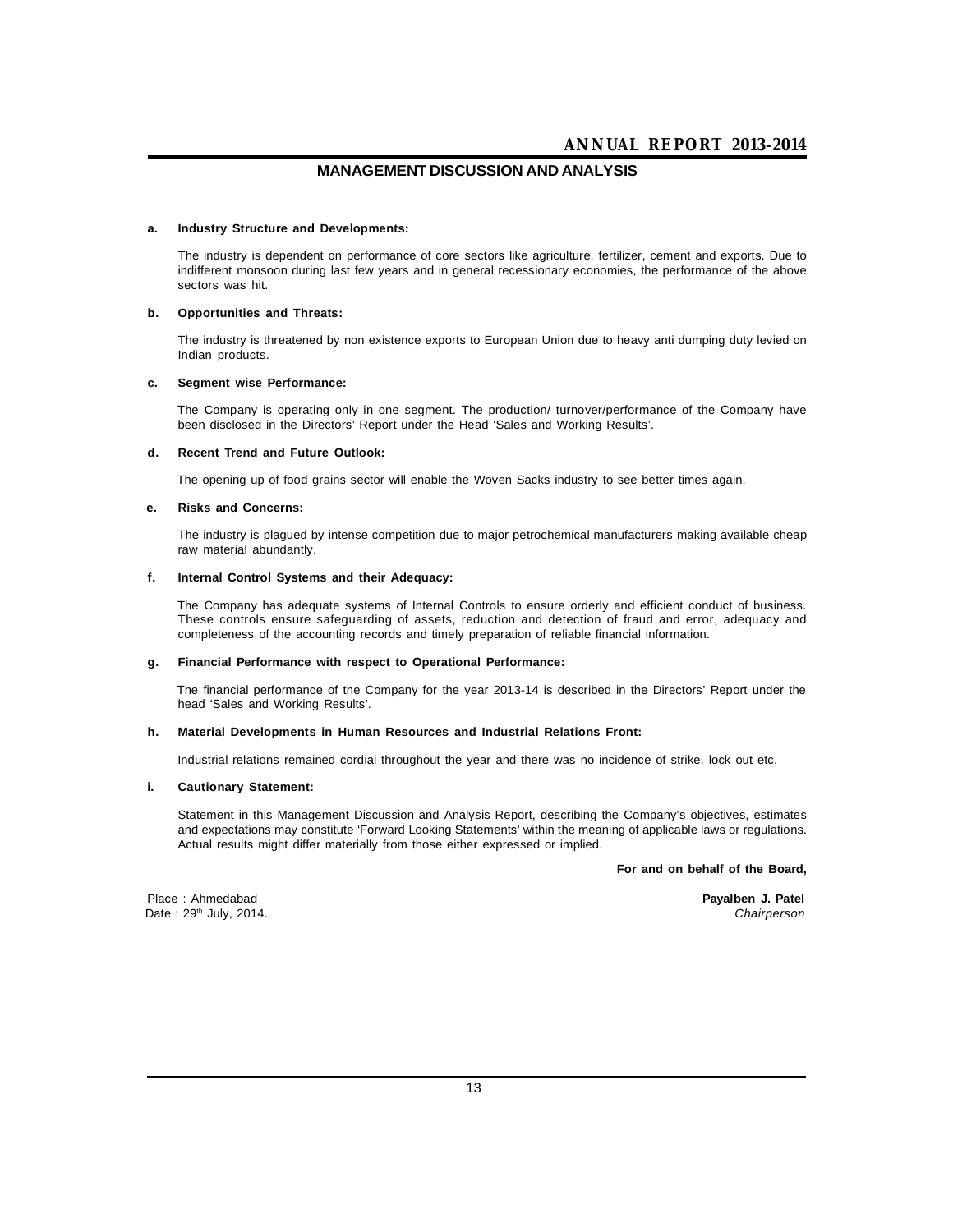# MANAGEMENT DISCUSSION AND ANALYSIS

**a. Industry Structure and Developments:**

The industry is dependent on performance of core sectors like agriculture, fertilizer, cement and exports. Due to indifferent monsoon during last few years and in general recessionary economies, the performance of the above sectors was hit.

**b. Opportunities and Threats:**

The industry is threatened by non existence exports to European Union due to heavy anti dumping duty levied on Indian products.

**c. Segment wise Performance:**

The Company is operating only in one segment. The production/ turnover/performance of the Company have been disclosed in the Directors' Report under the Head 'Sales and Working Results'.

**d. Recent Trend and Future Outlook:**

The opening up of food grains sector will enable the Woven Sacks industry to see better times again.

**e. Risks and Concerns:**

The industry is plagued by intense competition due to major petrochemical manufacturers making available cheap raw material abundantly.

**f. Internal Control Systems and their Adequacy:**

The Company has adequate systems of Internal Controls to ensure orderly and efficient conduct of business. These controls ensure safeguarding of assets, reduction and detection of fraud and error, adequacy and completeness of the accounting records and timely preparation of reliable financial information.

**g. Financial Performance with respect to Operational Performance:**

The financial performance of the Company for the year 2013-14 is described in the Directors' Report under the head 'Sales and Working Results'.

**h. Material Developments in Human Resources and Industrial Relations Front:**

Industrial relations remained cordial throughout the year and there was no incidence of strike, lock out etc.

**i. Cautionary Statement:**

Statement in this Management Discussion and Analysis Report, describing the Company's objectives, estimates and expectations may constitute 'Forward Looking Statements' within the meaning of applicable laws or regulations. Actual results might differ materially from those either expressed or implied.

**For and on behalf of the Board,**

Place : Ahmedabad
Date : 29th July, 2014.

**Payalben J. Patel**
*Chairperson*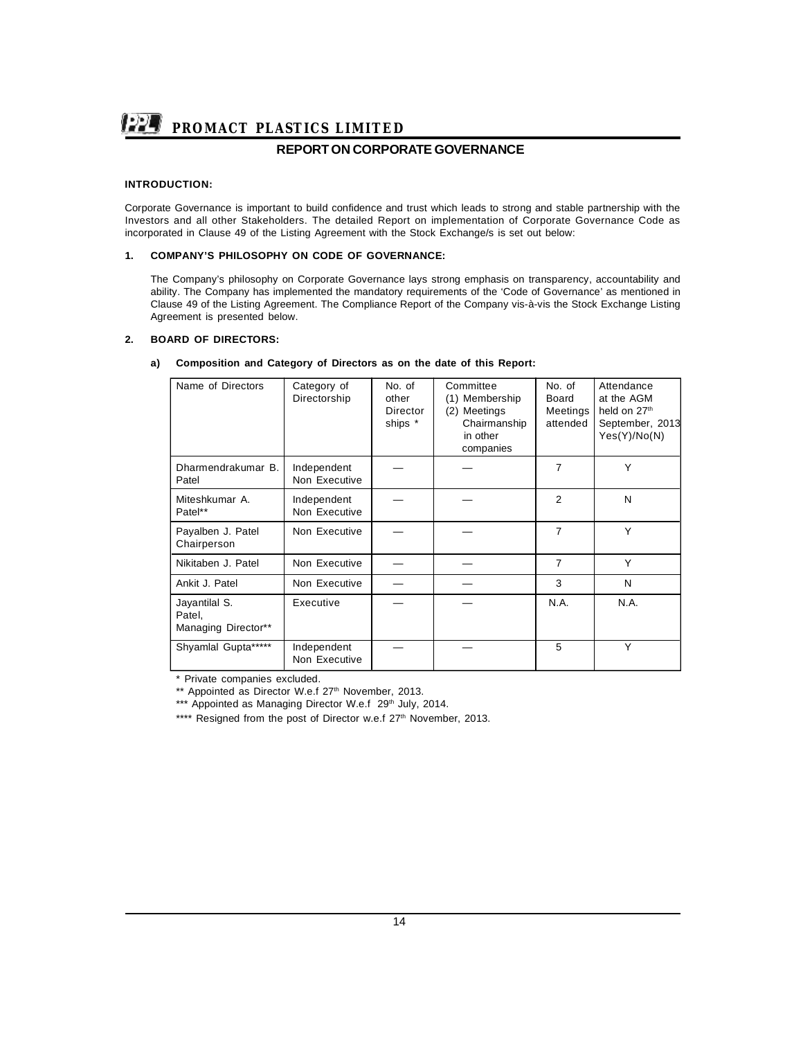## REPORT ON CORPORATE GOVERNANCE

**INTRODUCTION:**

Corporate Governance is important to build confidence and trust which leads to strong and stable partnership with the Investors and all other Stakeholders. The detailed Report on implementation of Corporate Governance Code as incorporated in Clause 49 of the Listing Agreement with the Stock Exchange/s is set out below:

**1. COMPANY'S PHILOSOPHY ON CODE OF GOVERNANCE:**

The Company's philosophy on Corporate Governance lays strong emphasis on transparency, accountability and ability. The Company has implemented the mandatory requirements of the 'Code of Governance' as mentioned in Clause 49 of the Listing Agreement. The Compliance Report of the Company vis-à-vis the Stock Exchange Listing Agreement is presented below.

**2. BOARD OF DIRECTORS:**

**a) Composition and Category of Directors as on the date of this Report:**

| Name of Directors | Category of Directorship | No. of other Director ships * | Committee (1) Membership (2) Meetings Chairmanship in other companies | No. of Board Meetings attended | Attendance at the AGM held on 27th September, 2013 Yes(Y)/No(N) |
|---|---|---|---|---|---|
| Dharmendrakumar B. Patel | Independent Non Executive | — | — | 7 | Y |
| Miteshkumar A. Patel** | Independent Non Executive | — | — | 2 | N |
| Payalben J. Patel Chairperson | Non Executive | — | — | 7 | Y |
| Nikitaben J. Patel | Non Executive | — | — | 7 | Y |
| Ankit J. Patel | Non Executive | — | — | 3 | N |
| Jayantilal S. Patel, Managing Director** | Executive | — | — | N.A. | N.A. |
| Shyamlal Gupta***** | Independent Non Executive | — | — | 5 | Y |

\* Private companies excluded.

** Appointed as Director W.e.f 27th November, 2013.

*** Appointed as Managing Director W.e.f 29th July, 2014.

**** Resigned from the post of Director w.e.f 27th November, 2013.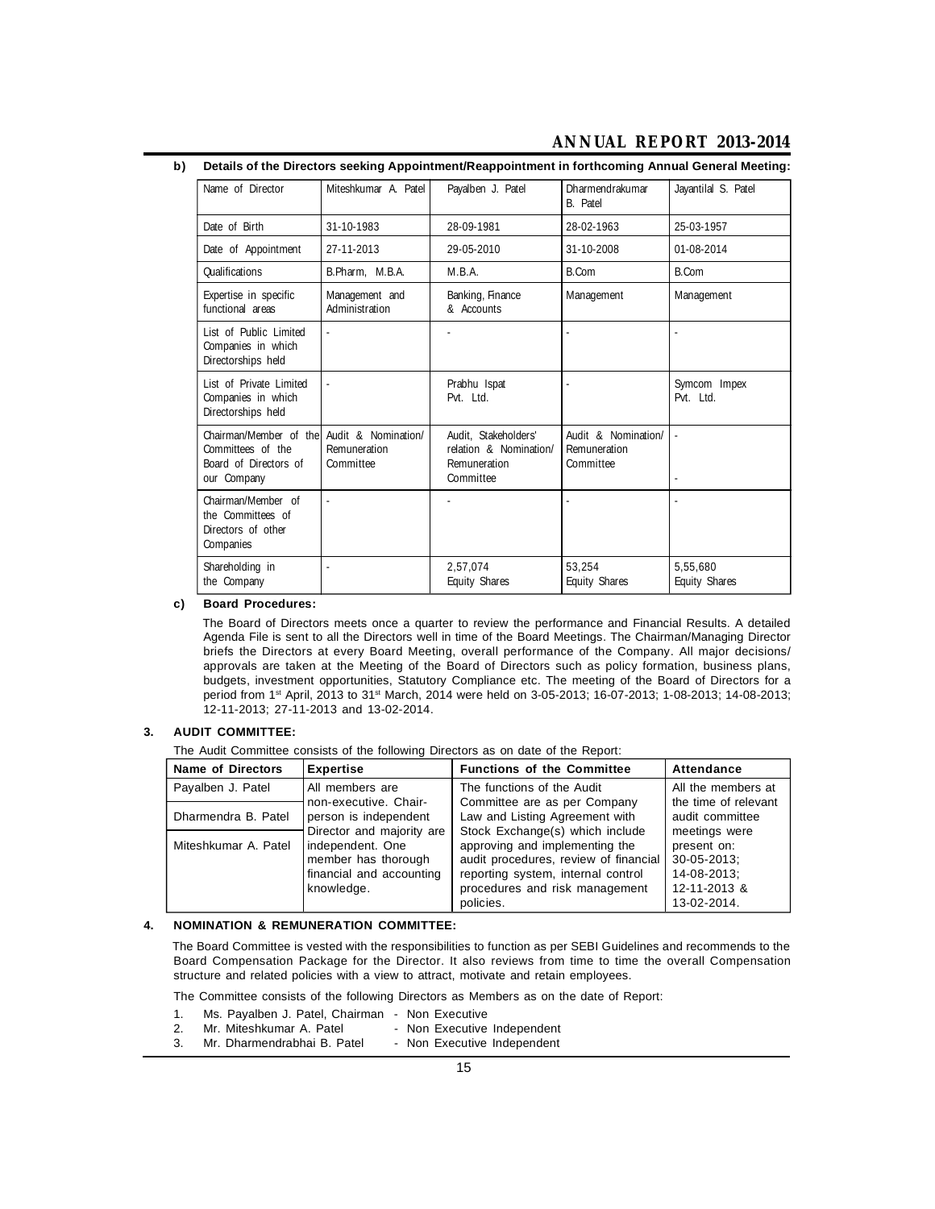**b) Details of the Directors seeking Appointment/Reappointment in forthcoming Annual General Meeting:**

| Name of Director | Miteshkumar A. Patel | Payalben J. Patel | Dharmendrakumar B. Patel | Jayantilal S. Patel |
|---|---|---|---|---|
| Date of Birth | 31-10-1983 | 28-09-1981 | 28-02-1963 | 25-03-1957 |
| Date of Appointment | 27-11-2013 | 29-05-2010 | 31-10-2008 | 01-08-2014 |
| Qualifications | B.Pharm, M.B.A. | M.B.A. | B.Com | B.Com |
| Expertise in specific functional areas | Management and Administration | Banking, Finance & Accounts | Management | Management |
| List of Public Limited Companies in which Directorships held | - | - | - | - |
| List of Private Limited Companies in which Directorships held | - | Prabhu Ispat Pvt. Ltd. | - | Symcom Impex Pvt. Ltd. |
| Chairman/Member of the Committees of the Board of Directors of our Company | Audit & Nomination/ Remuneration Committee | Audit, Stakeholders' relation & Nomination/ Remuneration Committee | Audit & Nomination/ Remuneration Committee | - - |
| Chairman/Member of the Committees of Directors of other Companies | - | - | - | - |
| Shareholding in the Company | - | 2,57,074 Equity Shares | 53,254 Equity Shares | 5,55,680 Equity Shares |

**c) Board Procedures:**

The Board of Directors meets once a quarter to review the performance and Financial Results. A detailed Agenda File is sent to all the Directors well in time of the Board Meetings. The Chairman/Managing Director briefs the Directors at every Board Meeting, overall performance of the Company. All major decisions/ approvals are taken at the Meeting of the Board of Directors such as policy formation, business plans, budgets, investment opportunities, Statutory Compliance etc. The meeting of the Board of Directors for a period from 1st April, 2013 to 31st March, 2014 were held on 3-05-2013; 16-07-2013; 1-08-2013; 14-08-2013; 12-11-2013; 27-11-2013 and 13-02-2014.

## 3. AUDIT COMMITTEE:

The Audit Committee consists of the following Directors as on date of the Report:

| Name of Directors | Expertise | Functions of the Committee | Attendance |
|---|---|---|---|
| Payalben J. Patel | All members are non-executive. Chair-person is independent Director and majority are independent. One member has thorough financial and accounting knowledge. | The functions of the Audit Committee are as per Company Law and Listing Agreement with Stock Exchange(s) which include approving and implementing the audit procedures, review of financial reporting system, internal control procedures and risk management policies. | All the members at the time of relevant audit committee meetings were present on: 30-05-2013; 14-08-2013; 12-11-2013 & 13-02-2014. |
| Dharmendra B. Patel | | | |
| Miteshkumar A. Patel | | | |

## 4. NOMINATION & REMUNERATION COMMITTEE:

The Board Committee is vested with the responsibilities to function as per SEBI Guidelines and recommends to the Board Compensation Package for the Director. It also reviews from time to time the overall Compensation structure and related policies with a view to attract, motivate and retain employees.

The Committee consists of the following Directors as Members as on the date of Report:

1. Ms. Payalben J. Patel, Chairman - Non Executive
2. Mr. Miteshkumar A. Patel - Non Executive Independent
3. Mr. Dharmendrabhai B. Patel - Non Executive Independent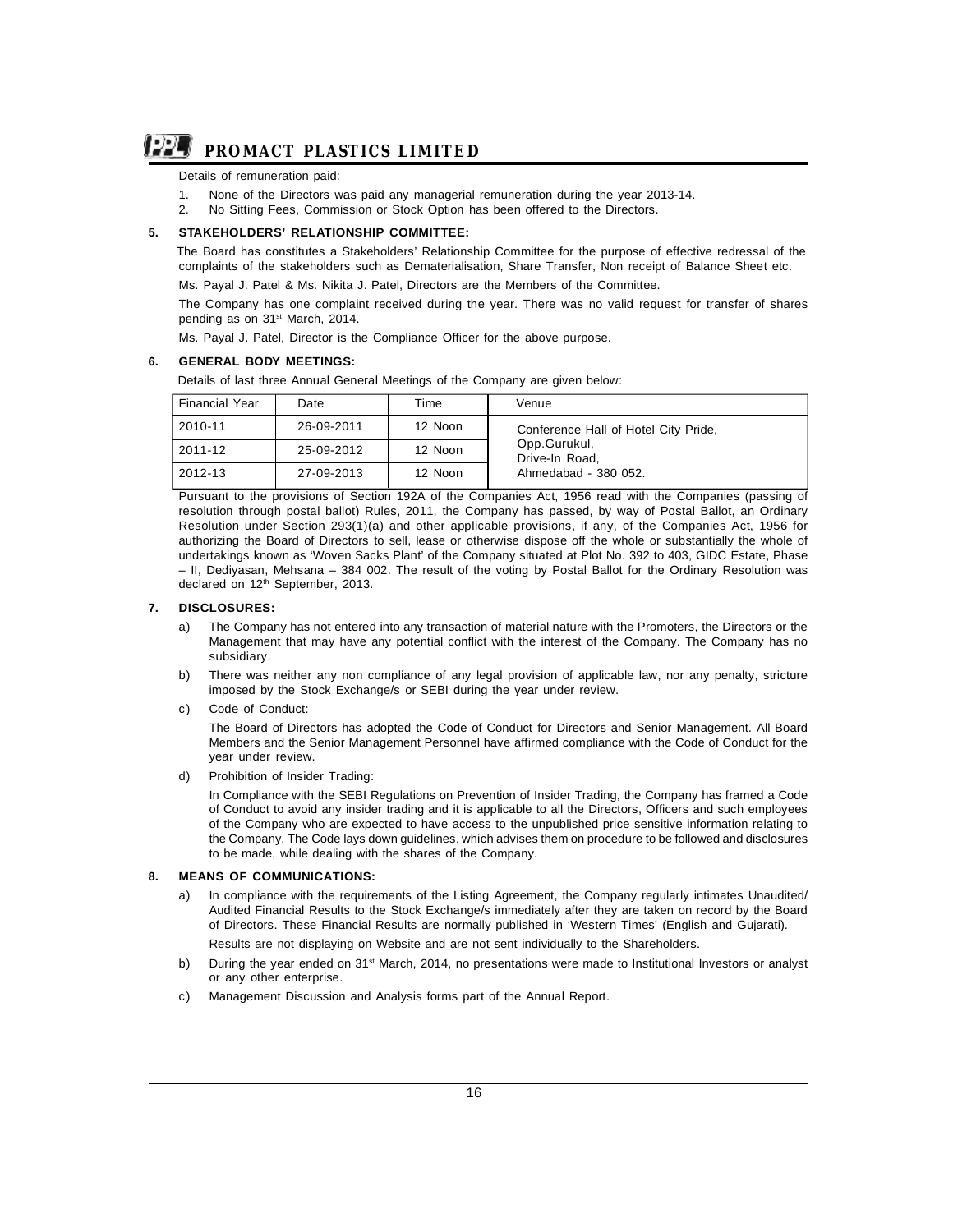Details of remuneration paid:

1. None of the Directors was paid any managerial remuneration during the year 2013-14.
2. No Sitting Fees, Commission or Stock Option has been offered to the Directors.

**5. STAKEHOLDERS' RELATIONSHIP COMMITTEE:**

The Board has constitutes a Stakeholders' Relationship Committee for the purpose of effective redressal of the complaints of the stakeholders such as Dematerialisation, Share Transfer, Non receipt of Balance Sheet etc.

Ms. Payal J. Patel & Ms. Nikita J. Patel, Directors are the Members of the Committee.

The Company has one complaint received during the year. There was no valid request for transfer of shares pending as on 31st March, 2014.

Ms. Payal J. Patel, Director is the Compliance Officer for the above purpose.

**6. GENERAL BODY MEETINGS:**

Details of last three Annual General Meetings of the Company are given below:

| Financial Year | Date | Time | Venue |
|---|---|---|---|
| 2010-11 | 26-09-2011 | 12 Noon | Conference Hall of Hotel City Pride, Opp.Gurukul, Drive-In Road, Ahmedabad - 380 052. |
| 2011-12 | 25-09-2012 | 12 Noon | |
| 2012-13 | 27-09-2013 | 12 Noon | |

Pursuant to the provisions of Section 192A of the Companies Act, 1956 read with the Companies (passing of resolution through postal ballot) Rules, 2011, the Company has passed, by way of Postal Ballot, an Ordinary Resolution under Section 293(1)(a) and other applicable provisions, if any, of the Companies Act, 1956 for authorizing the Board of Directors to sell, lease or otherwise dispose off the whole or substantially the whole of undertakings known as 'Woven Sacks Plant' of the Company situated at Plot No. 392 to 403, GIDC Estate, Phase – II, Dediyasan, Mehsana – 384 002. The result of the voting by Postal Ballot for the Ordinary Resolution was declared on 12th September, 2013.

**7. DISCLOSURES:**

a) The Company has not entered into any transaction of material nature with the Promoters, the Directors or the Management that may have any potential conflict with the interest of the Company. The Company has no subsidiary.

b) There was neither any non compliance of any legal provision of applicable law, nor any penalty, stricture imposed by the Stock Exchange/s or SEBI during the year under review.

c) Code of Conduct:

   The Board of Directors has adopted the Code of Conduct for Directors and Senior Management. All Board Members and the Senior Management Personnel have affirmed compliance with the Code of Conduct for the year under review.

d) Prohibition of Insider Trading:

   In Compliance with the SEBI Regulations on Prevention of Insider Trading, the Company has framed a Code of Conduct to avoid any insider trading and it is applicable to all the Directors, Officers and such employees of the Company who are expected to have access to the unpublished price sensitive information relating to the Company. The Code lays down guidelines, which advises them on procedure to be followed and disclosures to be made, while dealing with the shares of the Company.

**8. MEANS OF COMMUNICATIONS:**

a) In compliance with the requirements of the Listing Agreement, the Company regularly intimates Unaudited/ Audited Financial Results to the Stock Exchange/s immediately after they are taken on record by the Board of Directors. These Financial Results are normally published in 'Western Times' (English and Gujarati).

   Results are not displaying on Website and are not sent individually to the Shareholders.

b) During the year ended on 31st March, 2014, no presentations were made to Institutional Investors or analyst or any other enterprise.

c) Management Discussion and Analysis forms part of the Annual Report.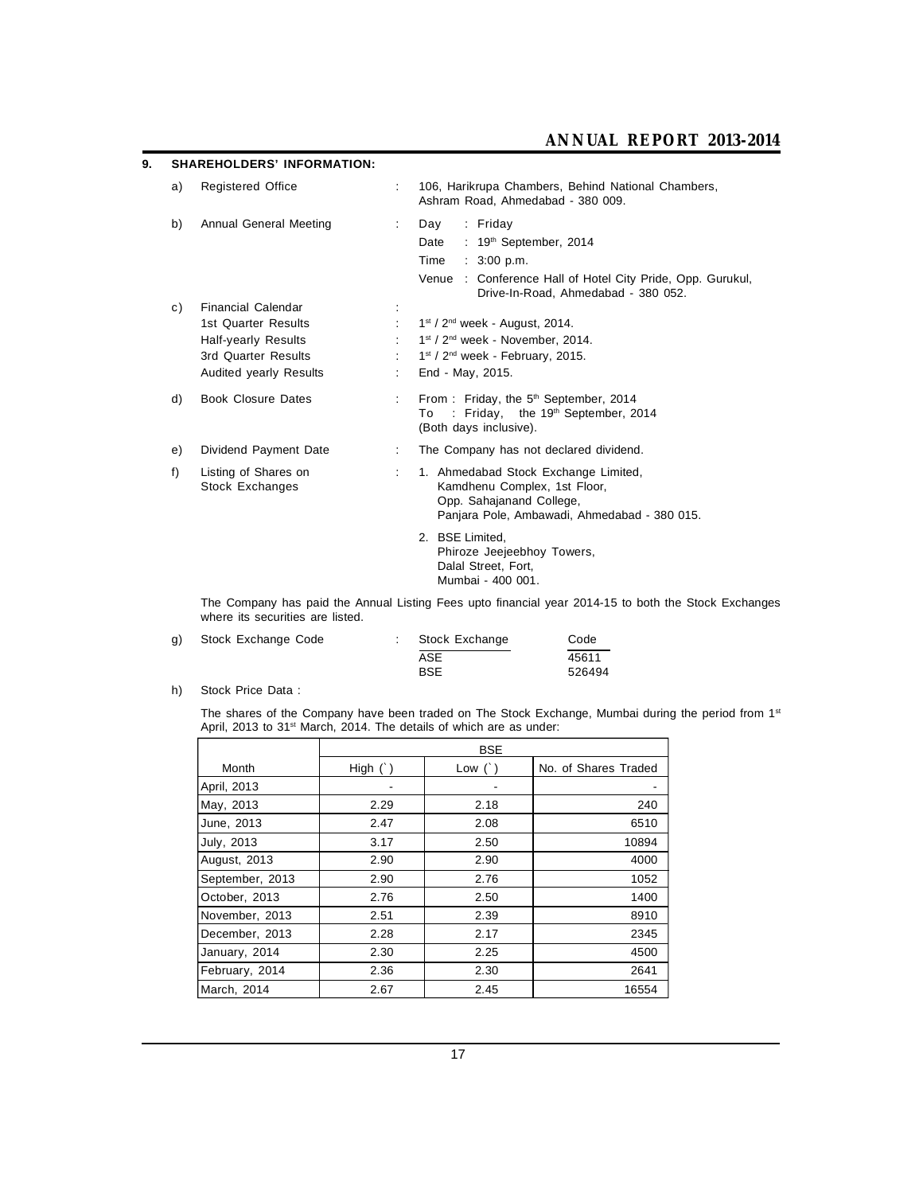## 9. SHAREHOLDERS' INFORMATION:

a) Registered Office : 106, Harikrupa Chambers, Behind National Chambers, Ashram Road, Ahmedabad - 380 009.

b) Annual General Meeting :
- Day : Friday
- Date : 19th September, 2014
- Time : 3:00 p.m.
- Venue : Conference Hall of Hotel City Pride, Opp. Gurukul, Drive-In-Road, Ahmedabad - 380 052.

c) Financial Calendar :
- 1st Quarter Results : 1st / 2nd week - August, 2014.
- Half-yearly Results : 1st / 2nd week - November, 2014.
- 3rd Quarter Results : 1st / 2nd week - February, 2015.
- Audited yearly Results : End - May, 2015.

d) Book Closure Dates : From : Friday, the 5th September, 2014
To : Friday, the 19th September, 2014
(Both days inclusive).

e) Dividend Payment Date : The Company has not declared dividend.

f) Listing of Shares on Stock Exchanges :
1. Ahmedabad Stock Exchange Limited, Kamdhenu Complex, 1st Floor, Opp. Sahajanand College, Panjara Pole, Ambawadi, Ahmedabad - 380 015.
2. BSE Limited, Phiroze Jeejeebhoy Towers, Dalal Street, Fort, Mumbai - 400 001.

The Company has paid the Annual Listing Fees upto financial year 2014-15 to both the Stock Exchanges where its securities are listed.

g) Stock Exchange Code :

| Stock Exchange | Code |
|---|---|
| ASE | 45611 |
| BSE | 526494 |

h) Stock Price Data :

The shares of the Company have been traded on The Stock Exchange, Mumbai during the period from 1st April, 2013 to 31st March, 2014. The details of which are as under:

| | BSE | | |
|---|---|---|---|
| Month | High (`) | Low (`) | No. of Shares Traded |
| April, 2013 | - | - | - |
| May, 2013 | 2.29 | 2.18 | 240 |
| June, 2013 | 2.47 | 2.08 | 6510 |
| July, 2013 | 3.17 | 2.50 | 10894 |
| August, 2013 | 2.90 | 2.90 | 4000 |
| September, 2013 | 2.90 | 2.76 | 1052 |
| October, 2013 | 2.76 | 2.50 | 1400 |
| November, 2013 | 2.51 | 2.39 | 8910 |
| December, 2013 | 2.28 | 2.17 | 2345 |
| January, 2014 | 2.30 | 2.25 | 4500 |
| February, 2014 | 2.36 | 2.30 | 2641 |
| March, 2014 | 2.67 | 2.45 | 16554 |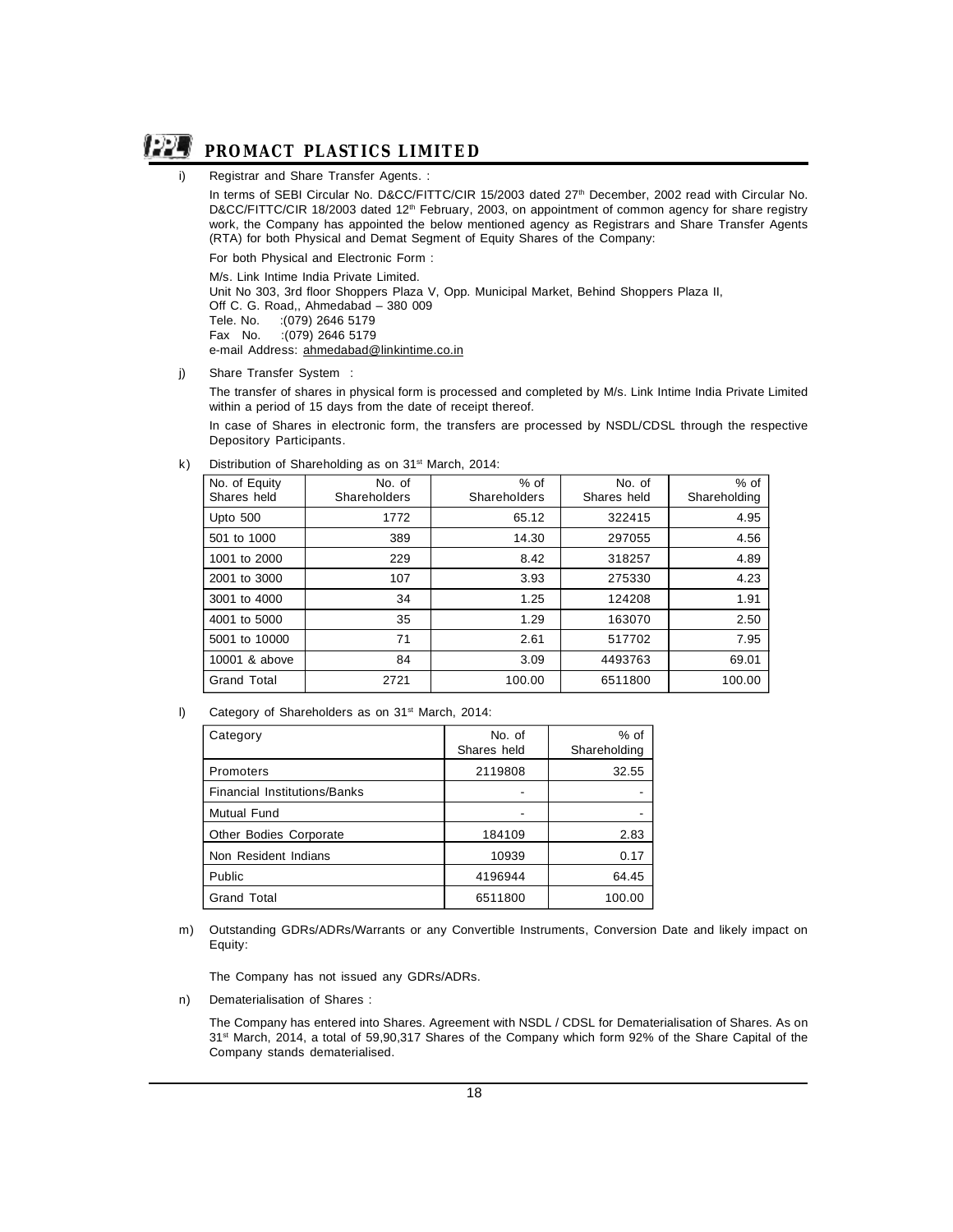i) Registrar and Share Transfer Agents. :

In terms of SEBI Circular No. D&CC/FITTC/CIR 15/2003 dated 27th December, 2002 read with Circular No. D&CC/FITTC/CIR 18/2003 dated 12th February, 2003, on appointment of common agency for share registry work, the Company has appointed the below mentioned agency as Registrars and Share Transfer Agents (RTA) for both Physical and Demat Segment of Equity Shares of the Company:

For both Physical and Electronic Form :

M/s. Link Intime India Private Limited.
Unit No 303, 3rd floor Shoppers Plaza V, Opp. Municipal Market, Behind Shoppers Plaza II,
Off C. G. Road,, Ahmedabad – 380 009
Tele. No. :(079) 2646 5179
Fax No. :(079) 2646 5179
e-mail Address: ahmedabad@linkintime.co.in

j) Share Transfer System :

The transfer of shares in physical form is processed and completed by M/s. Link Intime India Private Limited within a period of 15 days from the date of receipt thereof.

In case of Shares in electronic form, the transfers are processed by NSDL/CDSL through the respective Depository Participants.

k) Distribution of Shareholding as on 31st March, 2014:

| No. of Equity Shares held | No. of Shareholders | % of Shareholders | No. of Shares held | % of Shareholding |
|---|---|---|---|---|
| Upto 500 | 1772 | 65.12 | 322415 | 4.95 |
| 501 to 1000 | 389 | 14.30 | 297055 | 4.56 |
| 1001 to 2000 | 229 | 8.42 | 318257 | 4.89 |
| 2001 to 3000 | 107 | 3.93 | 275330 | 4.23 |
| 3001 to 4000 | 34 | 1.25 | 124208 | 1.91 |
| 4001 to 5000 | 35 | 1.29 | 163070 | 2.50 |
| 5001 to 10000 | 71 | 2.61 | 517702 | 7.95 |
| 10001 & above | 84 | 3.09 | 4493763 | 69.01 |
| Grand Total | 2721 | 100.00 | 6511800 | 100.00 |

l) Category of Shareholders as on 31st March, 2014:

| Category | No. of Shares held | % of Shareholding |
|---|---|---|
| Promoters | 2119808 | 32.55 |
| Financial Institutions/Banks | - | - |
| Mutual Fund | - | - |
| Other Bodies Corporate | 184109 | 2.83 |
| Non Resident Indians | 10939 | 0.17 |
| Public | 4196944 | 64.45 |
| Grand Total | 6511800 | 100.00 |

m) Outstanding GDRs/ADRs/Warrants or any Convertible Instruments, Conversion Date and likely impact on Equity:

The Company has not issued any GDRs/ADRs.

n) Dematerialisation of Shares :

The Company has entered into Shares. Agreement with NSDL / CDSL for Dematerialisation of Shares. As on 31st March, 2014, a total of 59,90,317 Shares of the Company which form 92% of the Share Capital of the Company stands dematerialised.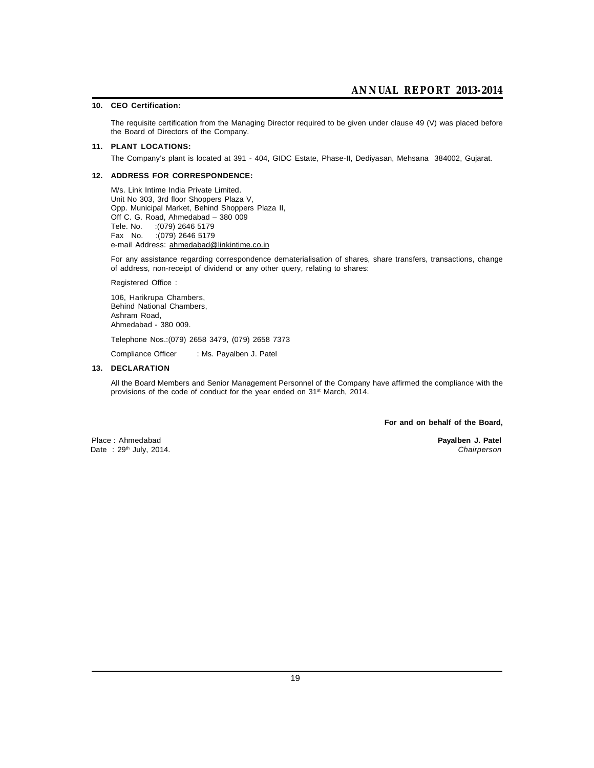**10. CEO Certification:**

The requisite certification from the Managing Director required to be given under clause 49 (V) was placed before the Board of Directors of the Company.

**11. PLANT LOCATIONS:**

The Company's plant is located at 391 - 404, GIDC Estate, Phase-II, Dediyasan, Mehsana 384002, Gujarat.

**12. ADDRESS FOR CORRESPONDENCE:**

M/s. Link Intime India Private Limited.
Unit No 303, 3rd floor Shoppers Plaza V,
Opp. Municipal Market, Behind Shoppers Plaza II,
Off C. G. Road, Ahmedabad – 380 009
Tele. No. :(079) 2646 5179
Fax No. :(079) 2646 5179
e-mail Address: ahmedabad@linkintime.co.in

For any assistance regarding correspondence dematerialisation of shares, share transfers, transactions, change of address, non-receipt of dividend or any other query, relating to shares:

Registered Office :

106, Harikrupa Chambers,
Behind National Chambers,
Ashram Road,
Ahmedabad - 380 009.

Telephone Nos.:(079) 2658 3479, (079) 2658 7373

Compliance Officer : Ms. Payalben J. Patel

**13. DECLARATION**

All the Board Members and Senior Management Personnel of the Company have affirmed the compliance with the provisions of the code of conduct for the year ended on 31st March, 2014.

**For and on behalf of the Board,**

Place : Ahmedabad
Date : 29th July, 2014.

**Payalben J. Patel**
*Chairperson*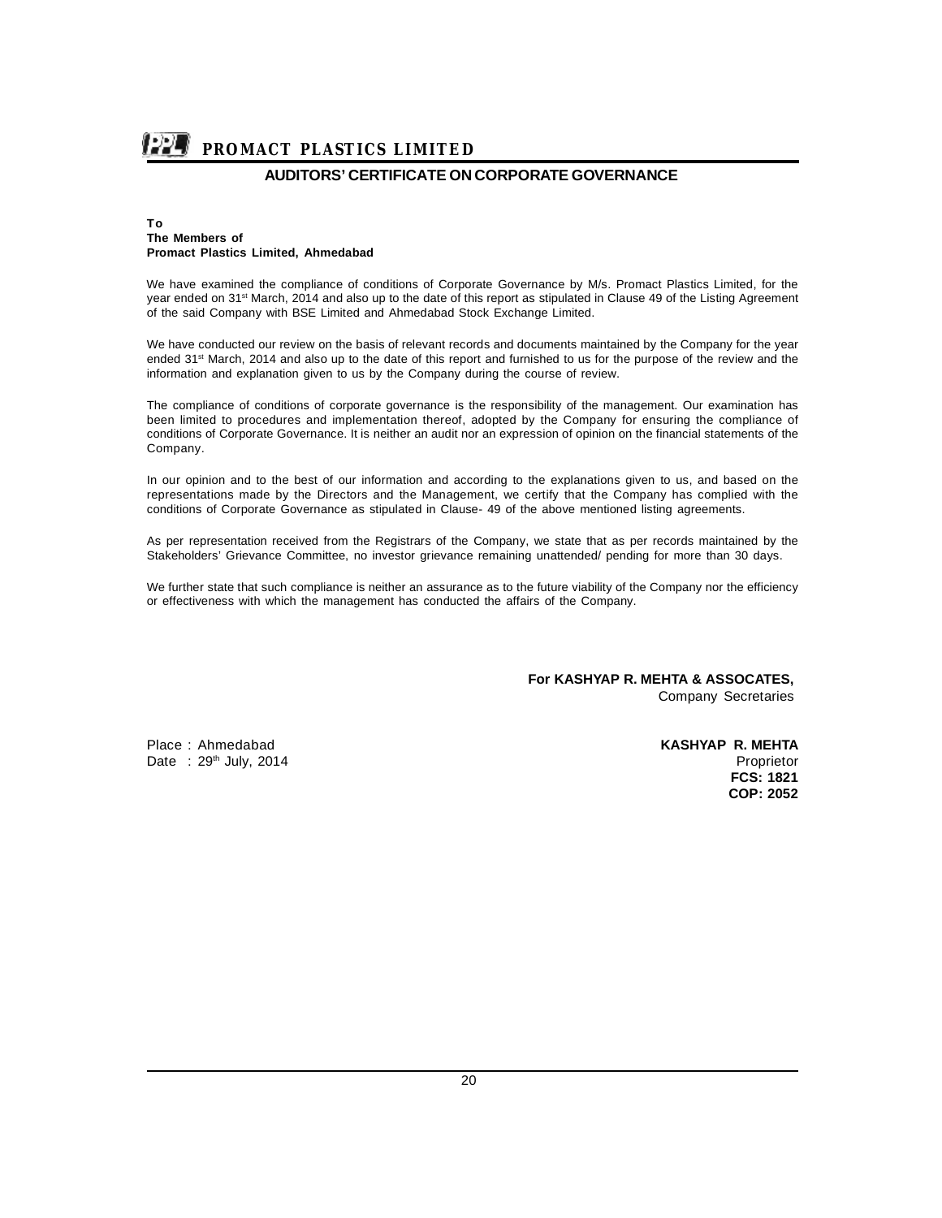## AUDITORS' CERTIFICATE ON CORPORATE GOVERNANCE

**To**
**The Members of**
**Promact Plastics Limited, Ahmedabad**

We have examined the compliance of conditions of Corporate Governance by M/s. Promact Plastics Limited, for the year ended on 31st March, 2014 and also up to the date of this report as stipulated in Clause 49 of the Listing Agreement of the said Company with BSE Limited and Ahmedabad Stock Exchange Limited.

We have conducted our review on the basis of relevant records and documents maintained by the Company for the year ended 31st March, 2014 and also up to the date of this report and furnished to us for the purpose of the review and the information and explanation given to us by the Company during the course of review.

The compliance of conditions of corporate governance is the responsibility of the management. Our examination has been limited to procedures and implementation thereof, adopted by the Company for ensuring the compliance of conditions of Corporate Governance. It is neither an audit nor an expression of opinion on the financial statements of the Company.

In our opinion and to the best of our information and according to the explanations given to us, and based on the representations made by the Directors and the Management, we certify that the Company has complied with the conditions of Corporate Governance as stipulated in Clause- 49 of the above mentioned listing agreements.

As per representation received from the Registrars of the Company, we state that as per records maintained by the Stakeholders' Grievance Committee, no investor grievance remaining unattended/ pending for more than 30 days.

We further state that such compliance is neither an assurance as to the future viability of the Company nor the efficiency or effectiveness with which the management has conducted the affairs of the Company.

**For KASHYAP R. MEHTA & ASSOCATES,**
Company Secretaries

Place : Ahmedabad
Date : 29th July, 2014

**KASHYAP R. MEHTA**
Proprietor
**FCS: 1821**
**COP: 2052**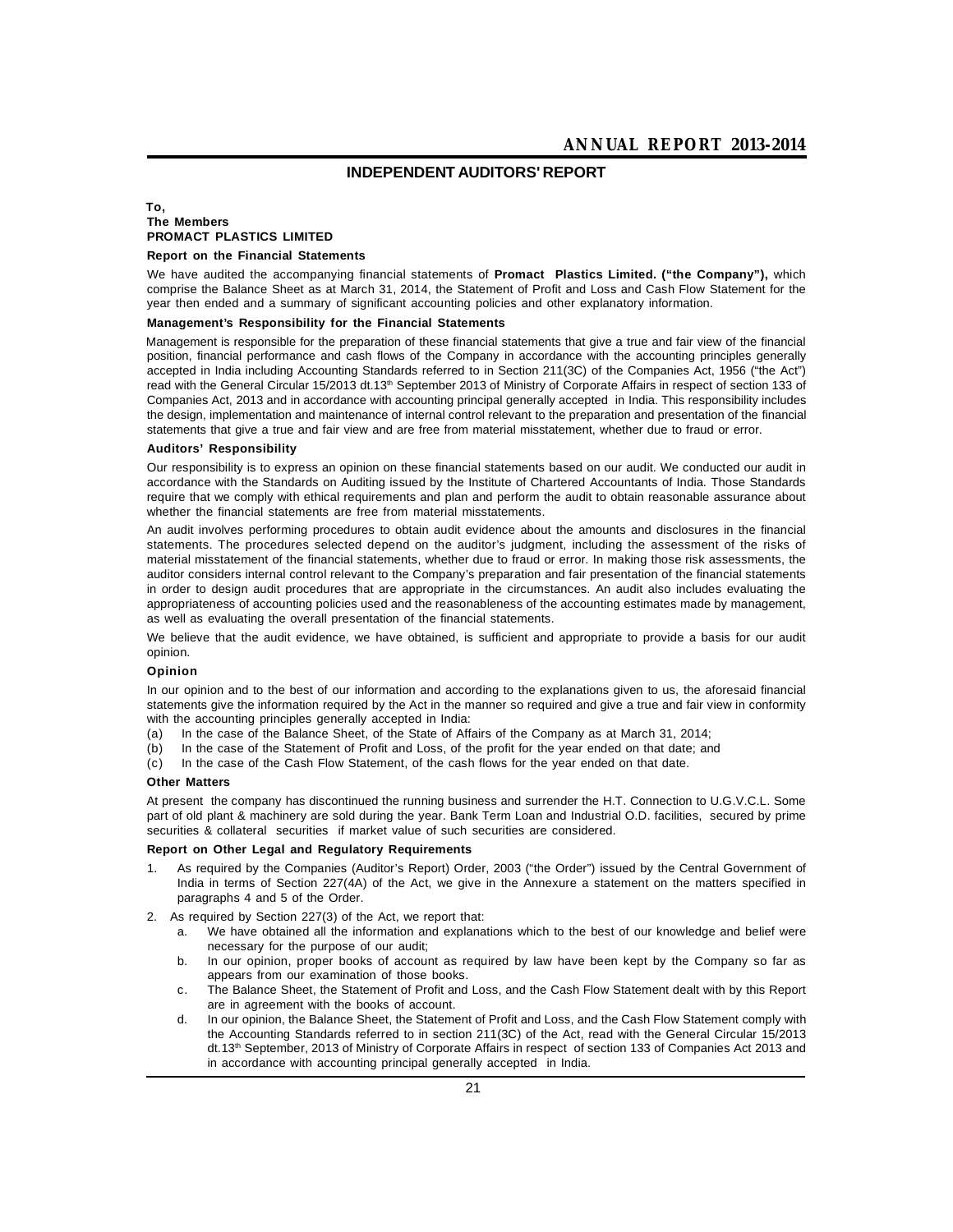## INDEPENDENT AUDITORS' REPORT

**To,**
**The Members**
**PROMACT PLASTICS LIMITED**

**Report on the Financial Statements**

We have audited the accompanying financial statements of **Promact Plastics Limited. ("the Company"),** which comprise the Balance Sheet as at March 31, 2014, the Statement of Profit and Loss and Cash Flow Statement for the year then ended and a summary of significant accounting policies and other explanatory information.

**Management's Responsibility for the Financial Statements**

Management is responsible for the preparation of these financial statements that give a true and fair view of the financial position, financial performance and cash flows of the Company in accordance with the accounting principles generally accepted in India including Accounting Standards referred to in Section 211(3C) of the Companies Act, 1956 ("the Act") read with the General Circular 15/2013 dt.13th September 2013 of Ministry of Corporate Affairs in respect of section 133 of Companies Act, 2013 and in accordance with accounting principal generally accepted in India. This responsibility includes the design, implementation and maintenance of internal control relevant to the preparation and presentation of the financial statements that give a true and fair view and are free from material misstatement, whether due to fraud or error.

**Auditors' Responsibility**

Our responsibility is to express an opinion on these financial statements based on our audit. We conducted our audit in accordance with the Standards on Auditing issued by the Institute of Chartered Accountants of India. Those Standards require that we comply with ethical requirements and plan and perform the audit to obtain reasonable assurance about whether the financial statements are free from material misstatements.

An audit involves performing procedures to obtain audit evidence about the amounts and disclosures in the financial statements. The procedures selected depend on the auditor's judgment, including the assessment of the risks of material misstatement of the financial statements, whether due to fraud or error. In making those risk assessments, the auditor considers internal control relevant to the Company's preparation and fair presentation of the financial statements in order to design audit procedures that are appropriate in the circumstances. An audit also includes evaluating the appropriateness of accounting policies used and the reasonableness of the accounting estimates made by management, as well as evaluating the overall presentation of the financial statements.

We believe that the audit evidence, we have obtained, is sufficient and appropriate to provide a basis for our audit opinion.

**Opinion**

In our opinion and to the best of our information and according to the explanations given to us, the aforesaid financial statements give the information required by the Act in the manner so required and give a true and fair view in conformity with the accounting principles generally accepted in India:

(a) In the case of the Balance Sheet, of the State of Affairs of the Company as at March 31, 2014;

(b) In the case of the Statement of Profit and Loss, of the profit for the year ended on that date; and

(c) In the case of the Cash Flow Statement, of the cash flows for the year ended on that date.

**Other Matters**

At present the company has discontinued the running business and surrender the H.T. Connection to U.G.V.C.L. Some part of old plant & machinery are sold during the year. Bank Term Loan and Industrial O.D. facilities, secured by prime securities & collateral securities if market value of such securities are considered.

**Report on Other Legal and Regulatory Requirements**

1. As required by the Companies (Auditor's Report) Order, 2003 ("the Order") issued by the Central Government of India in terms of Section 227(4A) of the Act, we give in the Annexure a statement on the matters specified in paragraphs 4 and 5 of the Order.

2. As required by Section 227(3) of the Act, we report that:

   a. We have obtained all the information and explanations which to the best of our knowledge and belief were necessary for the purpose of our audit;

   b. In our opinion, proper books of account as required by law have been kept by the Company so far as appears from our examination of those books.

   c. The Balance Sheet, the Statement of Profit and Loss, and the Cash Flow Statement dealt with by this Report are in agreement with the books of account.

   d. In our opinion, the Balance Sheet, the Statement of Profit and Loss, and the Cash Flow Statement comply with the Accounting Standards referred to in section 211(3C) of the Act, read with the General Circular 15/2013 dt.13th September, 2013 of Ministry of Corporate Affairs in respect of section 133 of Companies Act 2013 and in accordance with accounting principal generally accepted in India.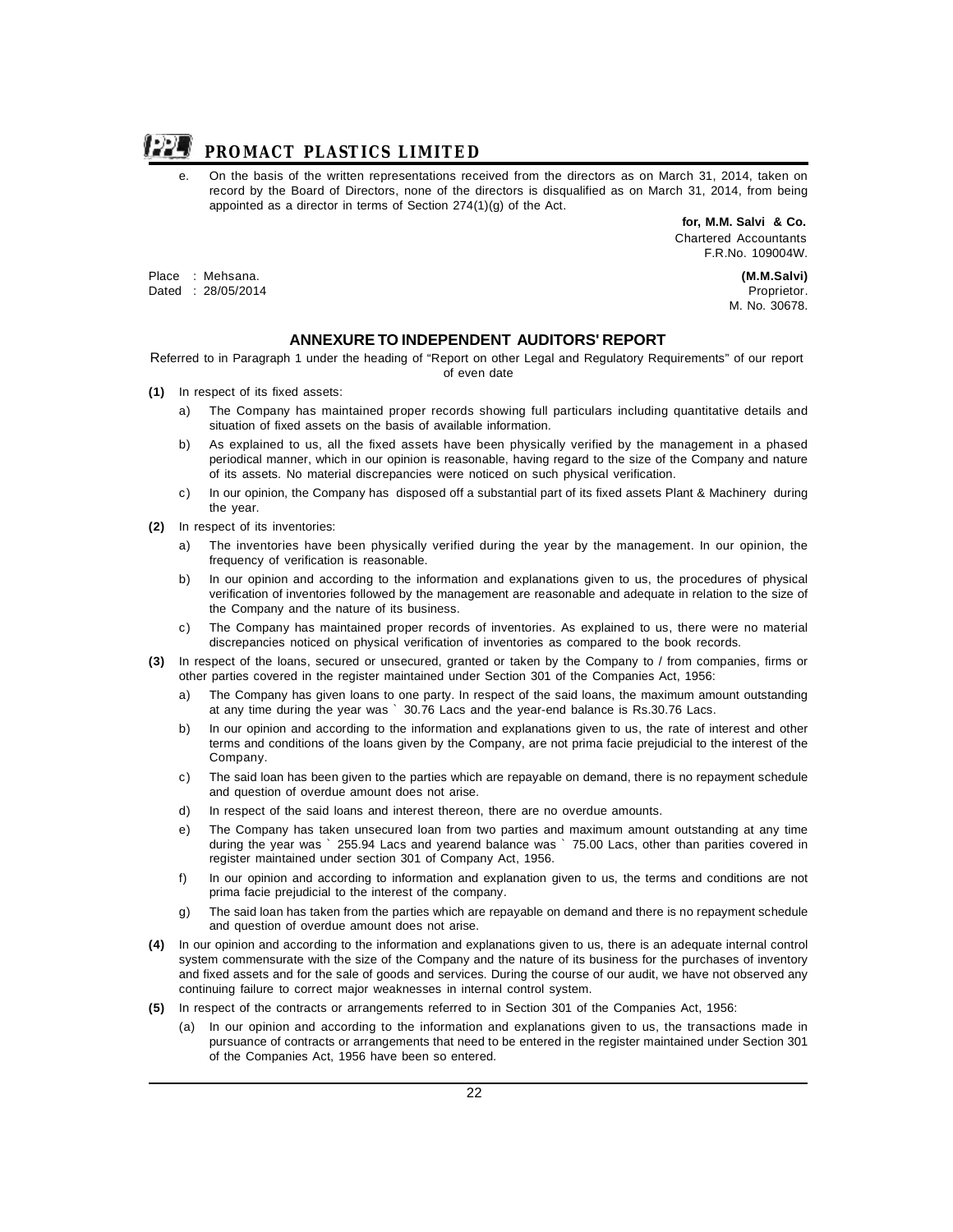e. On the basis of the written representations received from the directors as on March 31, 2014, taken on record by the Board of Directors, none of the directors is disqualified as on March 31, 2014, from being appointed as a director in terms of Section 274(1)(g) of the Act.

**for, M.M. Salvi & Co.**
Chartered Accountants
F.R.No. 109004W.

Place : Mehsana.
Dated : 28/05/2014

**(M.M.Salvi)**
Proprietor.
M. No. 30678.

## ANNEXURE TO INDEPENDENT AUDITORS' REPORT

Referred to in Paragraph 1 under the heading of "Report on other Legal and Regulatory Requirements" of our report of even date

**(1)** In respect of its fixed assets:

a) The Company has maintained proper records showing full particulars including quantitative details and situation of fixed assets on the basis of available information.

b) As explained to us, all the fixed assets have been physically verified by the management in a phased periodical manner, which in our opinion is reasonable, having regard to the size of the Company and nature of its assets. No material discrepancies were noticed on such physical verification.

c) In our opinion, the Company has disposed off a substantial part of its fixed assets Plant & Machinery during the year.

**(2)** In respect of its inventories:

a) The inventories have been physically verified during the year by the management. In our opinion, the frequency of verification is reasonable.

b) In our opinion and according to the information and explanations given to us, the procedures of physical verification of inventories followed by the management are reasonable and adequate in relation to the size of the Company and the nature of its business.

c) The Company has maintained proper records of inventories. As explained to us, there were no material discrepancies noticed on physical verification of inventories as compared to the book records.

**(3)** In respect of the loans, secured or unsecured, granted or taken by the Company to / from companies, firms or other parties covered in the register maintained under Section 301 of the Companies Act, 1956:

a) The Company has given loans to one party. In respect of the said loans, the maximum amount outstanding at any time during the year was ` 30.76 Lacs and the year-end balance is Rs.30.76 Lacs.

b) In our opinion and according to the information and explanations given to us, the rate of interest and other terms and conditions of the loans given by the Company, are not prima facie prejudicial to the interest of the Company.

c) The said loan has been given to the parties which are repayable on demand, there is no repayment schedule and question of overdue amount does not arise.

d) In respect of the said loans and interest thereon, there are no overdue amounts.

e) The Company has taken unsecured loan from two parties and maximum amount outstanding at any time during the year was ` 255.94 Lacs and yearend balance was ` 75.00 Lacs, other than parities covered in register maintained under section 301 of Company Act, 1956.

f) In our opinion and according to information and explanation given to us, the terms and conditions are not prima facie prejudicial to the interest of the company.

g) The said loan has taken from the parties which are repayable on demand and there is no repayment schedule and question of overdue amount does not arise.

**(4)** In our opinion and according to the information and explanations given to us, there is an adequate internal control system commensurate with the size of the Company and the nature of its business for the purchases of inventory and fixed assets and for the sale of goods and services. During the course of our audit, we have not observed any continuing failure to correct major weaknesses in internal control system.

**(5)** In respect of the contracts or arrangements referred to in Section 301 of the Companies Act, 1956:

(a) In our opinion and according to the information and explanations given to us, the transactions made in pursuance of contracts or arrangements that need to be entered in the register maintained under Section 301 of the Companies Act, 1956 have been so entered.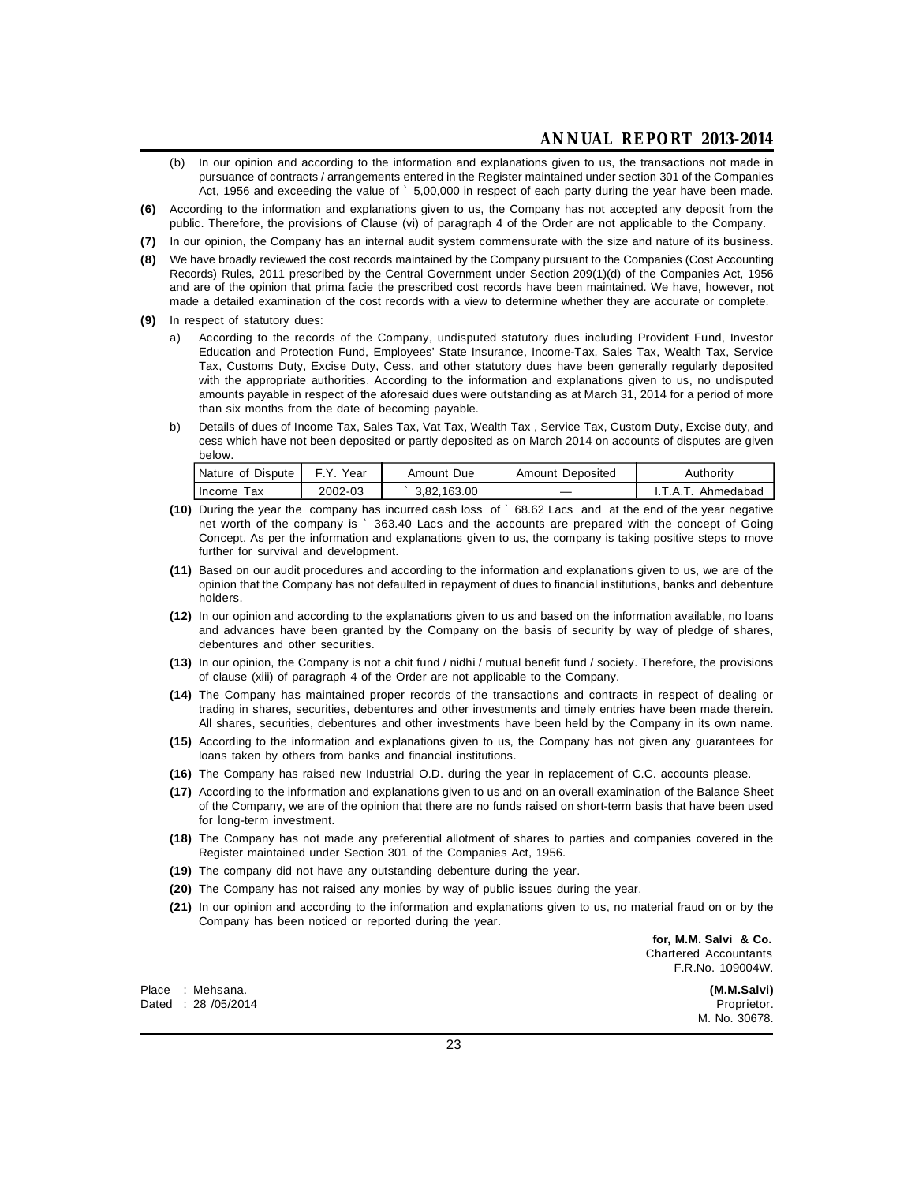(b) In our opinion and according to the information and explanations given to us, the transactions not made in pursuance of contracts / arrangements entered in the Register maintained under section 301 of the Companies Act, 1956 and exceeding the value of ` 5,00,000 in respect of each party during the year have been made.

**(6)** According to the information and explanations given to us, the Company has not accepted any deposit from the public. Therefore, the provisions of Clause (vi) of paragraph 4 of the Order are not applicable to the Company.

**(7)** In our opinion, the Company has an internal audit system commensurate with the size and nature of its business.

**(8)** We have broadly reviewed the cost records maintained by the Company pursuant to the Companies (Cost Accounting Records) Rules, 2011 prescribed by the Central Government under Section 209(1)(d) of the Companies Act, 1956 and are of the opinion that prima facie the prescribed cost records have been maintained. We have, however, not made a detailed examination of the cost records with a view to determine whether they are accurate or complete.

**(9)** In respect of statutory dues:

a) According to the records of the Company, undisputed statutory dues including Provident Fund, Investor Education and Protection Fund, Employees' State Insurance, Income-Tax, Sales Tax, Wealth Tax, Service Tax, Customs Duty, Excise Duty, Cess, and other statutory dues have been generally regularly deposited with the appropriate authorities. According to the information and explanations given to us, no undisputed amounts payable in respect of the aforesaid dues were outstanding as at March 31, 2014 for a period of more than six months from the date of becoming payable.

b) Details of dues of Income Tax, Sales Tax, Vat Tax, Wealth Tax , Service Tax, Custom Duty, Excise duty, and cess which have not been deposited or partly deposited as on March 2014 on accounts of disputes are given below.

| Nature of Dispute | F.Y. Year | Amount Due | Amount Deposited | Authority |
|---|---|---|---|---|
| Income Tax | 2002-03 | ` 3,82,163.00 | — | I.T.A.T. Ahmedabad |

**(10)** During the year the company has incurred cash loss of ` 68.62 Lacs and at the end of the year negative net worth of the company is ` 363.40 Lacs and the accounts are prepared with the concept of Going Concept. As per the information and explanations given to us, the company is taking positive steps to move further for survival and development.

**(11)** Based on our audit procedures and according to the information and explanations given to us, we are of the opinion that the Company has not defaulted in repayment of dues to financial institutions, banks and debenture holders.

**(12)** In our opinion and according to the explanations given to us and based on the information available, no loans and advances have been granted by the Company on the basis of security by way of pledge of shares, debentures and other securities.

**(13)** In our opinion, the Company is not a chit fund / nidhi / mutual benefit fund / society. Therefore, the provisions of clause (xiii) of paragraph 4 of the Order are not applicable to the Company.

**(14)** The Company has maintained proper records of the transactions and contracts in respect of dealing or trading in shares, securities, debentures and other investments and timely entries have been made therein. All shares, securities, debentures and other investments have been held by the Company in its own name.

**(15)** According to the information and explanations given to us, the Company has not given any guarantees for loans taken by others from banks and financial institutions.

**(16)** The Company has raised new Industrial O.D. during the year in replacement of C.C. accounts please.

**(17)** According to the information and explanations given to us and on an overall examination of the Balance Sheet of the Company, we are of the opinion that there are no funds raised on short-term basis that have been used for long-term investment.

**(18)** The Company has not made any preferential allotment of shares to parties and companies covered in the Register maintained under Section 301 of the Companies Act, 1956.

**(19)** The company did not have any outstanding debenture during the year.

**(20)** The Company has not raised any monies by way of public issues during the year.

**(21)** In our opinion and according to the information and explanations given to us, no material fraud on or by the Company has been noticed or reported during the year.

**for, M.M. Salvi & Co.**
Chartered Accountants
F.R.No. 109004W.

Place : Mehsana.
Dated : 28 /05/2014

**(M.M.Salvi)**
Proprietor.
M. No. 30678.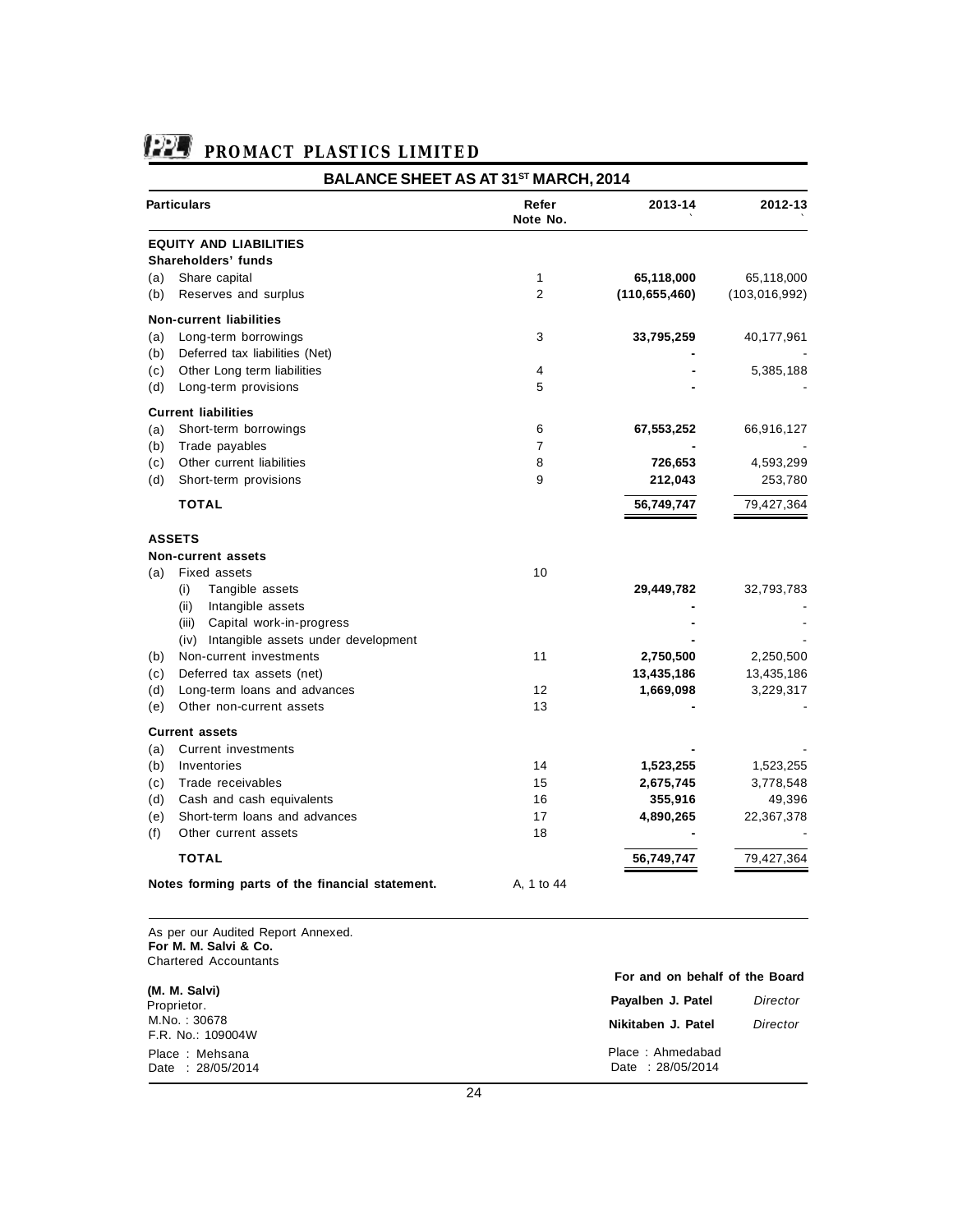# PROMACT PLASTICS LIMITED

## BALANCE SHEET AS AT 31ST MARCH, 2014

| Particulars | Refer Note No. | 2013-14 ` | 2012-13 ` |
|---|---|---|---|
| **EQUITY AND LIABILITIES** | | | |
| **Shareholders' funds** | | | |
| (a) Share capital | 1 | **65,118,000** | 65,118,000 |
| (b) Reserves and surplus | 2 | **(110,655,460)** | (103,016,992) |
| **Non-current liabilities** | | | |
| (a) Long-term borrowings | 3 | **33,795,259** | 40,177,961 |
| (b) Deferred tax liabilities (Net) | | **-** | - |
| (c) Other Long term liabilities | 4 | **-** | 5,385,188 |
| (d) Long-term provisions | 5 | **-** | - |
| **Current liabilities** | | | |
| (a) Short-term borrowings | 6 | **67,553,252** | 66,916,127 |
| (b) Trade payables | 7 | **-** | - |
| (c) Other current liabilities | 8 | **726,653** | 4,593,299 |
| (d) Short-term provisions | 9 | **212,043** | 253,780 |
| **TOTAL** | | **56,749,747** | 79,427,364 |
| **ASSETS** | | | |
| **Non-current assets** | | | |
| (a) Fixed assets | 10 | | |
| (i) Tangible assets | | **29,449,782** | 32,793,783 |
| (ii) Intangible assets | | **-** | - |
| (iii) Capital work-in-progress | | **-** | - |
| (iv) Intangible assets under development | | **-** | - |
| (b) Non-current investments | 11 | **2,750,500** | 2,250,500 |
| (c) Deferred tax assets (net) | | **13,435,186** | 13,435,186 |
| (d) Long-term loans and advances | 12 | **1,669,098** | 3,229,317 |
| (e) Other non-current assets | 13 | **-** | - |
| **Current assets** | | | |
| (a) Current investments | | **-** | - |
| (b) Inventories | 14 | **1,523,255** | 1,523,255 |
| (c) Trade receivables | 15 | **2,675,745** | 3,778,548 |
| (d) Cash and cash equivalents | 16 | **355,916** | 49,396 |
| (e) Short-term loans and advances | 17 | **4,890,265** | 22,367,378 |
| (f) Other current assets | 18 | **-** | - |
| **TOTAL** | | **56,749,747** | 79,427,364 |
| **Notes forming parts of the financial statement.** | A, 1 to 44 | | |

As per our Audited Report Annexed.
**For M. M. Salvi & Co.**
Chartered Accountants

**(M. M. Salvi)**
Proprietor.
M.No. : 30678
F.R. No.: 109004W

Place : Mehsana
Date : 28/05/2014

**For and on behalf of the Board**

**Payalben J. Patel** *Director*

**Nikitaben J. Patel** *Director*

Place : Ahmedabad
Date : 28/05/2014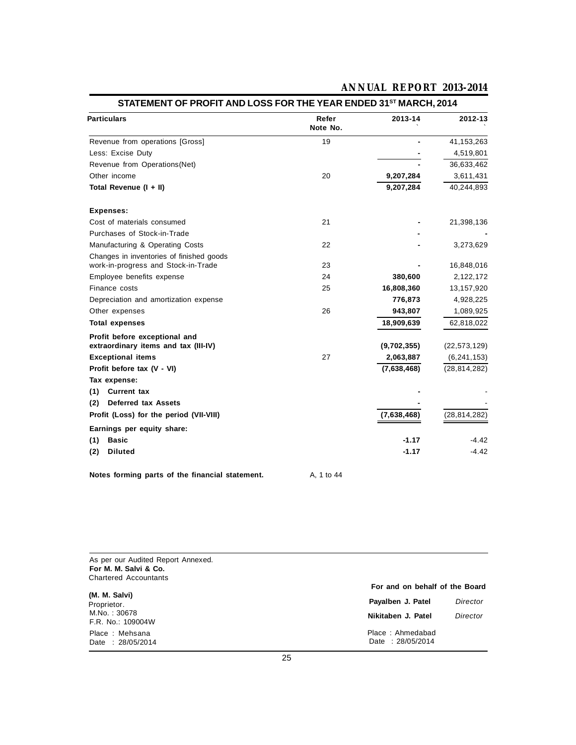## STATEMENT OF PROFIT AND LOSS FOR THE YEAR ENDED 31ST MARCH, 2014

| Particulars | Refer Note No. | 2013-14 ` | 2012-13 ` |
|---|---|---|---|
| Revenue from operations [Gross] | 19 | - | 41,153,263 |
| Less: Excise Duty | | - | 4,519,801 |
| Revenue from Operations(Net) | | - | 36,633,462 |
| Other income | 20 | **9,207,284** | 3,611,431 |
| **Total Revenue (I + II)** | | **9,207,284** | 40,244,893 |
| **Expenses:** | | | |
| Cost of materials consumed | 21 | - | 21,398,136 |
| Purchases of Stock-in-Trade | | - | - |
| Manufacturing & Operating Costs | 22 | - | 3,273,629 |
| Changes in inventories of finished goods work-in-progress and Stock-in-Trade | 23 | - | 16,848,016 |
| Employee benefits expense | 24 | **380,600** | 2,122,172 |
| Finance costs | 25 | **16,808,360** | 13,157,920 |
| Depreciation and amortization expense | | **776,873** | 4,928,225 |
| Other expenses | 26 | **943,807** | 1,089,925 |
| **Total expenses** | | **18,909,639** | 62,818,022 |
| **Profit before exceptional and extraordinary items and tax (III-IV)** | | **(9,702,355)** | (22,573,129) |
| **Exceptional items** | 27 | **2,063,887** | (6,241,153) |
| **Profit before tax (V - VI)** | | **(7,638,468)** | (28,814,282) |
| **Tax expense:** | | | |
| **(1) Current tax** | | - | - |
| **(2) Deferred tax Assets** | | - | - |
| **Profit (Loss) for the period (VII-VIII)** | | **(7,638,468)** | (28,814,282) |
| **Earnings per equity share:** | | | |
| **(1) Basic** | | **-1.17** | -4.42 |
| **(2) Diluted** | | **-1.17** | -4.42 |

**Notes forming parts of the financial statement.** A, 1 to 44

As per our Audited Report Annexed.
**For M. M. Salvi & Co.**
Chartered Accountants

**(M. M. Salvi)**
Proprietor.
M.No. : 30678
F.R. No.: 109004W
Place : Mehsana
Date : 28/05/2014

**For and on behalf of the Board**

**Payalben J. Patel** *Director*
**Nikitaben J. Patel** *Director*

Place : Ahmedabad
Date : 28/05/2014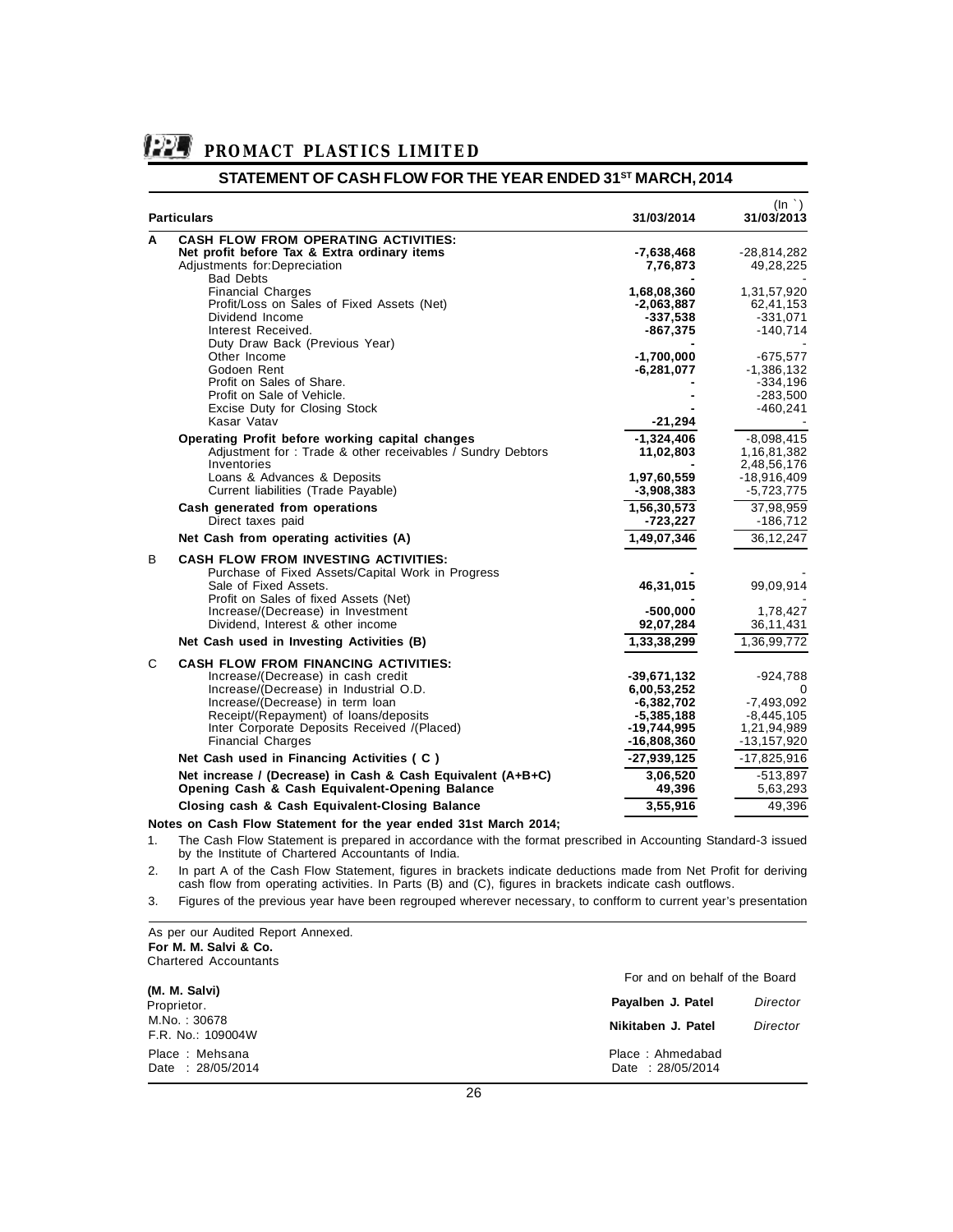# PROMACT PLASTICS LIMITED

## STATEMENT OF CASH FLOW FOR THE YEAR ENDED 31ST MARCH, 2014

| | Particulars | 31/03/2014 | (In `) 31/03/2013 |
|---|---|---|---|
| **A** | **CASH FLOW FROM OPERATING ACTIVITIES:** | | |
| | **Net profit before Tax & Extra ordinary items** | **-7,638,468** | -28,814,282 |
| | Adjustments for:Depreciation | **7,76,873** | 49,28,225 |
| | Bad Debts | **-** | - |
| | Financial Charges | **1,68,08,360** | 1,31,57,920 |
| | Profit/Loss on Sales of Fixed Assets (Net) | **-2,063,887** | 62,41,153 |
| | Dividend Income | **-337,538** | -331,071 |
| | Interest Received. | **-867,375** | -140,714 |
| | Duty Draw Back (Previous Year) | **-** | - |
| | Other Income | **-1,700,000** | -675,577 |
| | Godoen Rent | **-6,281,077** | -1,386,132 |
| | Profit on Sales of Share. | **-** | -334,196 |
| | Profit on Sale of Vehicle. | **-** | -283,500 |
| | Excise Duty for Closing Stock | **-** | -460,241 |
| | Kasar Vatav | **-21,294** | - |
| | **Operating Profit before working capital changes** | **-1,324,406** | -8,098,415 |
| | Adjustment for : Trade & other receivables / Sundry Debtors | **11,02,803** | 1,16,81,382 |
| | Inventories | **-** | 2,48,56,176 |
| | Loans & Advances & Deposits | **1,97,60,559** | -18,916,409 |
| | Current liabilities (Trade Payable) | **-3,908,383** | -5,723,775 |
| | **Cash generated from operations** | **1,56,30,573** | 37,98,959 |
| | Direct taxes paid | **-723,227** | -186,712 |
| | **Net Cash from operating activities (A)** | **1,49,07,346** | 36,12,247 |
| B | **CASH FLOW FROM INVESTING ACTIVITIES:** | | |
| | Purchase of Fixed Assets/Capital Work in Progress | **-** | - |
| | Sale of Fixed Assets. | **46,31,015** | 99,09,914 |
| | Profit on Sales of fixed Assets (Net) | **-** | - |
| | Increase/(Decrease) in Investment | **-500,000** | 1,78,427 |
| | Dividend, Interest & other income | **92,07,284** | 36,11,431 |
| | **Net Cash used in Investing Activities (B)** | **1,33,38,299** | 1,36,99,772 |
| C | **CASH FLOW FROM FINANCING ACTIVITIES:** | | |
| | Increase/(Decrease) in cash credit | **-39,671,132** | -924,788 |
| | Increase/(Decrease) in Industrial O.D. | **6,00,53,252** | 0 |
| | Increase/(Decrease) in term loan | **-6,382,702** | -7,493,092 |
| | Receipt/(Repayment) of loans/deposits | **-5,385,188** | -8,445,105 |
| | Inter Corporate Deposits Received /(Placed) | **-19,744,995** | 1,21,94,989 |
| | Financial Charges | **-16,808,360** | -13,157,920 |
| | **Net Cash used in Financing Activities ( C )** | **-27,939,125** | -17,825,916 |
| | **Net increase / (Decrease) in Cash & Cash Equivalent (A+B+C)** | **3,06,520** | -513,897 |
| | **Opening Cash & Cash Equivalent-Opening Balance** | **49,396** | 5,63,293 |
| | **Closing cash & Cash Equivalent-Closing Balance** | **3,55,916** | 49,396 |

**Notes on Cash Flow Statement for the year ended 31st March 2014;**

1. The Cash Flow Statement is prepared in accordance with the format prescribed in Accounting Standard-3 issued by the Institute of Chartered Accountants of India.
2. In part A of the Cash Flow Statement, figures in brackets indicate deductions made from Net Profit for deriving cash flow from operating activities. In Parts (B) and (C), figures in brackets indicate cash outflows.
3. Figures of the previous year have been regrouped wherever necessary, to confform to current year's presentation

As per our Audited Report Annexed.
**For M. M. Salvi & Co.**
Chartered Accountants

**(M. M. Salvi)**
Proprietor.
M.No. : 30678
F.R. No.: 109004W

Place : Mehsana
Date : 28/05/2014

For and on behalf of the Board

**Payalben J. Patel** *Director*

**Nikitaben J. Patel** *Director*

Place : Ahmedabad
Date : 28/05/2014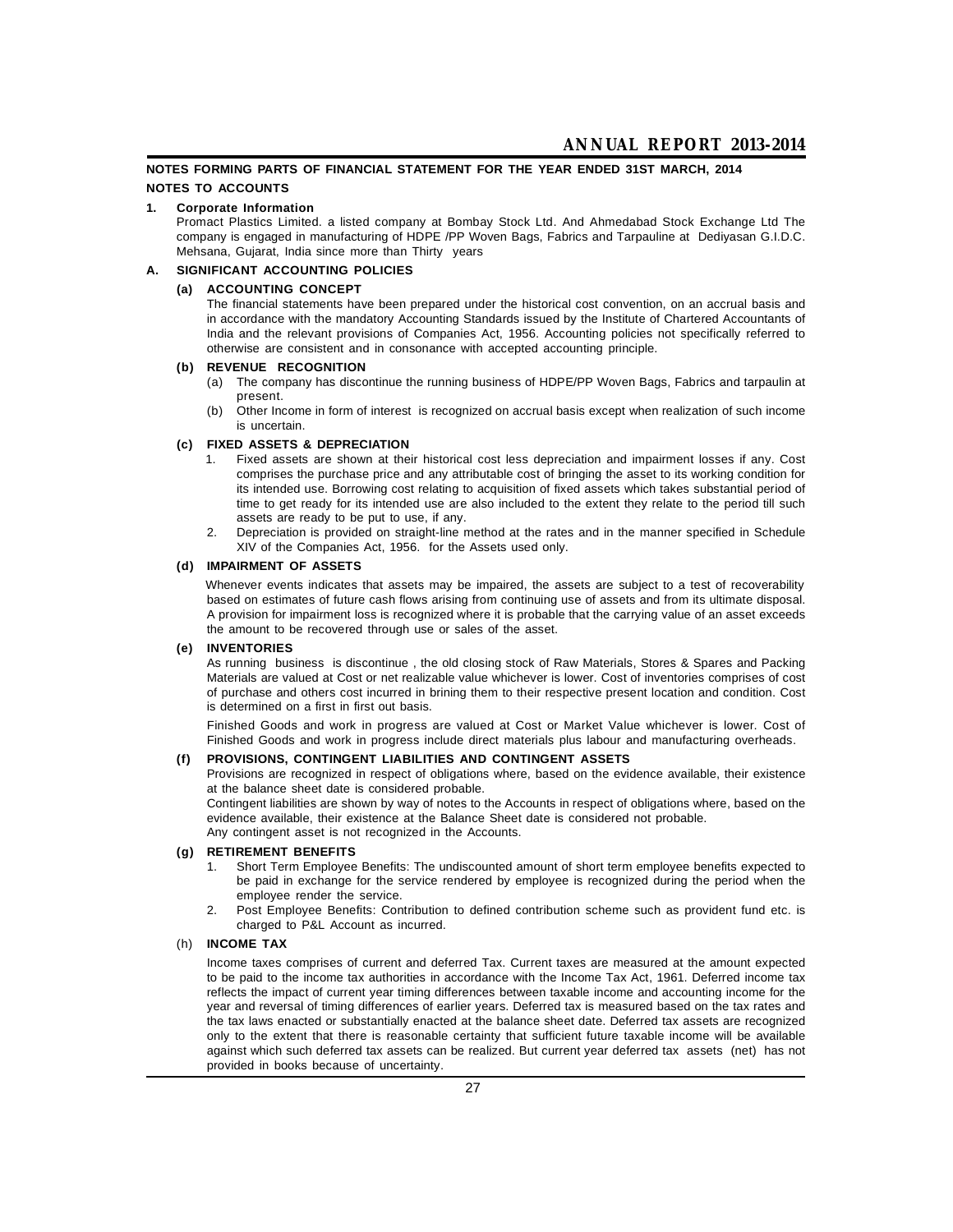## NOTES FORMING PARTS OF FINANCIAL STATEMENT FOR THE YEAR ENDED 31ST MARCH, 2014

## NOTES TO ACCOUNTS

**1. Corporate Information**

Promact Plastics Limited. a listed company at Bombay Stock Ltd. And Ahmedabad Stock Exchange Ltd The company is engaged in manufacturing of HDPE /PP Woven Bags, Fabrics and Tarpauline at Dediyasan G.I.D.C. Mehsana, Gujarat, India since more than Thirty years

### A. SIGNIFICANT ACCOUNTING POLICIES

**(a) ACCOUNTING CONCEPT**

The financial statements have been prepared under the historical cost convention, on an accrual basis and in accordance with the mandatory Accounting Standards issued by the Institute of Chartered Accountants of India and the relevant provisions of Companies Act, 1956. Accounting policies not specifically referred to otherwise are consistent and in consonance with accepted accounting principle.

**(b) REVENUE RECOGNITION**

(a) The company has discontinue the running business of HDPE/PP Woven Bags, Fabrics and tarpaulin at present.

(b) Other Income in form of interest is recognized on accrual basis except when realization of such income is uncertain.

**(c) FIXED ASSETS & DEPRECIATION**

1. Fixed assets are shown at their historical cost less depreciation and impairment losses if any. Cost comprises the purchase price and any attributable cost of bringing the asset to its working condition for its intended use. Borrowing cost relating to acquisition of fixed assets which takes substantial period of time to get ready for its intended use are also included to the extent they relate to the period till such assets are ready to be put to use, if any.
2. Depreciation is provided on straight-line method at the rates and in the manner specified in Schedule XIV of the Companies Act, 1956. for the Assets used only.

**(d) IMPAIRMENT OF ASSETS**

Whenever events indicates that assets may be impaired, the assets are subject to a test of recoverability based on estimates of future cash flows arising from continuing use of assets and from its ultimate disposal. A provision for impairment loss is recognized where it is probable that the carrying value of an asset exceeds the amount to be recovered through use or sales of the asset.

**(e) INVENTORIES**

As running business is discontinue , the old closing stock of Raw Materials, Stores & Spares and Packing Materials are valued at Cost or net realizable value whichever is lower. Cost of inventories comprises of cost of purchase and others cost incurred in brining them to their respective present location and condition. Cost is determined on a first in first out basis.

Finished Goods and work in progress are valued at Cost or Market Value whichever is lower. Cost of Finished Goods and work in progress include direct materials plus labour and manufacturing overheads.

**(f) PROVISIONS, CONTINGENT LIABILITIES AND CONTINGENT ASSETS**

Provisions are recognized in respect of obligations where, based on the evidence available, their existence at the balance sheet date is considered probable.

Contingent liabilities are shown by way of notes to the Accounts in respect of obligations where, based on the evidence available, their existence at the Balance Sheet date is considered not probable.

Any contingent asset is not recognized in the Accounts.

**(g) RETIREMENT BENEFITS**

1. Short Term Employee Benefits: The undiscounted amount of short term employee benefits expected to be paid in exchange for the service rendered by employee is recognized during the period when the employee render the service.
2. Post Employee Benefits: Contribution to defined contribution scheme such as provident fund etc. is charged to P&L Account as incurred.

(h) **INCOME TAX**

Income taxes comprises of current and deferred Tax. Current taxes are measured at the amount expected to be paid to the income tax authorities in accordance with the Income Tax Act, 1961. Deferred income tax reflects the impact of current year timing differences between taxable income and accounting income for the year and reversal of timing differences of earlier years. Deferred tax is measured based on the tax rates and the tax laws enacted or substantially enacted at the balance sheet date. Deferred tax assets are recognized only to the extent that there is reasonable certainty that sufficient future taxable income will be available against which such deferred tax assets can be realized. But current year deferred tax assets (net) has not provided in books because of uncertainty.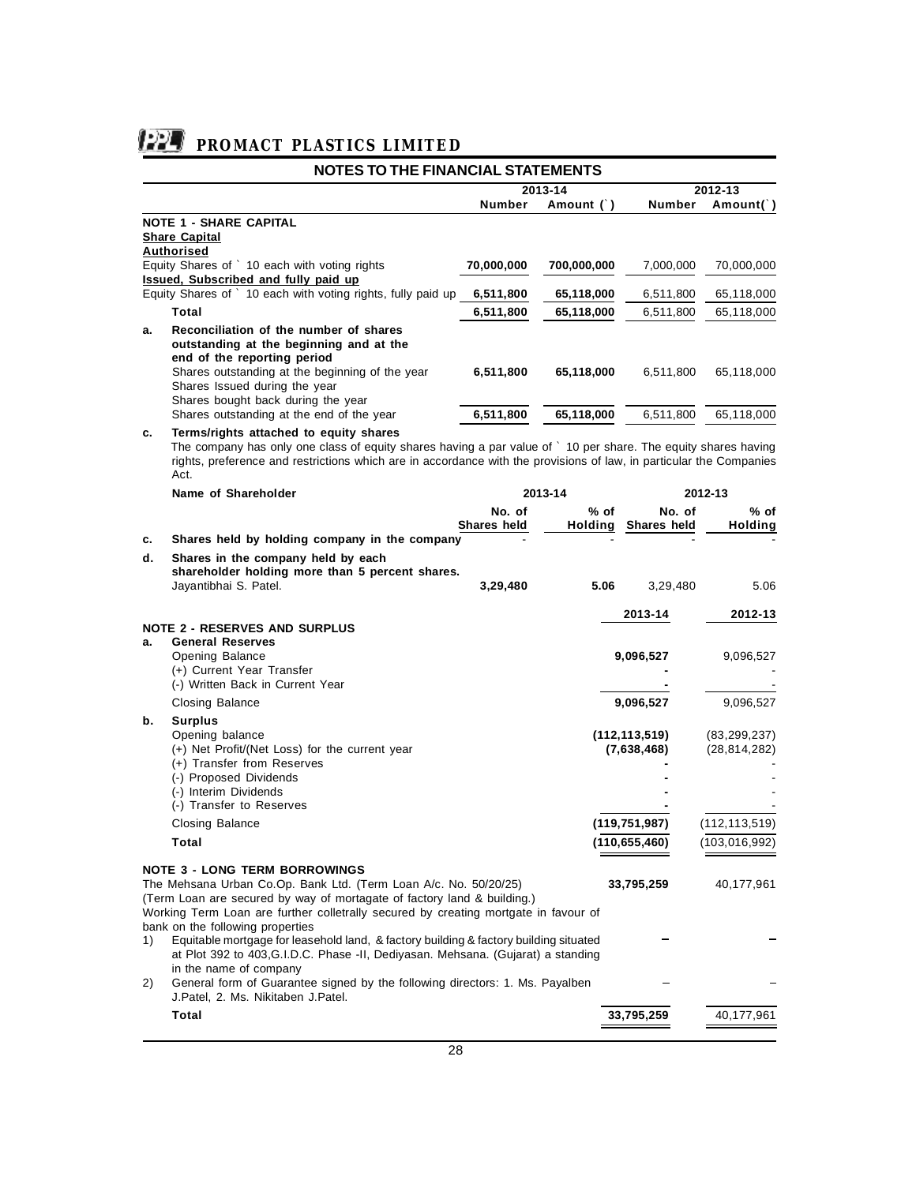## NOTES TO THE FINANCIAL STATEMENTS

| | 2013-14 | | 2012-13 | |
|---|---|---|---|---|
| | **Number** | **Amount (`)** | **Number** | **Amount(`)** |
| **NOTE 1 - SHARE CAPITAL** | | | | |
| **Share Capital** | | | | |
| **Authorised** | | | | |
| Equity Shares of ` 10 each with voting rights | **70,000,000** | **700,000,000** | 7,000,000 | 70,000,000 |
| **Issued, Subscribed and fully paid up** | | | | |
| Equity Shares of ` 10 each with voting rights, fully paid up | **6,511,800** | **65,118,000** | 6,511,800 | 65,118,000 |
| **Total** | **6,511,800** | **65,118,000** | 6,511,800 | 65,118,000 |
| **a. Reconciliation of the number of shares outstanding at the beginning and at the end of the reporting period** | | | | |
| Shares outstanding at the beginning of the year | **6,511,800** | **65,118,000** | 6,511,800 | 65,118,000 |
| Shares Issued during the year | | | | |
| Shares bought back during the year | | | | |
| Shares outstanding at the end of the year | **6,511,800** | **65,118,000** | 6,511,800 | 65,118,000 |

**c. Terms/rights attached to equity shares**

The company has only one class of equity shares having a par value of ` 10 per share. The equity shares having rights, preference and restrictions which are in accordance with the provisions of law, in particular the Companies Act.

| | **Name of Shareholder** | 2013-14 | | 2012-13 | |
|---|---|---|---|---|---|
| | | **No. of Shares held** | **% of Holding** | **No. of Shares held** | **% of Holding** |
| **c.** | **Shares held by holding company in the company** | - | - | - | - |
| **d.** | **Shares in the company held by each shareholder holding more than 5 percent shares.** | | | | |
| | Jayantibhai S. Patel. | **3,29,480** | **5.06** | 3,29,480 | 5.06 |

| | | **2013-14** | **2012-13** |
|---|---|---|---|
| | **NOTE 2 - RESERVES AND SURPLUS** | | |
| **a.** | **General Reserves** | | |
| | Opening Balance | **9,096,527** | 9,096,527 |
| | (+) Current Year Transfer | **-** | - |
| | (-) Written Back in Current Year | **-** | - |
| | Closing Balance | **9,096,527** | 9,096,527 |
| **b.** | **Surplus** | | |
| | Opening balance | **(112,113,519)** | (83,299,237) |
| | (+) Net Profit/(Net Loss) for the current year | **(7,638,468)** | (28,814,282) |
| | (+) Transfer from Reserves | **-** | - |
| | (-) Proposed Dividends | **-** | - |
| | (-) Interim Dividends | **-** | - |
| | (-) Transfer to Reserves | **-** | - |
| | Closing Balance | **(119,751,987)** | (112,113,519) |
| | **Total** | **(110,655,460)** | (103,016,992) |

| | | **2013-14** | **2012-13** |
|---|---|---|---|
| | **NOTE 3 - LONG TERM BORROWINGS** | | |
| | The Mehsana Urban Co.Op. Bank Ltd. (Term Loan A/c. No. 50/20/25) (Term Loan are secured by way of mortagate of factory land & building.) Working Term Loan are further colletrally secured by creating mortgage in favour of bank on the following properties | **33,795,259** | 40,177,961 |
| 1) | Equitable mortgage for leasehold land, & factory building & factory building situated at Plot 392 to 403,G.I.D.C. Phase -II, Dediyasan. Mehsana. (Gujarat) a standing in the name of company | **–** | – |
| 2) | General form of Guarantee signed by the following directors: 1. Ms. Payalben J.Patel, 2. Ms. Nikitaben J.Patel. | – | – |
| | **Total** | **33,795,259** | 40,177,961 |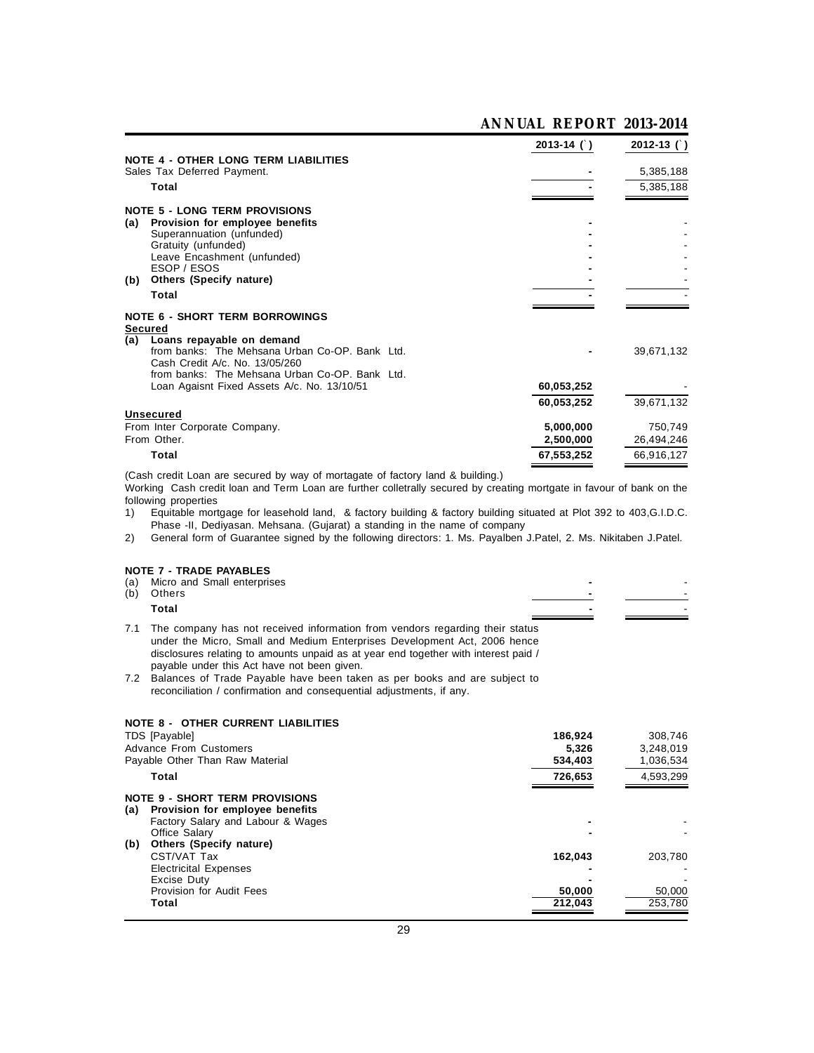| | 2013-14 (`) | 2012-13 (`) |
|---|---|---|
| **NOTE 4 - OTHER LONG TERM LIABILITIES** | | |
| Sales Tax Deferred Payment. | - | 5,385,188 |
| **Total** | - | 5,385,188 |
| **NOTE 5 - LONG TERM PROVISIONS** | | |
| **(a) Provision for employee benefits** | - | - |
| Superannuation (unfunded) | - | - |
| Gratuity (unfunded) | - | - |
| Leave Encashment (unfunded) | - | - |
| ESOP / ESOS | - | - |
| **(b) Others (Specify nature)** | - | - |
| **Total** | - | - |
| **NOTE 6 - SHORT TERM BORROWINGS** | | |
| **Secured** | | |
| **(a) Loans repayable on demand** | | |
| from banks: The Mehsana Urban Co-OP. Bank Ltd. Cash Credit A/c. No. 13/05/260 | - | 39,671,132 |
| from banks: The Mehsana Urban Co-OP. Bank Ltd. Loan Agaisnt Fixed Assets A/c. No. 13/10/51 | 60,053,252 | - |
| | 60,053,252 | 39,671,132 |
| **Unsecured** | | |
| From Inter Corporate Company. | 5,000,000 | 750,749 |
| From Other. | 2,500,000 | 26,494,246 |
| **Total** | 67,553,252 | 66,916,127 |

(Cash credit Loan are secured by way of mortagate of factory land & building.)

Working Cash credit loan and Term Loan are further colletrally secured by creating mortgate in favour of bank on the following properties

1) Equitable mortgage for leasehold land, & factory building & factory building situated at Plot 392 to 403,G.I.D.C. Phase -II, Dediyasan. Mehsana. (Gujarat) a standing in the name of company
2) General form of Guarantee signed by the following directors: 1. Ms. Payalben J.Patel, 2. Ms. Nikitaben J.Patel.

| | 2013-14 (`) | 2012-13 (`) |
|---|---|---|
| **NOTE 7 - TRADE PAYABLES** | | |
| (a) Micro and Small enterprises | - | - |
| (b) Others | - | - |
| **Total** | - | - |

7.1 The company has not received information from vendors regarding their status under the Micro, Small and Medium Enterprises Development Act, 2006 hence disclosures relating to amounts unpaid as at year end together with interest paid / payable under this Act have not been given.

7.2 Balances of Trade Payable have been taken as per books and are subject to reconciliation / confirmation and consequential adjustments, if any.

| | 2013-14 (`) | 2012-13 (`) |
|---|---|---|
| **NOTE 8 - OTHER CURRENT LIABILITIES** | | |
| TDS [Payable] | 186,924 | 308,746 |
| Advance From Customers | 5,326 | 3,248,019 |
| Payable Other Than Raw Material | 534,403 | 1,036,534 |
| **Total** | 726,653 | 4,593,299 |
| **NOTE 9 - SHORT TERM PROVISIONS** | | |
| **(a) Provision for employee benefits** | | |
| Factory Salary and Labour & Wages | - | - |
| Office Salary | - | - |
| **(b) Others (Specify nature)** | | |
| CST/VAT Tax | 162,043 | 203,780 |
| Electricital Expenses | - | - |
| Excise Duty | - | - |
| Provision for Audit Fees | 50,000 | 50,000 |
| **Total** | 212,043 | 253,780 |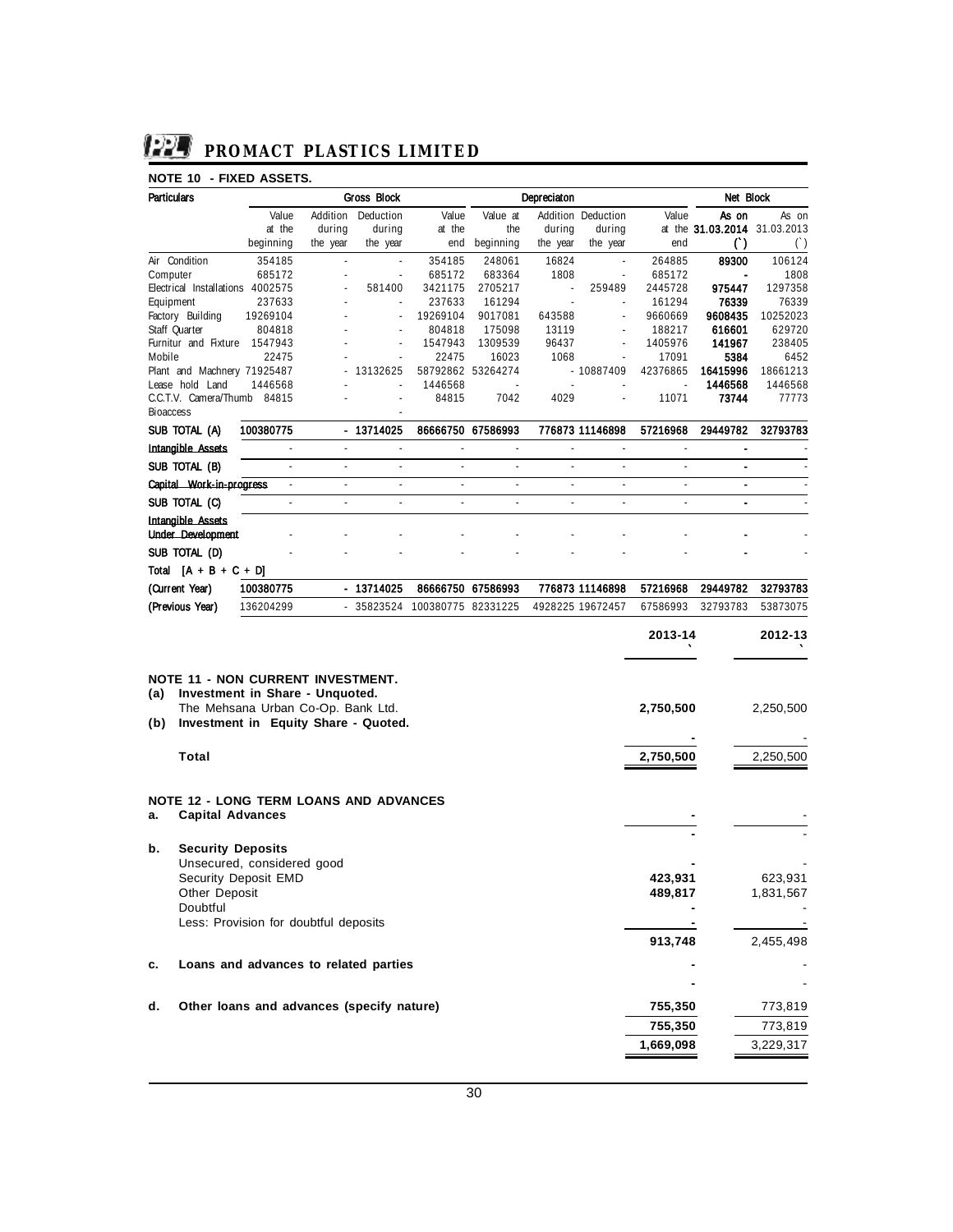## PROMACT PLASTICS LIMITED

### NOTE 10 - FIXED ASSETS.

| Particulars | Gross Block | | | | Depreciaton | | | | Net Block | |
|---|---|---|---|---|---|---|---|---|---|---|
| | Value at the beginning | Addition during the year | Deduction during the year | Value at the end | Value at the beginning | Addition during the year | Deduction during the year | Value at the end | As on 31.03.2014 (`) | As on 31.03.2013 (`) |
| Air Condition | 354185 | - | - | 354185 | 248061 | 16824 | - | 264885 | 89300 | 106124 |
| Computer | 685172 | - | - | 685172 | 683364 | 1808 | - | 685172 | - | 1808 |
| Electrical Installations | 4002575 | - | 581400 | 3421175 | 2705217 | - | 259489 | 2445728 | 975447 | 1297358 |
| Equipment | 237633 | - | - | 237633 | 161294 | - | - | 161294 | 76339 | 76339 |
| Factory Building | 19269104 | - | - | 19269104 | 9017081 | 643588 | - | 9660669 | 9608435 | 10252023 |
| Staff Quarter | 804818 | - | - | 804818 | 175098 | 13119 | - | 188217 | 616601 | 629720 |
| Furnitur and Fixture | 1547943 | - | - | 1547943 | 1309539 | 96437 | - | 1405976 | 141967 | 238405 |
| Mobile | 22475 | - | - | 22475 | 16023 | 1068 | - | 17091 | 5384 | 6452 |
| Plant and Machnery | 71925487 | - | 13132625 | 58792862 | 53264274 | - | 10887409 | 42376865 | 16415996 | 18661213 |
| Lease hold Land | 1446568 | - | - | 1446568 | - | - | - | - | 1446568 | 1446568 |
| C.C.T.V. Camera/Thumb Bioaccess | 84815 | - | - | 84815 | 7042 | 4029 | - | 11071 | 73744 | 77773 |
| **SUB TOTAL (A)** | **100380775** | - | **13714025** | **86666750** | **67586993** | **776873** | **11146898** | **57216968** | **29449782** | **32793783** |
| **Intangible Assets** | - | - | - | - | - | - | - | - | - | - |
| **SUB TOTAL (B)** | - | - | - | - | - | - | - | - | - | - |
| **Capital Work-in-progress** | - | - | - | - | - | - | - | - | - | - |
| **SUB TOTAL (C)** | - | - | - | - | - | - | - | - | - | - |
| **Intangible Assets Under Development** | - | - | - | - | - | - | - | - | - | - |
| **SUB TOTAL (D)** | - | - | - | - | - | - | - | - | - | - |
| **Total [A + B + C + D]** | | | | | | | | | | |
| **(Current Year)** | **100380775** | - | **13714025** | **86666750** | **67586993** | **776873** | **11146898** | **57216968** | **29449782** | **32793783** |
| **(Previous Year)** | 136204299 | - | 35823524 | 100380775 | 82331225 | 4928225 | 19672457 | 67586993 | 32793783 | 53873075 |

| | 2013-14 ` | 2012-13 ` |
|---|---|---|
| **NOTE 11 - NON CURRENT INVESTMENT.** | | |
| **(a) Investment in Share - Unquoted.** | | |
| The Mehsana Urban Co-Op. Bank Ltd. | **2,750,500** | 2,250,500 |
| **(b) Investment in Equity Share - Quoted.** | **-** | - |
| **Total** | **2,750,500** | 2,250,500 |
| | | |
| **NOTE 12 - LONG TERM LOANS AND ADVANCES** | | |
| **a. Capital Advances** | **-** | - |
| | **-** | - |
| **b. Security Deposits** | | |
| Unsecured, considered good | **-** | - |
| Security Deposit EMD | **423,931** | 623,931 |
| Other Deposit | **489,817** | 1,831,567 |
| Doubtful | **-** | - |
| Less: Provision for doubtful deposits | **-** | - |
| | **913,748** | 2,455,498 |
| **c. Loans and advances to related parties** | **-** | - |
| | **-** | - |
| **d. Other loans and advances (specify nature)** | **755,350** | 773,819 |
| | **755,350** | 773,819 |
| | **1,669,098** | 3,229,317 |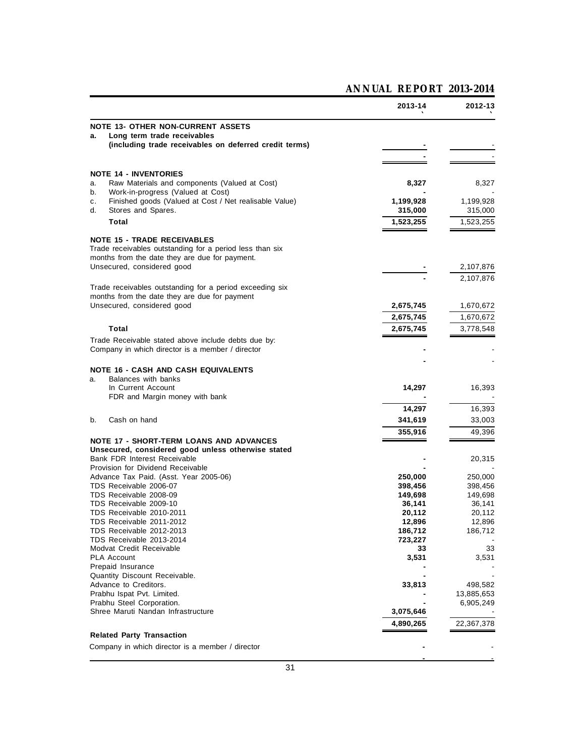| | 2013-14 ` | 2012-13 ` |
|---|---|---|
| **NOTE 13- OTHER NON-CURRENT ASSETS** | | |
| **a. Long term trade receivables** | | |
| **(including trade receivables on deferred credit terms)** | - | - |
| | - | - |
| **NOTE 14 - INVENTORIES** | | |
| a. Raw Materials and components (Valued at Cost) | 8,327 | 8,327 |
| b. Work-in-progress (Valued at Cost) | - | - |
| c. Finished goods (Valued at Cost / Net realisable Value) | 1,199,928 | 1,199,928 |
| d. Stores and Spares. | 315,000 | 315,000 |
| **Total** | 1,523,255 | 1,523,255 |
| **NOTE 15 - TRADE RECEIVABLES** | | |
| Trade receivables outstanding for a period less than six months from the date they are due for payment. | | |
| Unsecured, considered good | - | 2,107,876 |
| | - | 2,107,876 |
| Trade receivables outstanding for a period exceeding six months from the date they are due for payment | | |
| Unsecured, considered good | 2,675,745 | 1,670,672 |
| | 2,675,745 | 1,670,672 |
| **Total** | 2,675,745 | 3,778,548 |
| Trade Receivable stated above include debts due by: | | |
| Company in which director is a member / director | - | - |
| | - | - |
| **NOTE 16 - CASH AND CASH EQUIVALENTS** | | |
| a. Balances with banks | | |
| In Current Account | 14,297 | 16,393 |
| FDR and Margin money with bank | - | - |
| | 14,297 | 16,393 |
| b. Cash on hand | 341,619 | 33,003 |
| | 355,916 | 49,396 |
| **NOTE 17 - SHORT-TERM LOANS AND ADVANCES** | | |
| **Unsecured, considered good unless otherwise stated** | | |
| Bank FDR Interest Receivable | - | 20,315 |
| Provision for Dividend Receivable | - | - |
| Advance Tax Paid. (Asst. Year 2005-06) | 250,000 | 250,000 |
| TDS Receivable 2006-07 | 398,456 | 398,456 |
| TDS Receivable 2008-09 | 149,698 | 149,698 |
| TDS Receivable 2009-10 | 36,141 | 36,141 |
| TDS Receivable 2010-2011 | 20,112 | 20,112 |
| TDS Receivable 2011-2012 | 12,896 | 12,896 |
| TDS Receivable 2012-2013 | 186,712 | 186,712 |
| TDS Receivable 2013-2014 | 723,227 | - |
| Modvat Credit Receivable | 33 | 33 |
| PLA Account | 3,531 | 3,531 |
| Prepaid Insurance | - | - |
| Quantity Discount Receivable. | - | - |
| Advance to Creditors. | 33,813 | 498,582 |
| Prabhu Ispat Pvt. Limited. | - | 13,885,653 |
| Prabhu Steel Corporation. | - | 6,905,249 |
| Shree Maruti Nandan Infrastructure | 3,075,646 | - |
| | 4,890,265 | 22,367,378 |
| **Related Party Transaction** | | |
| Company in which director is a member / director | - | - |
| | - | - |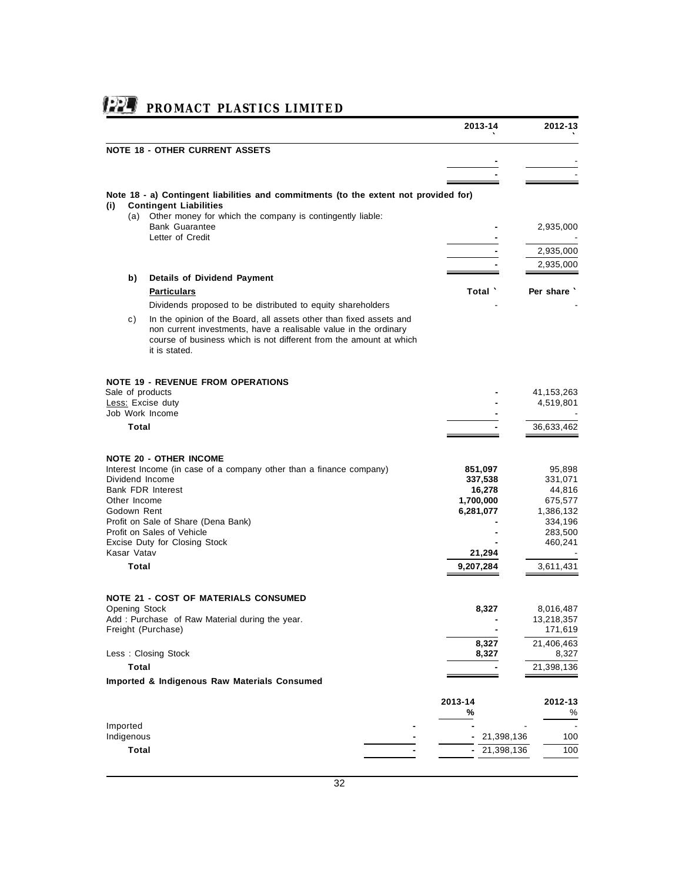| | 2013-14 ` | 2012-13 ` |
|---|---|---|
| **NOTE 18 - OTHER CURRENT ASSETS** | | |
| | - | - |
| | - | - |

**Note 18 - a) Contingent liabilities and commitments (to the extent not provided for)**

**(i) Contingent Liabilities**

(a) Other money for which the company is contingently liable:

| | 2013-14 | 2012-13 |
|---|---|---|
| Bank Guarantee | - | 2,935,000 |
| Letter of Credit | - | - |
| | - | 2,935,000 |
| | - | 2,935,000 |

**b) Details of Dividend Payment**

| **Particulars** | **Total `** | **Per share `** |
|---|---|---|
| Dividends proposed to be distributed to equity shareholders | - | - |

c) In the opinion of the Board, all assets other than fixed assets and non current investments, have a realisable value in the ordinary course of business which is not different from the amount at which it is stated.

**NOTE 19 - REVENUE FROM OPERATIONS**

| | 2013-14 | 2012-13 |
|---|---|---|
| Sale of products | - | 41,153,263 |
| Less: Excise duty | - | 4,519,801 |
| Job Work Income | - | - |
| **Total** | - | 36,633,462 |

**NOTE 20 - OTHER INCOME**

| | 2013-14 | 2012-13 |
|---|---|---|
| Interest Income (in case of a company other than a finance company) | **851,097** | 95,898 |
| Dividend Income | **337,538** | 331,071 |
| Bank FDR Interest | **16,278** | 44,816 |
| Other Income | **1,700,000** | 675,577 |
| Godown Rent | **6,281,077** | 1,386,132 |
| Profit on Sale of Share (Dena Bank) | - | 334,196 |
| Profit on Sales of Vehicle | - | 283,500 |
| Excise Duty for Closing Stock | - | 460,241 |
| Kasar Vatav | **21,294** | - |
| **Total** | **9,207,284** | 3,611,431 |

**NOTE 21 - COST OF MATERIALS CONSUMED**

| | 2013-14 | 2012-13 |
|---|---|---|
| Opening Stock | **8,327** | 8,016,487 |
| Add : Purchase of Raw Material during the year. | - | 13,218,357 |
| Freight (Purchase) | - | 171,619 |
| | **8,327** | 21,406,463 |
| Less : Closing Stock | **8,327** | 8,327 |
| **Total** | - | 21,398,136 |

**Imported & Indigenous Raw Materials Consumed**

| | 2013-14 | % | 2012-13 | % |
|---|---|---|---|---|
| Imported | - | - | - | - |
| Indigenous | - | - | 21,398,136 | 100 |
| **Total** | - | - | 21,398,136 | 100 |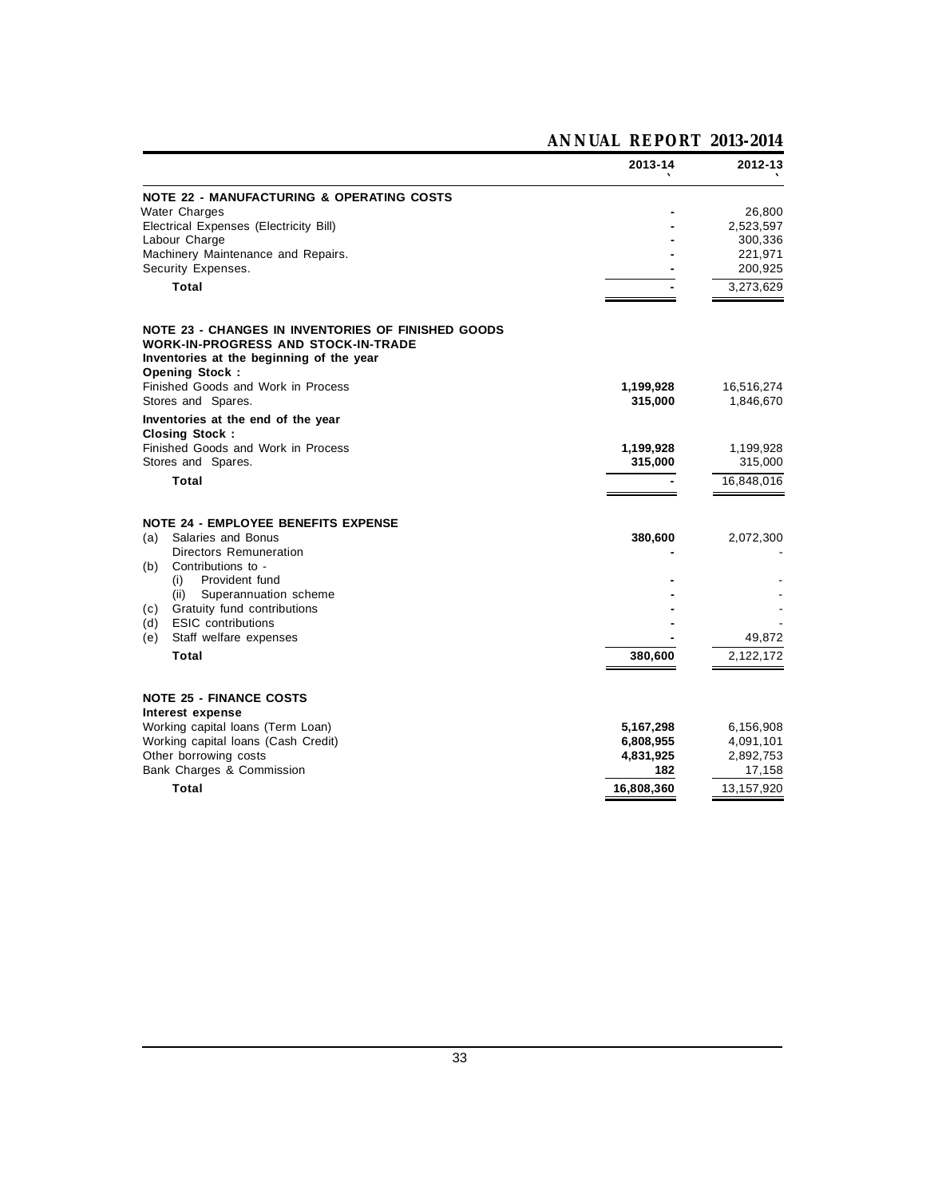| | 2013-14 ` | 2012-13 ` |
|---|---|---|
| **NOTE 22 - MANUFACTURING & OPERATING COSTS** | | |
| Water Charges | - | 26,800 |
| Electrical Expenses (Electricity Bill) | - | 2,523,597 |
| Labour Charge | - | 300,336 |
| Machinery Maintenance and Repairs. | - | 221,971 |
| Security Expenses. | - | 200,925 |
| **Total** | - | 3,273,629 |
| **NOTE 23 - CHANGES IN INVENTORIES OF FINISHED GOODS WORK-IN-PROGRESS AND STOCK-IN-TRADE** | | |
| **Inventories at the beginning of the year** | | |
| **Opening Stock :** | | |
| Finished Goods and Work in Process | **1,199,928** | 16,516,274 |
| Stores and Spares. | **315,000** | 1,846,670 |
| **Inventories at the end of the year** | | |
| **Closing Stock :** | | |
| Finished Goods and Work in Process | **1,199,928** | 1,199,928 |
| Stores and Spares. | **315,000** | 315,000 |
| **Total** | - | 16,848,016 |
| **NOTE 24 - EMPLOYEE BENEFITS EXPENSE** | | |
| (a) Salaries and Bonus | **380,600** | 2,072,300 |
| Directors Remuneration | - | - |
| (b) Contributions to - | | |
| (i) Provident fund | - | - |
| (ii) Superannuation scheme | - | - |
| (c) Gratuity fund contributions | - | - |
| (d) ESIC contributions | - | - |
| (e) Staff welfare expenses | - | 49,872 |
| **Total** | **380,600** | 2,122,172 |
| **NOTE 25 - FINANCE COSTS** | | |
| **Interest expense** | | |
| Working capital loans (Term Loan) | **5,167,298** | 6,156,908 |
| Working capital loans (Cash Credit) | **6,808,955** | 4,091,101 |
| Other borrowing costs | **4,831,925** | 2,892,753 |
| Bank Charges & Commission | **182** | 17,158 |
| **Total** | **16,808,360** | 13,157,920 |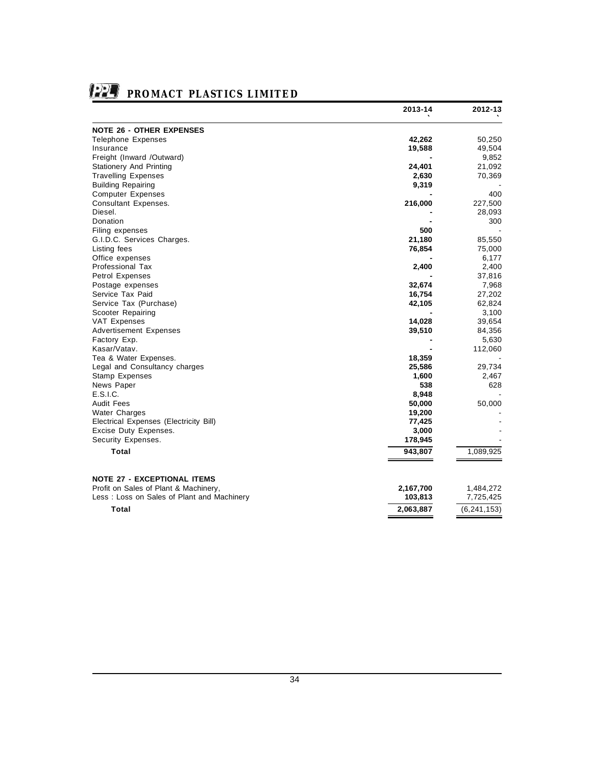| | 2013-14 ` | 2012-13 ` |
|---|---|---|
| **NOTE 26 - OTHER EXPENSES** | | |
| Telephone Expenses | **42,262** | 50,250 |
| Insurance | **19,588** | 49,504 |
| Freight (Inward /Outward) | **-** | 9,852 |
| Stationery And Printing | **24,401** | 21,092 |
| Travelling Expenses | **2,630** | 70,369 |
| Building Repairing | **9,319** | - |
| Computer Expenses | **-** | 400 |
| Consultant Expenses. | **216,000** | 227,500 |
| Diesel. | **-** | 28,093 |
| Donation | **-** | 300 |
| Filing expenses | **500** | - |
| G.I.D.C. Services Charges. | **21,180** | 85,550 |
| Listing fees | **76,854** | 75,000 |
| Office expenses | **-** | 6,177 |
| Professional Tax | **2,400** | 2,400 |
| Petrol Expenses | **-** | 37,816 |
| Postage expenses | **32,674** | 7,968 |
| Service Tax Paid | **16,754** | 27,202 |
| Service Tax (Purchase) | **42,105** | 62,824 |
| Scooter Repairing | **-** | 3,100 |
| VAT Expenses | **14,028** | 39,654 |
| Advertisement Expenses | **39,510** | 84,356 |
| Factory Exp. | **-** | 5,630 |
| Kasar/Vatav. | **-** | 112,060 |
| Tea & Water Expenses. | **18,359** | - |
| Legal and Consultancy charges | **25,586** | 29,734 |
| Stamp Expenses | **1,600** | 2,467 |
| News Paper | **538** | 628 |
| E.S.I.C. | **8,948** | - |
| Audit Fees | **50,000** | 50,000 |
| Water Charges | **19,200** | - |
| Electrical Expenses (Electricity Bill) | **77,425** | - |
| Excise Duty Expenses. | **3,000** | - |
| Security Expenses. | **178,945** | - |
| **Total** | **943,807** | 1,089,925 |

| | 2013-14 | 2012-13 |
|---|---|---|
| **NOTE 27 - EXCEPTIONAL ITEMS** | | |
| Profit on Sales of Plant & Machinery, | **2,167,700** | 1,484,272 |
| Less : Loss on Sales of Plant and Machinery | **103,813** | 7,725,425 |
| **Total** | **2,063,887** | (6,241,153) |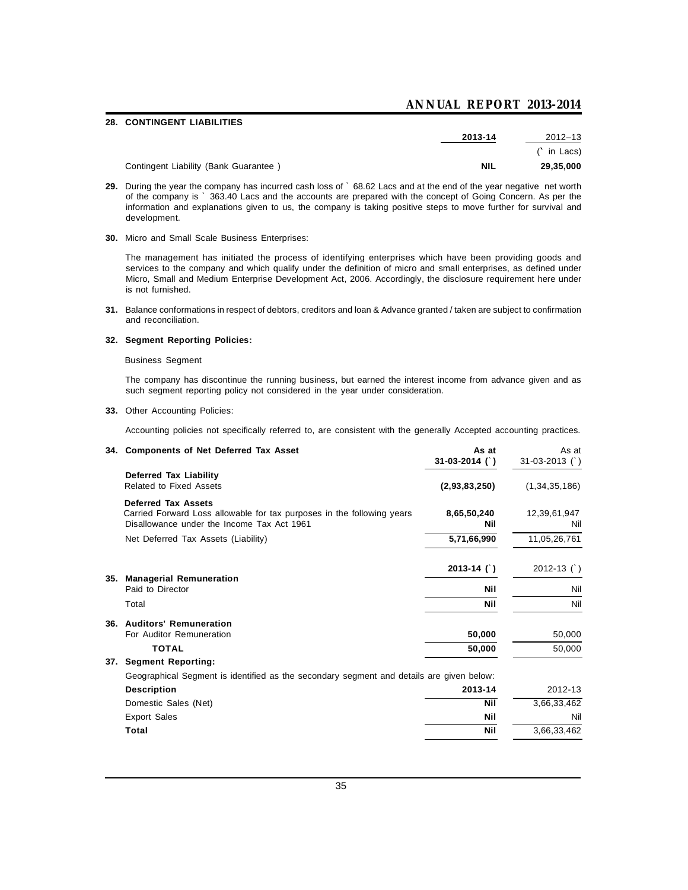**28. CONTINGENT LIABILITIES**

| | 2013-14 | 2012–13 |
|---|---|---|
| | | (` in Lacs) |
| Contingent Liability (Bank Guarantee ) | **NIL** | **29,35,000** |

**29.** During the year the company has incurred cash loss of ` 68.62 Lacs and at the end of the year negative net worth of the company is ` 363.40 Lacs and the accounts are prepared with the concept of Going Concern. As per the information and explanations given to us, the company is taking positive steps to move further for survival and development.

**30.** Micro and Small Scale Business Enterprises:

The management has initiated the process of identifying enterprises which have been providing goods and services to the company and which qualify under the definition of micro and small enterprises, as defined under Micro, Small and Medium Enterprise Development Act, 2006. Accordingly, the disclosure requirement here under is not furnished.

**31.** Balance conformations in respect of debtors, creditors and loan & Advance granted / taken are subject to confirmation and reconciliation.

**32. Segment Reporting Policies:**

Business Segment

The company has discontinue the running business, but earned the interest income from advance given and as such segment reporting policy not considered in the year under consideration.

**33.** Other Accounting Policies:

Accounting policies not specifically referred to, are consistent with the generally Accepted accounting practices.

**34. Components of Net Deferred Tax Asset**

| | As at 31-03-2014 (`) | As at 31-03-2013 (`) |
|---|---|---|
| **Deferred Tax Liability** | | |
| Related to Fixed Assets | **(2,93,83,250)** | (1,34,35,186) |
| **Deferred Tax Assets** | | |
| Carried Forward Loss allowable for tax purposes in the following years | **8,65,50,240** | 12,39,61,947 |
| Disallowance under the Income Tax Act 1961 | **Nil** | Nil |
| Net Deferred Tax Assets (Liability) | **5,71,66,990** | 11,05,26,761 |

**35. Managerial Remuneration**

| | 2013-14 (`) | 2012-13 (`) |
|---|---|---|
| Paid to Director | **Nil** | Nil |
| Total | **Nil** | Nil |

**36. Auditors' Remuneration**

| | 2013-14 (`) | 2012-13 (`) |
|---|---|---|
| For Auditor Remuneration | **50,000** | 50,000 |
| **TOTAL** | **50,000** | 50,000 |

**37. Segment Reporting:**

Geographical Segment is identified as the secondary segment and details are given below:

| **Description** | **2013-14** | 2012-13 |
|---|---|---|
| Domestic Sales (Net) | **Nil** | 3,66,33,462 |
| Export Sales | **Nil** | Nil |
| **Total** | **Nil** | 3,66,33,462 |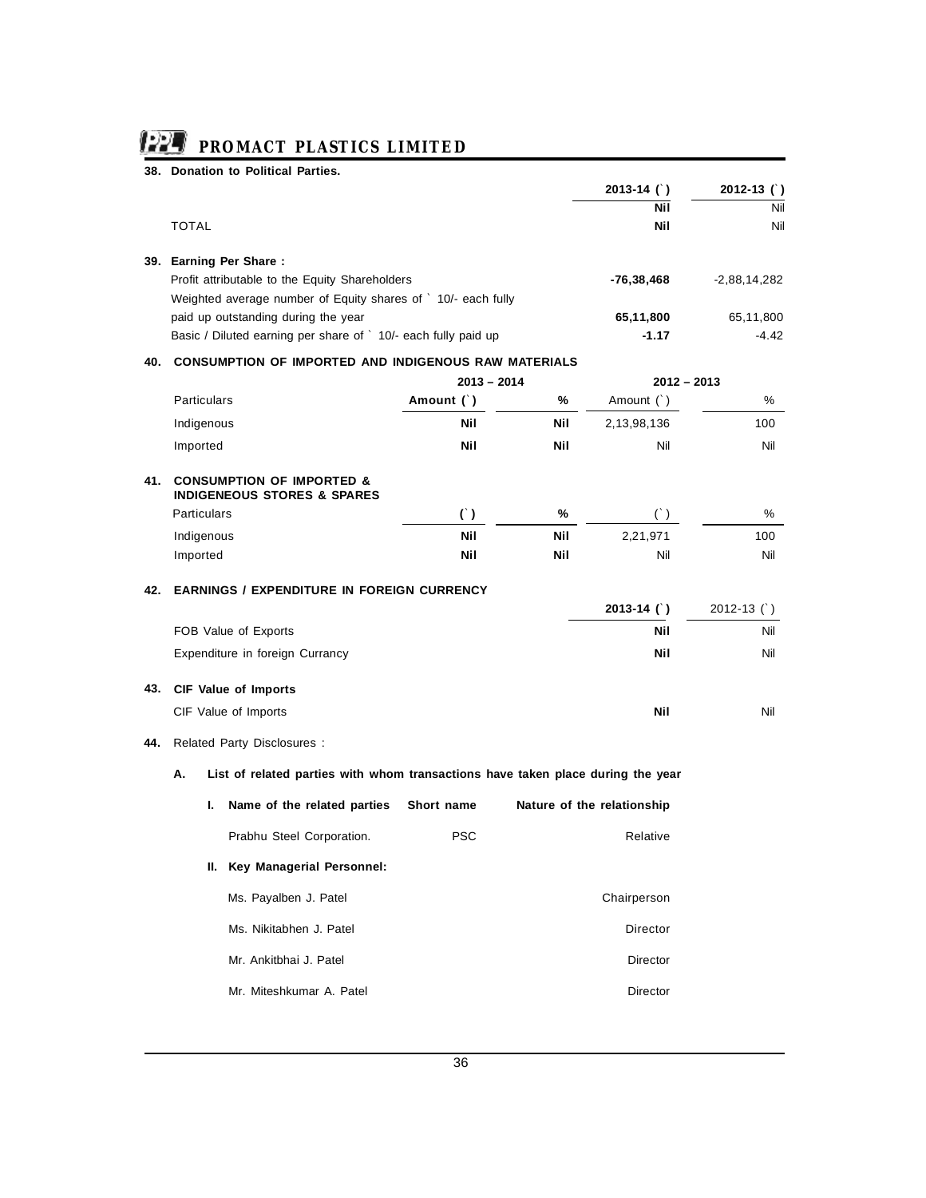### 38. Donation to Political Parties.

| | 2013-14 (`) | 2012-13 (`) |
|---|---|---|
| | **Nil** | Nil |
| TOTAL | **Nil** | Nil |

### 39. Earning Per Share :

| | | |
|---|---|---|
| Profit attributable to the Equity Shareholders | **-76,38,468** | -2,88,14,282 |
| Weighted average number of Equity shares of ` 10/- each fully paid up outstanding during the year | **65,11,800** | 65,11,800 |
| Basic / Diluted earning per share of ` 10/- each fully paid up | **-1.17** | -4.42 |

### 40. CONSUMPTION OF IMPORTED AND INDIGENOUS RAW MATERIALS

| | 2013 – 2014 | | 2012 – 2013 | |
|---|---|---|---|---|
| Particulars | **Amount (`)** | **%** | Amount (`) | % |
| Indigenous | **Nil** | **Nil** | 2,13,98,136 | 100 |
| Imported | **Nil** | **Nil** | Nil | Nil |

### 41. CONSUMPTION OF IMPORTED & INDIGENEOUS STORES & SPARES

| Particulars | **(`)** | **%** | (`) | % |
|---|---|---|---|---|
| Indigenous | **Nil** | **Nil** | 2,21,971 | 100 |
| Imported | **Nil** | **Nil** | Nil | Nil |

### 42. EARNINGS / EXPENDITURE IN FOREIGN CURRENCY

| | 2013-14 (`) | 2012-13 (`) |
|---|---|---|
| FOB Value of Exports | **Nil** | Nil |
| Expenditure in foreign Currancy | **Nil** | Nil |

### 43. CIF Value of Imports

| | | |
|---|---|---|
| CIF Value of Imports | **Nil** | Nil |

### 44. Related Party Disclosures :

**A. List of related parties with whom transactions have taken place during the year**

| I. Name of the related parties | Short name | Nature of the relationship |
|---|---|---|
| Prabhu Steel Corporation. | PSC | Relative |
| **II. Key Managerial Personnel:** | | |
| Ms. Payalben J. Patel | | Chairperson |
| Ms. Nikitabhen J. Patel | | Director |
| Mr. Ankitbhai J. Patel | | Director |
| Mr. Miteshkumar A. Patel | | Director |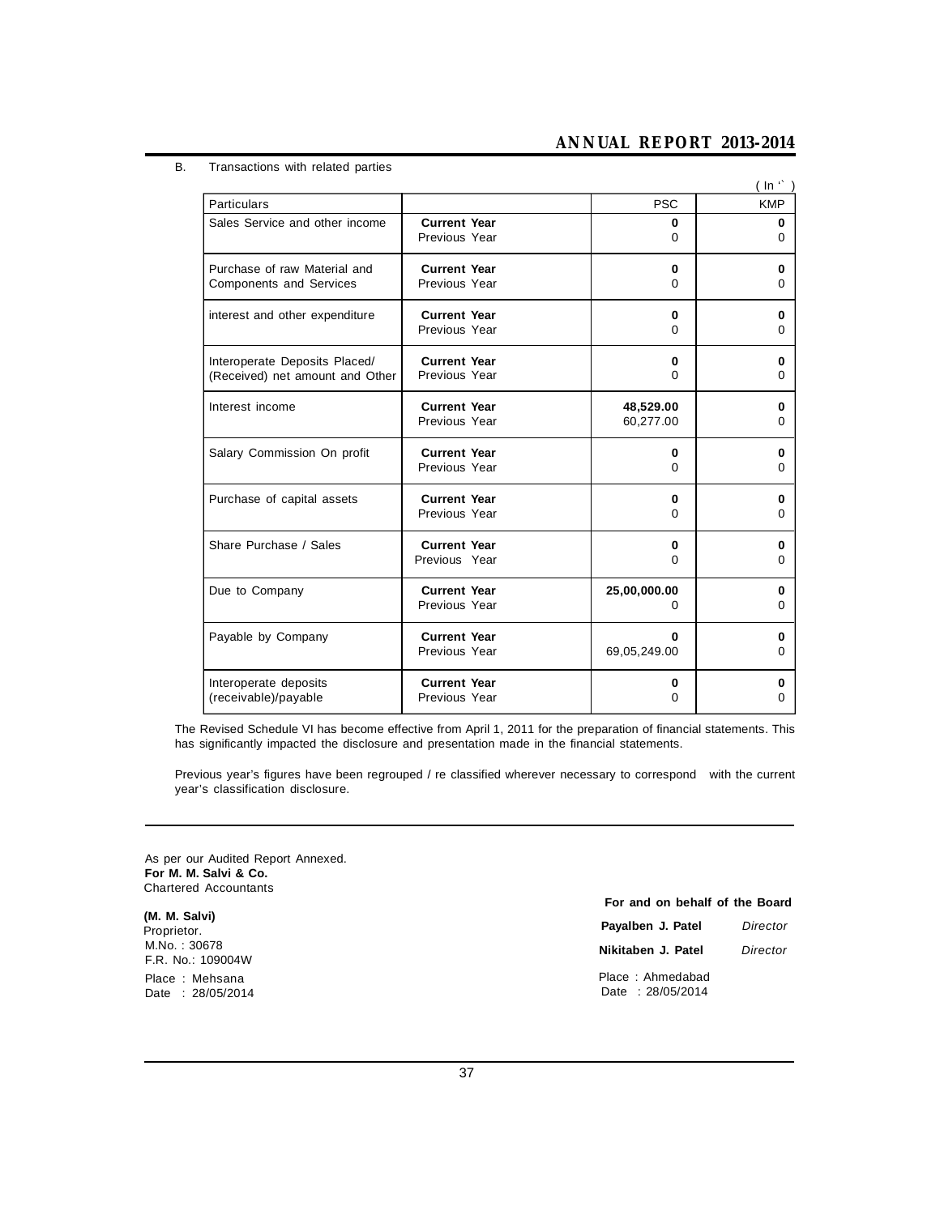B. Transactions with related parties

( In ₹ )

| Particulars | | PSC | KMP |
|---|---|---|---|
| Sales Service and other income | **Current Year** | **0** | **0** |
| | Previous Year | 0 | 0 |
| Purchase of raw Material and Components and Services | **Current Year** | **0** | **0** |
| | Previous Year | 0 | 0 |
| interest and other expenditure | **Current Year** | **0** | **0** |
| | Previous Year | 0 | 0 |
| Interoperate Deposits Placed/ (Received) net amount and Other | **Current Year** | **0** | **0** |
| | Previous Year | 0 | 0 |
| Interest income | **Current Year** | **48,529.00** | **0** |
| | Previous Year | 60,277.00 | 0 |
| Salary Commission On profit | **Current Year** | **0** | **0** |
| | Previous Year | 0 | 0 |
| Purchase of capital assets | **Current Year** | **0** | **0** |
| | Previous Year | 0 | 0 |
| Share Purchase / Sales | **Current Year** | **0** | **0** |
| | Previous Year | 0 | 0 |
| Due to Company | **Current Year** | **25,00,000.00** | **0** |
| | Previous Year | 0 | 0 |
| Payable by Company | **Current Year** | **0** | **0** |
| | Previous Year | 69,05,249.00 | 0 |
| Interoperate deposits (receivable)/payable | **Current Year** | **0** | **0** |
| | Previous Year | 0 | 0 |

The Revised Schedule VI has become effective from April 1, 2011 for the preparation of financial statements. This has significantly impacted the disclosure and presentation made in the financial statements.

Previous year's figures have been regrouped / re classified wherever necessary to correspond with the current year's classification disclosure.

As per our Audited Report Annexed.
**For M. M. Salvi & Co.**
Chartered Accountants

**(M. M. Salvi)**
Proprietor.
M.No. : 30678
F.R. No.: 109004W
Place : Mehsana
Date : 28/05/2014

**For and on behalf of the Board**

**Payalben J. Patel** *Director*

**Nikitaben J. Patel** *Director*

Place : Ahmedabad
Date : 28/05/2014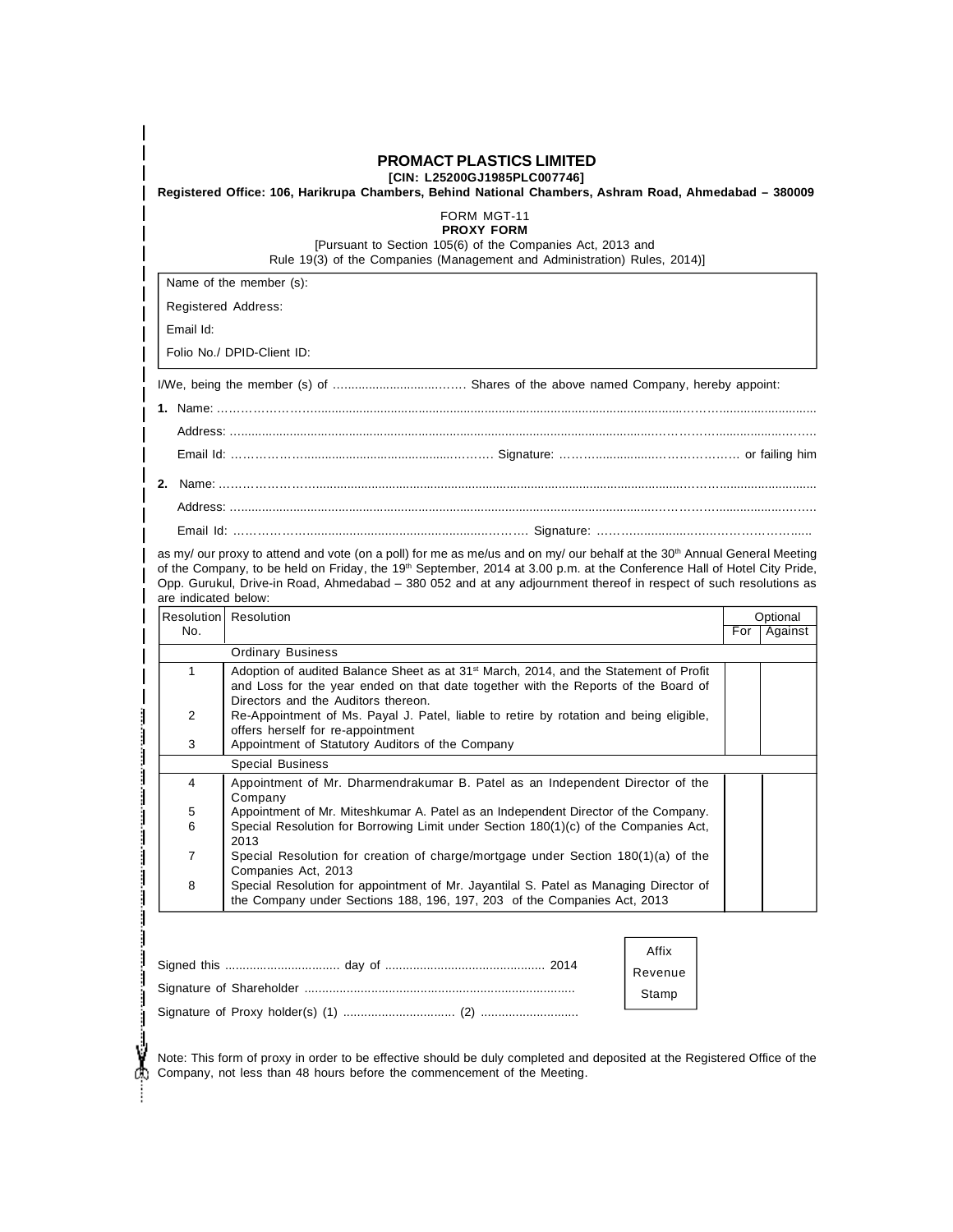# PROMACT PLASTICS LIMITED

**[CIN: L25200GJ1985PLC007746]**

**Registered Office: 106, Harikrupa Chambers, Behind National Chambers, Ashram Road, Ahmedabad – 380009**

FORM MGT-11

**PROXY FORM**

[Pursuant to Section 105(6) of the Companies Act, 2013 and Rule 19(3) of the Companies (Management and Administration) Rules, 2014)]

| Name of the member (s): |
|---|
| Registered Address: |
| Email Id: |
| Folio No./ DPID-Client ID: |

I/We, being the member (s) of ………………………… Shares of the above named Company, hereby appoint:

**1.** Name: ……………………………………………………………………………………………………

Address: ……………………………………………………………………………………………………

Email Id: ……………………………………… Signature: ……………………………… or failing him

**2.** Name: ……………………………………………………………………………………………………

Address: ……………………………………………………………………………………………………

Email Id: ……………………………………… Signature: ………………………………

as my/ our proxy to attend and vote (on a poll) for me as me/us and on my/ our behalf at the 30th Annual General Meeting of the Company, to be held on Friday, the 19th September, 2014 at 3.00 p.m. at the Conference Hall of Hotel City Pride, Opp. Gurukul, Drive-in Road, Ahmedabad – 380 052 and at any adjournment thereof in respect of such resolutions as are indicated below:

| Resolution No. | Resolution | Optional | |
|---|---|---|---|
| | | For | Against |
| | Ordinary Business | | |
| 1 | Adoption of audited Balance Sheet as at 31st March, 2014, and the Statement of Profit and Loss for the year ended on that date together with the Reports of the Board of Directors and the Auditors thereon. | | |
| 2 | Re-Appointment of Ms. Payal J. Patel, liable to retire by rotation and being eligible, offers herself for re-appointment | | |
| 3 | Appointment of Statutory Auditors of the Company | | |
| | Special Business | | |
| 4 | Appointment of Mr. Dharmendrakumar B. Patel as an Independent Director of the Company | | |
| 5 | Appointment of Mr. Miteshkumar A. Patel as an Independent Director of the Company. | | |
| 6 | Special Resolution for Borrowing Limit under Section 180(1)(c) of the Companies Act, 2013 | | |
| 7 | Special Resolution for creation of charge/mortgage under Section 180(1)(a) of the Companies Act, 2013 | | |
| 8 | Special Resolution for appointment of Mr. Jayantilal S. Patel as Managing Director of the Company under Sections 188, 196, 197, 203 of the Companies Act, 2013 | | |

Signed this ……………………… day of ……………………………… 2014

Signature of Shareholder ………………………………………………

Signature of Proxy holder(s) (1) ……………………… (2) ………………………

Affix Revenue Stamp

Note: This form of proxy in order to be effective should be duly completed and deposited at the Registered Office of the Company, not less than 48 hours before the commencement of the Meeting.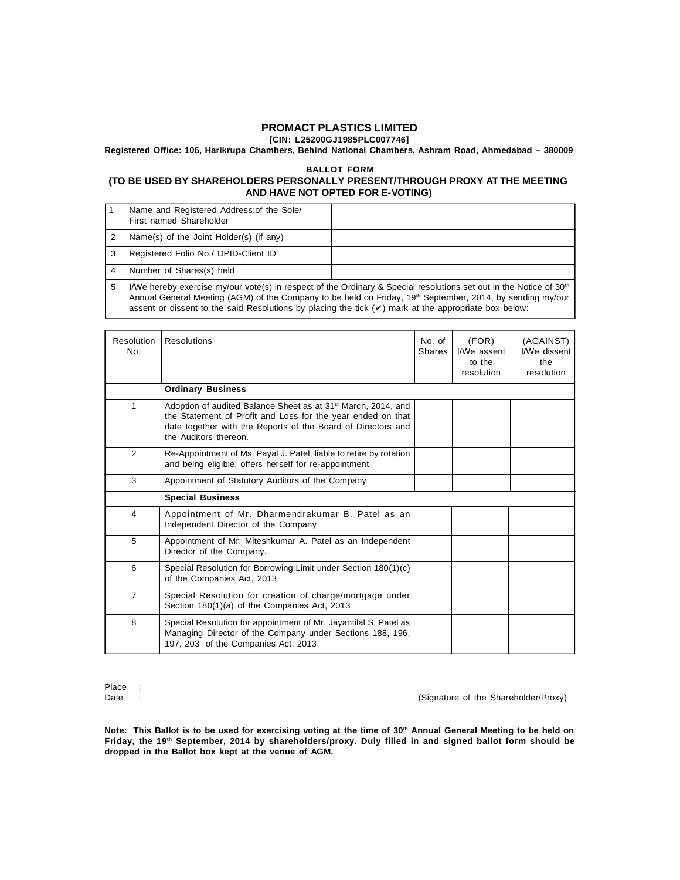# PROMACT PLASTICS LIMITED

**[CIN: L25200GJ1985PLC007746]**

**Registered Office: 106, Harikrupa Chambers, Behind National Chambers, Ashram Road, Ahmedabad – 380009**

## BALLOT FORM

## (TO BE USED BY SHAREHOLDERS PERSONALLY PRESENT/THROUGH PROXY AT THE MEETING AND HAVE NOT OPTED FOR E-VOTING)

| | | |
|---|---|---|
| 1 | Name and Registered Address:of the Sole/ First named Shareholder | |
| 2 | Name(s) of the Joint Holder(s) (if any) | |
| 3 | Registered Folio No./ DPID-Client ID | |
| 4 | Number of Shares(s) held | |
| 5 | I/We hereby exercise my/our vote(s) in respect of the Ordinary & Special resolutions set out in the Notice of 30th Annual General Meeting (AGM) of the Company to be held on Friday, 19th September, 2014, by sending my/our assent or dissent to the said Resolutions by placing the tick (✔) mark at the appropriate box below: | |

| Resolution No. | Resolutions | No. of Shares | (FOR) I/We assent to the resolution | (AGAINST) I/We dissent the resolution |
|---|---|---|---|---|
| | **Ordinary Business** | | | |
| 1 | Adoption of audited Balance Sheet as at 31st March, 2014, and the Statement of Profit and Loss for the year ended on that date together with the Reports of the Board of Directors and the Auditors thereon. | | | |
| 2 | Re-Appointment of Ms. Payal J. Patel, liable to retire by rotation and being eligible, offers herself for re-appointment | | | |
| 3 | Appointment of Statutory Auditors of the Company | | | |
| | **Special Business** | | | |
| 4 | Appointment of Mr. Dharmendrakumar B. Patel as an Independent Director of the Company | | | |
| 5 | Appointment of Mr. Miteshkumar A. Patel as an Independent Director of the Company. | | | |
| 6 | Special Resolution for Borrowing Limit under Section 180(1)(c) of the Companies Act, 2013 | | | |
| 7 | Special Resolution for creation of charge/mortgage under Section 180(1)(a) of the Companies Act, 2013 | | | |
| 8 | Special Resolution for appointment of Mr. Jayantilal S. Patel as Managing Director of the Company under Sections 188, 196, 197, 203 of the Companies Act, 2013 | | | |

Place :

Date :

(Signature of the Shareholder/Proxy)

**Note: This Ballot is to be used for exercising voting at the time of 30th Annual General Meeting to be held on Friday, the 19th September, 2014 by shareholders/proxy. Duly filled in and signed ballot form should be dropped in the Ballot box kept at the venue of AGM.**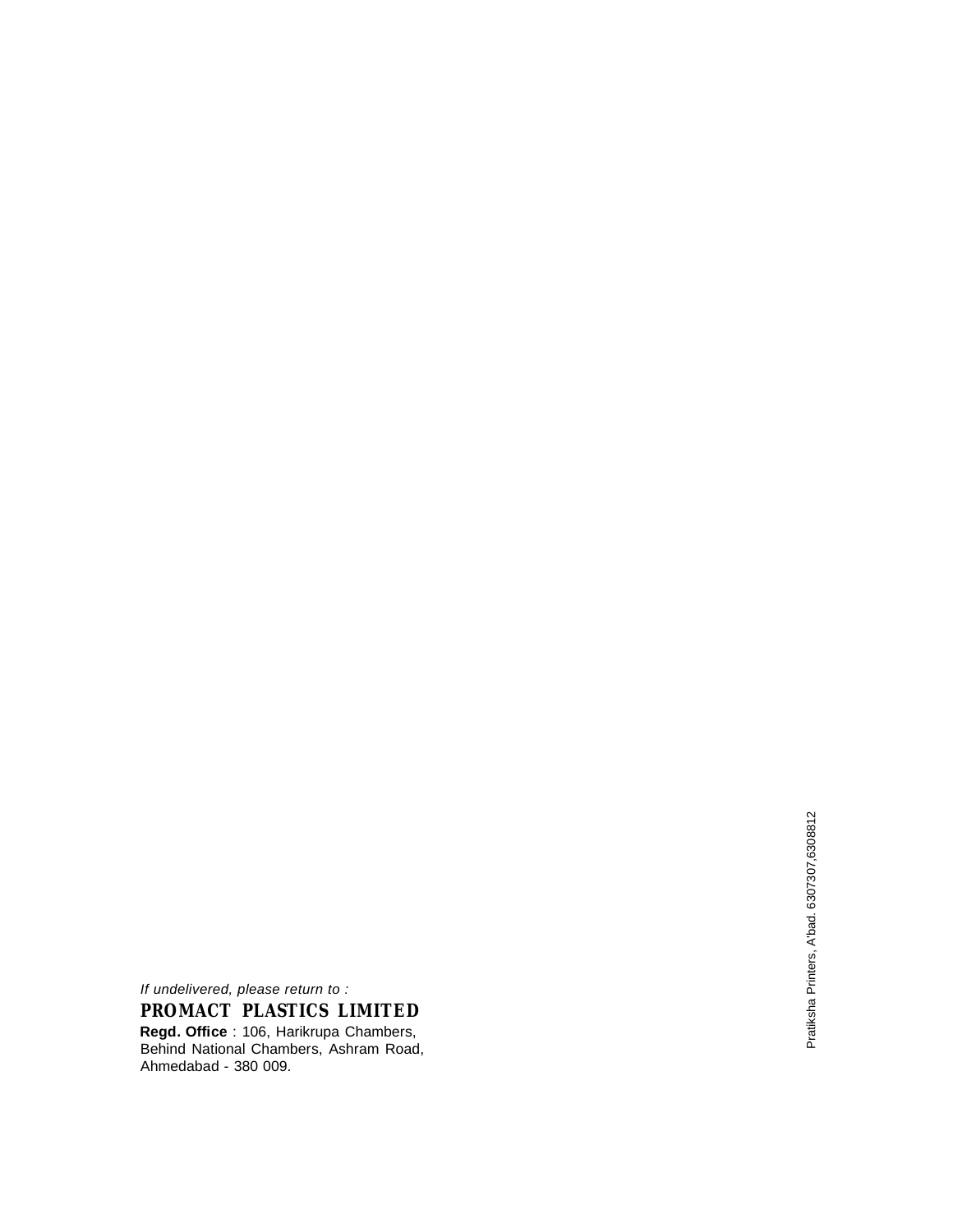*If undelivered, please return to :*

**PROMACT PLASTICS LIMITED**

**Regd. Office** : 106, Harikrupa Chambers,
Behind National Chambers, Ashram Road,
Ahmedabad - 380 009.

Pratiksha Printers, A'bad. 6307307,6308812